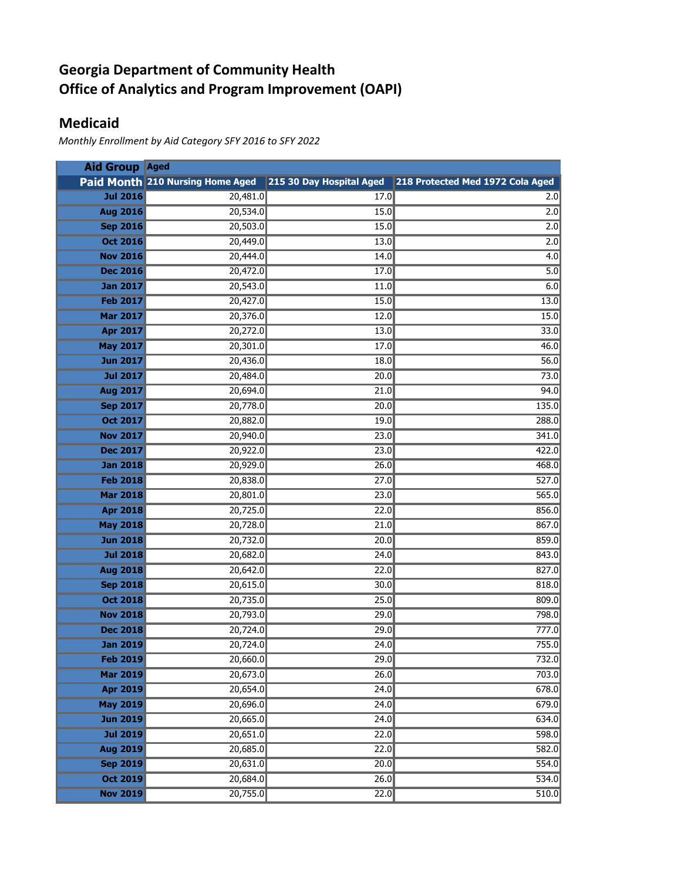# Georgia Department of Community Health
# Office of Analytics and Program Improvement (OAPI)

## Medicaid

*Monthly Enrollment by Aid Category SFY 2016 to SFY 2022*

| Aid Group | Aged | | |
|---|---|---|---|
| **Paid Month** | **210 Nursing Home Aged** | **215 30 Day Hospital Aged** | **218 Protected Med 1972 Cola Aged** |
| Jul 2016 | 20,481.0 | 17.0 | 2.0 |
| Aug 2016 | 20,534.0 | 15.0 | 2.0 |
| Sep 2016 | 20,503.0 | 15.0 | 2.0 |
| Oct 2016 | 20,449.0 | 13.0 | 2.0 |
| Nov 2016 | 20,444.0 | 14.0 | 4.0 |
| Dec 2016 | 20,472.0 | 17.0 | 5.0 |
| Jan 2017 | 20,543.0 | 11.0 | 6.0 |
| Feb 2017 | 20,427.0 | 15.0 | 13.0 |
| Mar 2017 | 20,376.0 | 12.0 | 15.0 |
| Apr 2017 | 20,272.0 | 13.0 | 33.0 |
| May 2017 | 20,301.0 | 17.0 | 46.0 |
| Jun 2017 | 20,436.0 | 18.0 | 56.0 |
| Jul 2017 | 20,484.0 | 20.0 | 73.0 |
| Aug 2017 | 20,694.0 | 21.0 | 94.0 |
| Sep 2017 | 20,778.0 | 20.0 | 135.0 |
| Oct 2017 | 20,882.0 | 19.0 | 288.0 |
| Nov 2017 | 20,940.0 | 23.0 | 341.0 |
| Dec 2017 | 20,922.0 | 23.0 | 422.0 |
| Jan 2018 | 20,929.0 | 26.0 | 468.0 |
| Feb 2018 | 20,838.0 | 27.0 | 527.0 |
| Mar 2018 | 20,801.0 | 23.0 | 565.0 |
| Apr 2018 | 20,725.0 | 22.0 | 856.0 |
| May 2018 | 20,728.0 | 21.0 | 867.0 |
| Jun 2018 | 20,732.0 | 20.0 | 859.0 |
| Jul 2018 | 20,682.0 | 24.0 | 843.0 |
| Aug 2018 | 20,642.0 | 22.0 | 827.0 |
| Sep 2018 | 20,615.0 | 30.0 | 818.0 |
| Oct 2018 | 20,735.0 | 25.0 | 809.0 |
| Nov 2018 | 20,793.0 | 29.0 | 798.0 |
| Dec 2018 | 20,724.0 | 29.0 | 777.0 |
| Jan 2019 | 20,724.0 | 24.0 | 755.0 |
| Feb 2019 | 20,660.0 | 29.0 | 732.0 |
| Mar 2019 | 20,673.0 | 26.0 | 703.0 |
| Apr 2019 | 20,654.0 | 24.0 | 678.0 |
| May 2019 | 20,696.0 | 24.0 | 679.0 |
| Jun 2019 | 20,665.0 | 24.0 | 634.0 |
| Jul 2019 | 20,651.0 | 22.0 | 598.0 |
| Aug 2019 | 20,685.0 | 22.0 | 582.0 |
| Sep 2019 | 20,631.0 | 20.0 | 554.0 |
| Oct 2019 | 20,684.0 | 26.0 | 534.0 |
| Nov 2019 | 20,755.0 | 22.0 | 510.0 |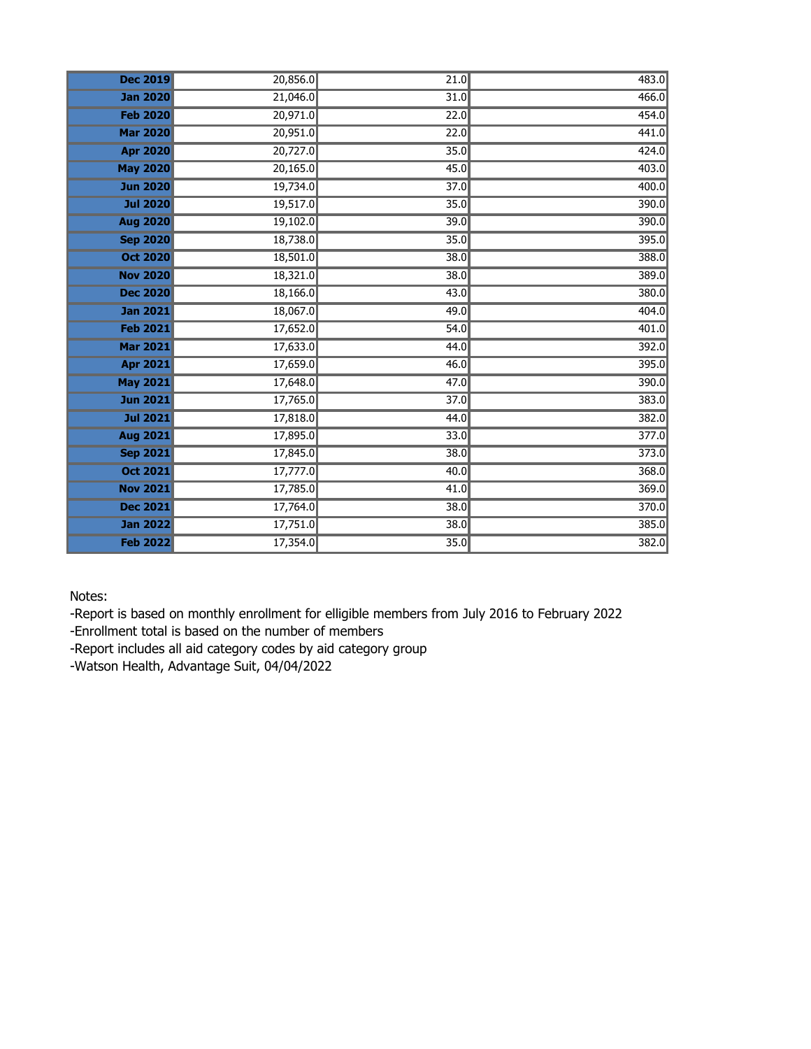| | | | |
|---|---|---|---|
| **Dec 2019** | 20,856.0 | 21.0 | 483.0 |
| **Jan 2020** | 21,046.0 | 31.0 | 466.0 |
| **Feb 2020** | 20,971.0 | 22.0 | 454.0 |
| **Mar 2020** | 20,951.0 | 22.0 | 441.0 |
| **Apr 2020** | 20,727.0 | 35.0 | 424.0 |
| **May 2020** | 20,165.0 | 45.0 | 403.0 |
| **Jun 2020** | 19,734.0 | 37.0 | 400.0 |
| **Jul 2020** | 19,517.0 | 35.0 | 390.0 |
| **Aug 2020** | 19,102.0 | 39.0 | 390.0 |
| **Sep 2020** | 18,738.0 | 35.0 | 395.0 |
| **Oct 2020** | 18,501.0 | 38.0 | 388.0 |
| **Nov 2020** | 18,321.0 | 38.0 | 389.0 |
| **Dec 2020** | 18,166.0 | 43.0 | 380.0 |
| **Jan 2021** | 18,067.0 | 49.0 | 404.0 |
| **Feb 2021** | 17,652.0 | 54.0 | 401.0 |
| **Mar 2021** | 17,633.0 | 44.0 | 392.0 |
| **Apr 2021** | 17,659.0 | 46.0 | 395.0 |
| **May 2021** | 17,648.0 | 47.0 | 390.0 |
| **Jun 2021** | 17,765.0 | 37.0 | 383.0 |
| **Jul 2021** | 17,818.0 | 44.0 | 382.0 |
| **Aug 2021** | 17,895.0 | 33.0 | 377.0 |
| **Sep 2021** | 17,845.0 | 38.0 | 373.0 |
| **Oct 2021** | 17,777.0 | 40.0 | 368.0 |
| **Nov 2021** | 17,785.0 | 41.0 | 369.0 |
| **Dec 2021** | 17,764.0 | 38.0 | 370.0 |
| **Jan 2022** | 17,751.0 | 38.0 | 385.0 |
| **Feb 2022** | 17,354.0 | 35.0 | 382.0 |

Notes:

-Report is based on monthly enrollment for elligible members from July 2016 to February 2022

-Enrollment total is based on the number of members

-Report includes all aid category codes by aid category group

-Watson Health, Advantage Suit, 04/04/2022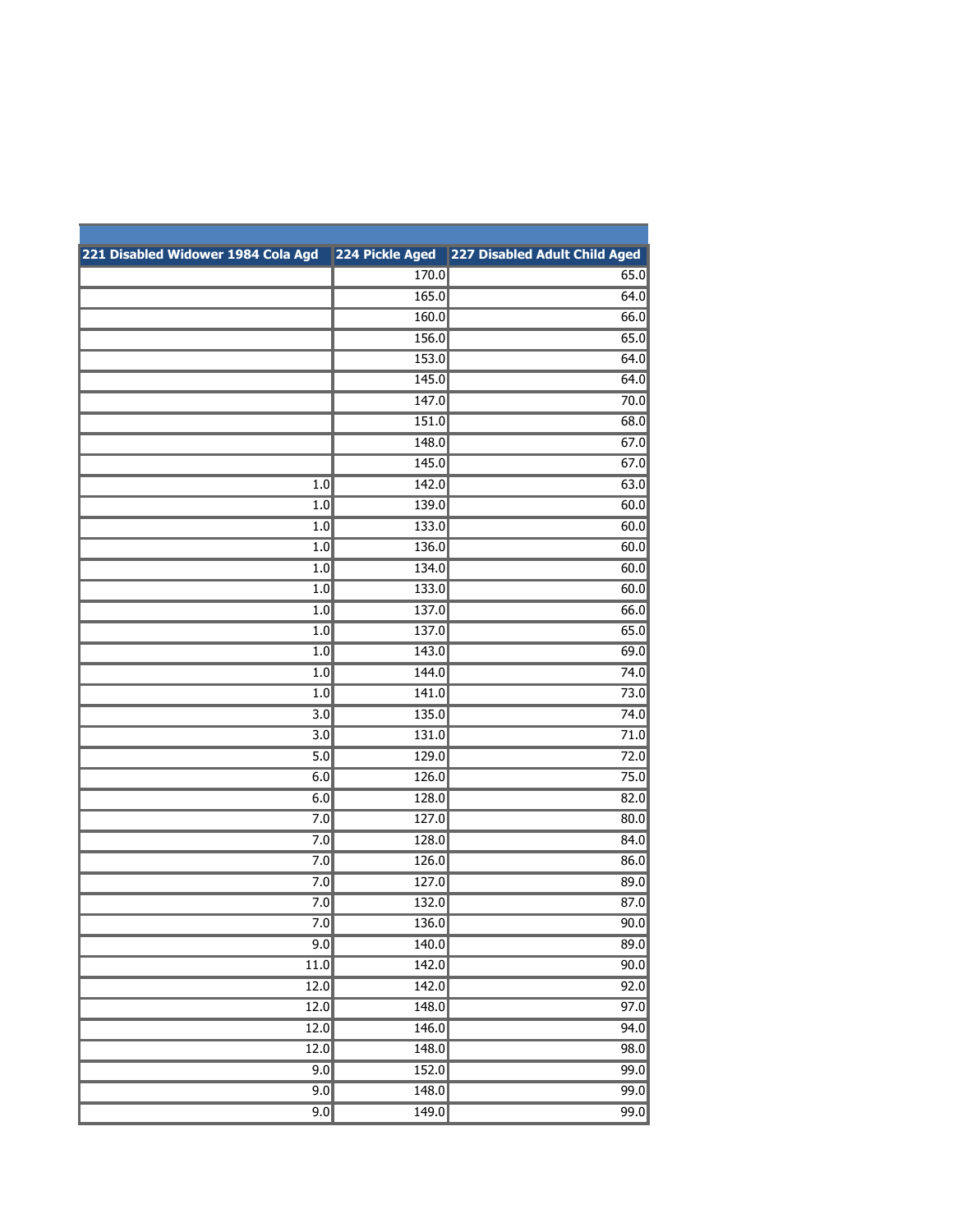| 221 Disabled Widower 1984 Cola Agd | 224 Pickle Aged | 227 Disabled Adult Child Aged |
|---|---|---|
| | 170.0 | 65.0 |
| | 165.0 | 64.0 |
| | 160.0 | 66.0 |
| | 156.0 | 65.0 |
| | 153.0 | 64.0 |
| | 145.0 | 64.0 |
| | 147.0 | 70.0 |
| | 151.0 | 68.0 |
| | 148.0 | 67.0 |
| | 145.0 | 67.0 |
| 1.0 | 142.0 | 63.0 |
| 1.0 | 139.0 | 60.0 |
| 1.0 | 133.0 | 60.0 |
| 1.0 | 136.0 | 60.0 |
| 1.0 | 134.0 | 60.0 |
| 1.0 | 133.0 | 60.0 |
| 1.0 | 137.0 | 66.0 |
| 1.0 | 137.0 | 65.0 |
| 1.0 | 143.0 | 69.0 |
| 1.0 | 144.0 | 74.0 |
| 1.0 | 141.0 | 73.0 |
| 3.0 | 135.0 | 74.0 |
| 3.0 | 131.0 | 71.0 |
| 5.0 | 129.0 | 72.0 |
| 6.0 | 126.0 | 75.0 |
| 6.0 | 128.0 | 82.0 |
| 7.0 | 127.0 | 80.0 |
| 7.0 | 128.0 | 84.0 |
| 7.0 | 126.0 | 86.0 |
| 7.0 | 127.0 | 89.0 |
| 7.0 | 132.0 | 87.0 |
| 7.0 | 136.0 | 90.0 |
| 9.0 | 140.0 | 89.0 |
| 11.0 | 142.0 | 90.0 |
| 12.0 | 142.0 | 92.0 |
| 12.0 | 148.0 | 97.0 |
| 12.0 | 146.0 | 94.0 |
| 12.0 | 148.0 | 98.0 |
| 9.0 | 152.0 | 99.0 |
| 9.0 | 148.0 | 99.0 |
| 9.0 | 149.0 | 99.0 |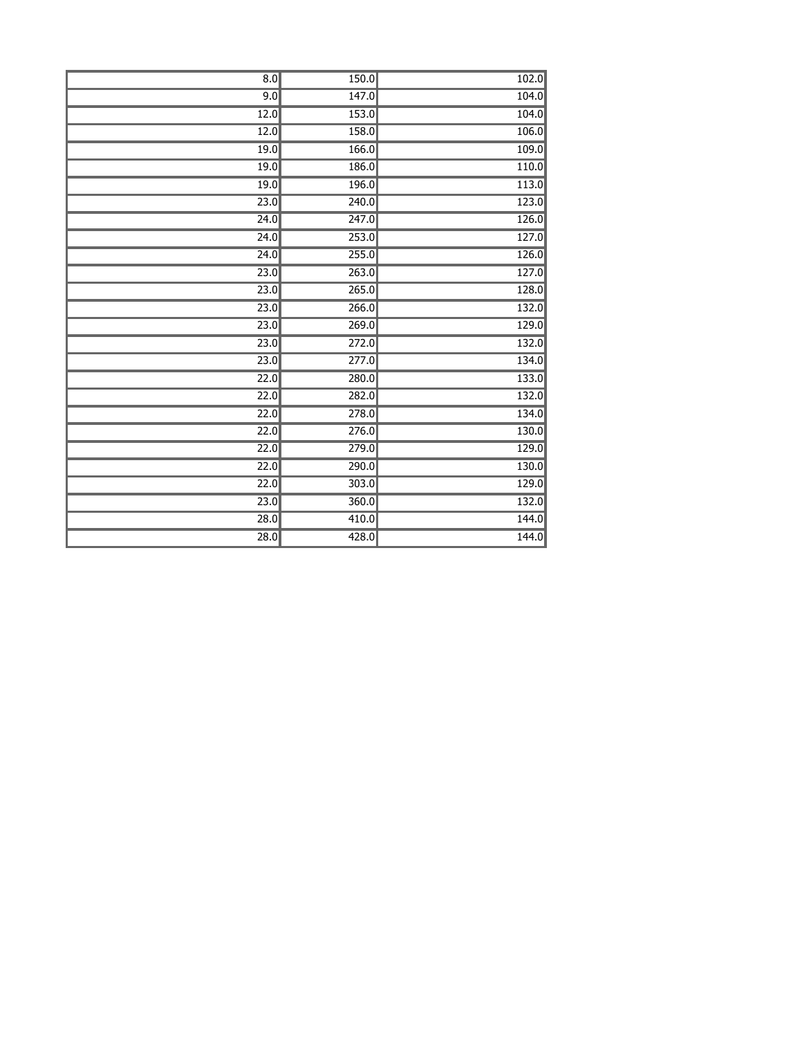| | | |
|---|---|---|
| 8.0 | 150.0 | 102.0 |
| 9.0 | 147.0 | 104.0 |
| 12.0 | 153.0 | 104.0 |
| 12.0 | 158.0 | 106.0 |
| 19.0 | 166.0 | 109.0 |
| 19.0 | 186.0 | 110.0 |
| 19.0 | 196.0 | 113.0 |
| 23.0 | 240.0 | 123.0 |
| 24.0 | 247.0 | 126.0 |
| 24.0 | 253.0 | 127.0 |
| 24.0 | 255.0 | 126.0 |
| 23.0 | 263.0 | 127.0 |
| 23.0 | 265.0 | 128.0 |
| 23.0 | 266.0 | 132.0 |
| 23.0 | 269.0 | 129.0 |
| 23.0 | 272.0 | 132.0 |
| 23.0 | 277.0 | 134.0 |
| 22.0 | 280.0 | 133.0 |
| 22.0 | 282.0 | 132.0 |
| 22.0 | 278.0 | 134.0 |
| 22.0 | 276.0 | 130.0 |
| 22.0 | 279.0 | 129.0 |
| 22.0 | 290.0 | 130.0 |
| 22.0 | 303.0 | 129.0 |
| 23.0 | 360.0 | 132.0 |
| 28.0 | 410.0 | 144.0 |
| 28.0 | 428.0 | 144.0 |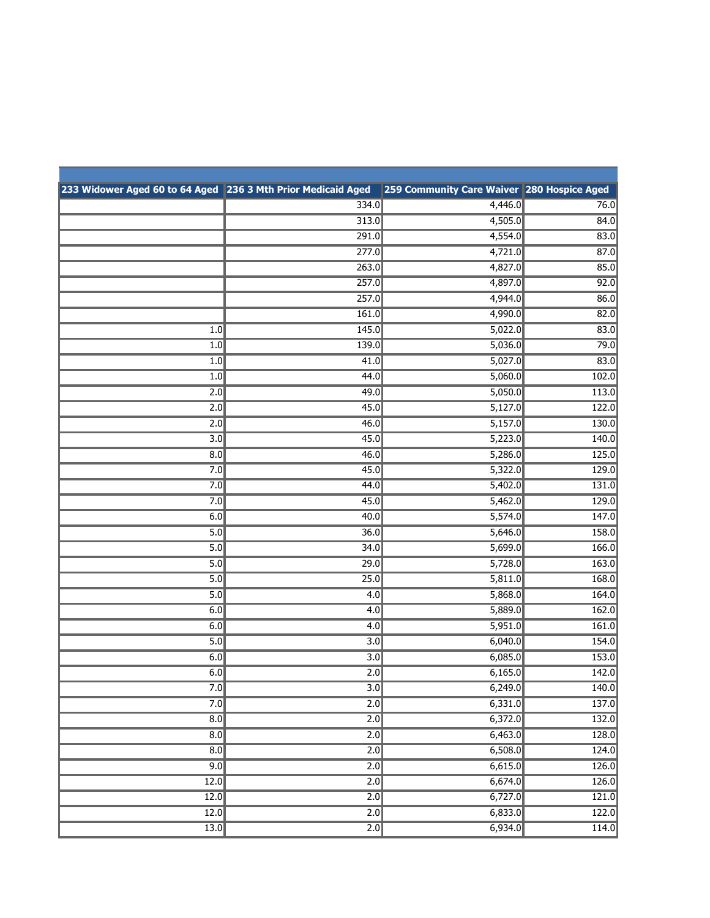| 233 Widower Aged 60 to 64 Aged | 236 3 Mth Prior Medicaid Aged | 259 Community Care Waiver | 280 Hospice Aged |
|---|---|---|---|
| | 334.0 | 4,446.0 | 76.0 |
| | 313.0 | 4,505.0 | 84.0 |
| | 291.0 | 4,554.0 | 83.0 |
| | 277.0 | 4,721.0 | 87.0 |
| | 263.0 | 4,827.0 | 85.0 |
| | 257.0 | 4,897.0 | 92.0 |
| | 257.0 | 4,944.0 | 86.0 |
| | 161.0 | 4,990.0 | 82.0 |
| 1.0 | 145.0 | 5,022.0 | 83.0 |
| 1.0 | 139.0 | 5,036.0 | 79.0 |
| 1.0 | 41.0 | 5,027.0 | 83.0 |
| 1.0 | 44.0 | 5,060.0 | 102.0 |
| 2.0 | 49.0 | 5,050.0 | 113.0 |
| 2.0 | 45.0 | 5,127.0 | 122.0 |
| 2.0 | 46.0 | 5,157.0 | 130.0 |
| 3.0 | 45.0 | 5,223.0 | 140.0 |
| 8.0 | 46.0 | 5,286.0 | 125.0 |
| 7.0 | 45.0 | 5,322.0 | 129.0 |
| 7.0 | 44.0 | 5,402.0 | 131.0 |
| 7.0 | 45.0 | 5,462.0 | 129.0 |
| 6.0 | 40.0 | 5,574.0 | 147.0 |
| 5.0 | 36.0 | 5,646.0 | 158.0 |
| 5.0 | 34.0 | 5,699.0 | 166.0 |
| 5.0 | 29.0 | 5,728.0 | 163.0 |
| 5.0 | 25.0 | 5,811.0 | 168.0 |
| 5.0 | 4.0 | 5,868.0 | 164.0 |
| 6.0 | 4.0 | 5,889.0 | 162.0 |
| 6.0 | 4.0 | 5,951.0 | 161.0 |
| 5.0 | 3.0 | 6,040.0 | 154.0 |
| 6.0 | 3.0 | 6,085.0 | 153.0 |
| 6.0 | 2.0 | 6,165.0 | 142.0 |
| 7.0 | 3.0 | 6,249.0 | 140.0 |
| 7.0 | 2.0 | 6,331.0 | 137.0 |
| 8.0 | 2.0 | 6,372.0 | 132.0 |
| 8.0 | 2.0 | 6,463.0 | 128.0 |
| 8.0 | 2.0 | 6,508.0 | 124.0 |
| 9.0 | 2.0 | 6,615.0 | 126.0 |
| 12.0 | 2.0 | 6,674.0 | 126.0 |
| 12.0 | 2.0 | 6,727.0 | 121.0 |
| 12.0 | 2.0 | 6,833.0 | 122.0 |
| 13.0 | 2.0 | 6,934.0 | 114.0 |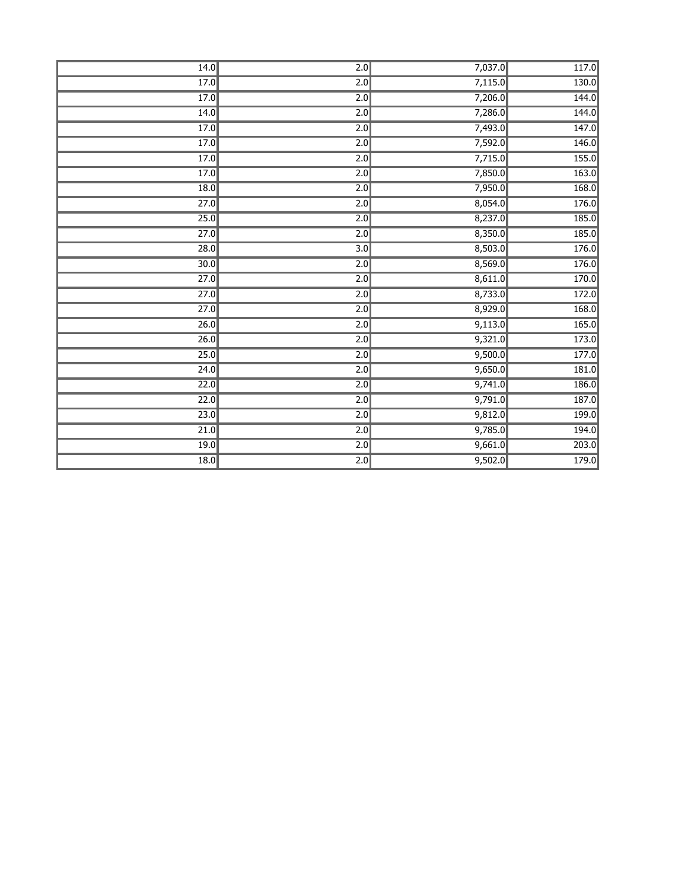| | | | |
|---|---|---|---|
| 14.0 | 2.0 | 7,037.0 | 117.0 |
| 17.0 | 2.0 | 7,115.0 | 130.0 |
| 17.0 | 2.0 | 7,206.0 | 144.0 |
| 14.0 | 2.0 | 7,286.0 | 144.0 |
| 17.0 | 2.0 | 7,493.0 | 147.0 |
| 17.0 | 2.0 | 7,592.0 | 146.0 |
| 17.0 | 2.0 | 7,715.0 | 155.0 |
| 17.0 | 2.0 | 7,850.0 | 163.0 |
| 18.0 | 2.0 | 7,950.0 | 168.0 |
| 27.0 | 2.0 | 8,054.0 | 176.0 |
| 25.0 | 2.0 | 8,237.0 | 185.0 |
| 27.0 | 2.0 | 8,350.0 | 185.0 |
| 28.0 | 3.0 | 8,503.0 | 176.0 |
| 30.0 | 2.0 | 8,569.0 | 176.0 |
| 27.0 | 2.0 | 8,611.0 | 170.0 |
| 27.0 | 2.0 | 8,733.0 | 172.0 |
| 27.0 | 2.0 | 8,929.0 | 168.0 |
| 26.0 | 2.0 | 9,113.0 | 165.0 |
| 26.0 | 2.0 | 9,321.0 | 173.0 |
| 25.0 | 2.0 | 9,500.0 | 177.0 |
| 24.0 | 2.0 | 9,650.0 | 181.0 |
| 22.0 | 2.0 | 9,741.0 | 186.0 |
| 22.0 | 2.0 | 9,791.0 | 187.0 |
| 23.0 | 2.0 | 9,812.0 | 199.0 |
| 21.0 | 2.0 | 9,785.0 | 194.0 |
| 19.0 | 2.0 | 9,661.0 | 203.0 |
| 18.0 | 2.0 | 9,502.0 | 179.0 |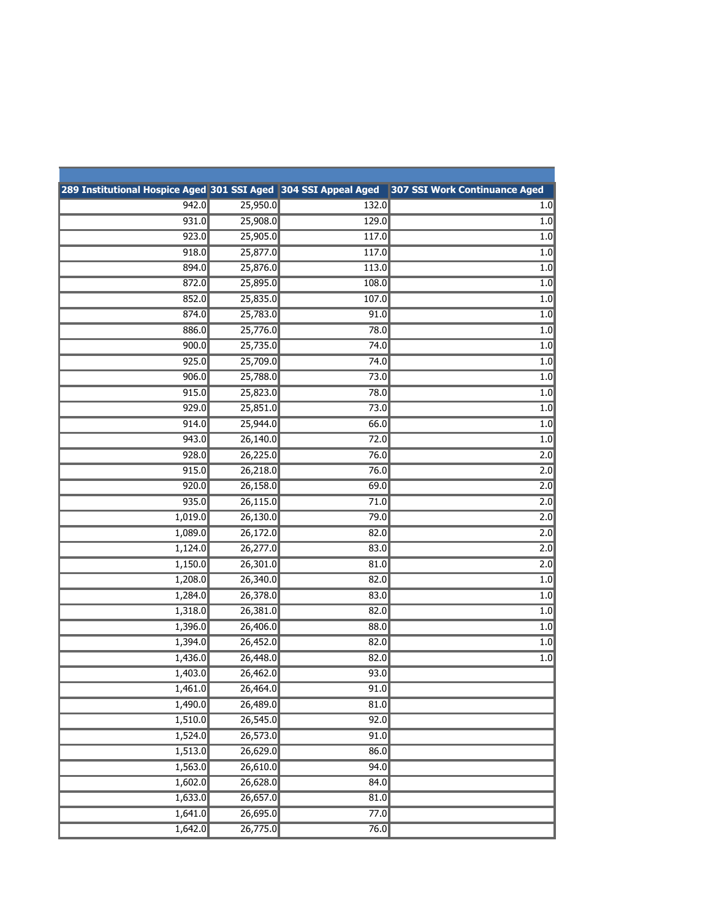| 289 Institutional Hospice Aged | 301 SSI Aged | 304 SSI Appeal Aged | 307 SSI Work Continuance Aged |
|---|---|---|---|
| 942.0 | 25,950.0 | 132.0 | 1.0 |
| 931.0 | 25,908.0 | 129.0 | 1.0 |
| 923.0 | 25,905.0 | 117.0 | 1.0 |
| 918.0 | 25,877.0 | 117.0 | 1.0 |
| 894.0 | 25,876.0 | 113.0 | 1.0 |
| 872.0 | 25,895.0 | 108.0 | 1.0 |
| 852.0 | 25,835.0 | 107.0 | 1.0 |
| 874.0 | 25,783.0 | 91.0 | 1.0 |
| 886.0 | 25,776.0 | 78.0 | 1.0 |
| 900.0 | 25,735.0 | 74.0 | 1.0 |
| 925.0 | 25,709.0 | 74.0 | 1.0 |
| 906.0 | 25,788.0 | 73.0 | 1.0 |
| 915.0 | 25,823.0 | 78.0 | 1.0 |
| 929.0 | 25,851.0 | 73.0 | 1.0 |
| 914.0 | 25,944.0 | 66.0 | 1.0 |
| 943.0 | 26,140.0 | 72.0 | 1.0 |
| 928.0 | 26,225.0 | 76.0 | 2.0 |
| 915.0 | 26,218.0 | 76.0 | 2.0 |
| 920.0 | 26,158.0 | 69.0 | 2.0 |
| 935.0 | 26,115.0 | 71.0 | 2.0 |
| 1,019.0 | 26,130.0 | 79.0 | 2.0 |
| 1,089.0 | 26,172.0 | 82.0 | 2.0 |
| 1,124.0 | 26,277.0 | 83.0 | 2.0 |
| 1,150.0 | 26,301.0 | 81.0 | 2.0 |
| 1,208.0 | 26,340.0 | 82.0 | 1.0 |
| 1,284.0 | 26,378.0 | 83.0 | 1.0 |
| 1,318.0 | 26,381.0 | 82.0 | 1.0 |
| 1,396.0 | 26,406.0 | 88.0 | 1.0 |
| 1,394.0 | 26,452.0 | 82.0 | 1.0 |
| 1,436.0 | 26,448.0 | 82.0 | 1.0 |
| 1,403.0 | 26,462.0 | 93.0 | |
| 1,461.0 | 26,464.0 | 91.0 | |
| 1,490.0 | 26,489.0 | 81.0 | |
| 1,510.0 | 26,545.0 | 92.0 | |
| 1,524.0 | 26,573.0 | 91.0 | |
| 1,513.0 | 26,629.0 | 86.0 | |
| 1,563.0 | 26,610.0 | 94.0 | |
| 1,602.0 | 26,628.0 | 84.0 | |
| 1,633.0 | 26,657.0 | 81.0 | |
| 1,641.0 | 26,695.0 | 77.0 | |
| 1,642.0 | 26,775.0 | 76.0 | |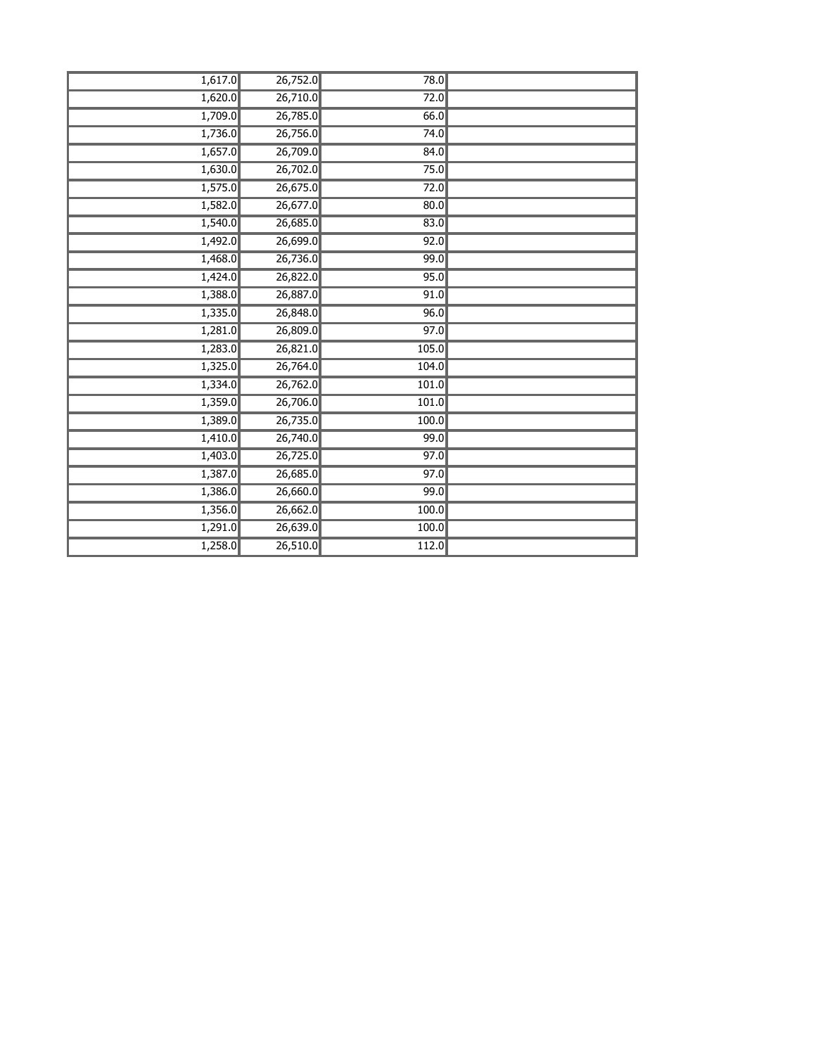| | | | |
|---|---|---|---|
| 1,617.0 | 26,752.0 | 78.0 | |
| 1,620.0 | 26,710.0 | 72.0 | |
| 1,709.0 | 26,785.0 | 66.0 | |
| 1,736.0 | 26,756.0 | 74.0 | |
| 1,657.0 | 26,709.0 | 84.0 | |
| 1,630.0 | 26,702.0 | 75.0 | |
| 1,575.0 | 26,675.0 | 72.0 | |
| 1,582.0 | 26,677.0 | 80.0 | |
| 1,540.0 | 26,685.0 | 83.0 | |
| 1,492.0 | 26,699.0 | 92.0 | |
| 1,468.0 | 26,736.0 | 99.0 | |
| 1,424.0 | 26,822.0 | 95.0 | |
| 1,388.0 | 26,887.0 | 91.0 | |
| 1,335.0 | 26,848.0 | 96.0 | |
| 1,281.0 | 26,809.0 | 97.0 | |
| 1,283.0 | 26,821.0 | 105.0 | |
| 1,325.0 | 26,764.0 | 104.0 | |
| 1,334.0 | 26,762.0 | 101.0 | |
| 1,359.0 | 26,706.0 | 101.0 | |
| 1,389.0 | 26,735.0 | 100.0 | |
| 1,410.0 | 26,740.0 | 99.0 | |
| 1,403.0 | 26,725.0 | 97.0 | |
| 1,387.0 | 26,685.0 | 97.0 | |
| 1,386.0 | 26,660.0 | 99.0 | |
| 1,356.0 | 26,662.0 | 100.0 | |
| 1,291.0 | 26,639.0 | 100.0 | |
| 1,258.0 | 26,510.0 | 112.0 | |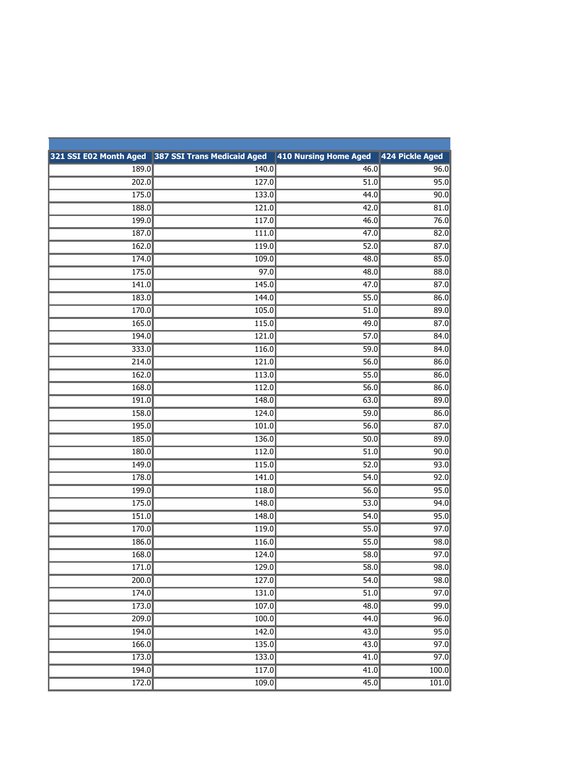| 321 SSI E02 Month Aged | 387 SSI Trans Medicaid Aged | 410 Nursing Home Aged | 424 Pickle Aged |
|---|---|---|---|
| 189.0 | 140.0 | 46.0 | 96.0 |
| 202.0 | 127.0 | 51.0 | 95.0 |
| 175.0 | 133.0 | 44.0 | 90.0 |
| 188.0 | 121.0 | 42.0 | 81.0 |
| 199.0 | 117.0 | 46.0 | 76.0 |
| 187.0 | 111.0 | 47.0 | 82.0 |
| 162.0 | 119.0 | 52.0 | 87.0 |
| 174.0 | 109.0 | 48.0 | 85.0 |
| 175.0 | 97.0 | 48.0 | 88.0 |
| 141.0 | 145.0 | 47.0 | 87.0 |
| 183.0 | 144.0 | 55.0 | 86.0 |
| 170.0 | 105.0 | 51.0 | 89.0 |
| 165.0 | 115.0 | 49.0 | 87.0 |
| 194.0 | 121.0 | 57.0 | 84.0 |
| 333.0 | 116.0 | 59.0 | 84.0 |
| 214.0 | 121.0 | 56.0 | 86.0 |
| 162.0 | 113.0 | 55.0 | 86.0 |
| 168.0 | 112.0 | 56.0 | 86.0 |
| 191.0 | 148.0 | 63.0 | 89.0 |
| 158.0 | 124.0 | 59.0 | 86.0 |
| 195.0 | 101.0 | 56.0 | 87.0 |
| 185.0 | 136.0 | 50.0 | 89.0 |
| 180.0 | 112.0 | 51.0 | 90.0 |
| 149.0 | 115.0 | 52.0 | 93.0 |
| 178.0 | 141.0 | 54.0 | 92.0 |
| 199.0 | 118.0 | 56.0 | 95.0 |
| 175.0 | 148.0 | 53.0 | 94.0 |
| 151.0 | 148.0 | 54.0 | 95.0 |
| 170.0 | 119.0 | 55.0 | 97.0 |
| 186.0 | 116.0 | 55.0 | 98.0 |
| 168.0 | 124.0 | 58.0 | 97.0 |
| 171.0 | 129.0 | 58.0 | 98.0 |
| 200.0 | 127.0 | 54.0 | 98.0 |
| 174.0 | 131.0 | 51.0 | 97.0 |
| 173.0 | 107.0 | 48.0 | 99.0 |
| 209.0 | 100.0 | 44.0 | 96.0 |
| 194.0 | 142.0 | 43.0 | 95.0 |
| 166.0 | 135.0 | 43.0 | 97.0 |
| 173.0 | 133.0 | 41.0 | 97.0 |
| 194.0 | 117.0 | 41.0 | 100.0 |
| 172.0 | 109.0 | 45.0 | 101.0 |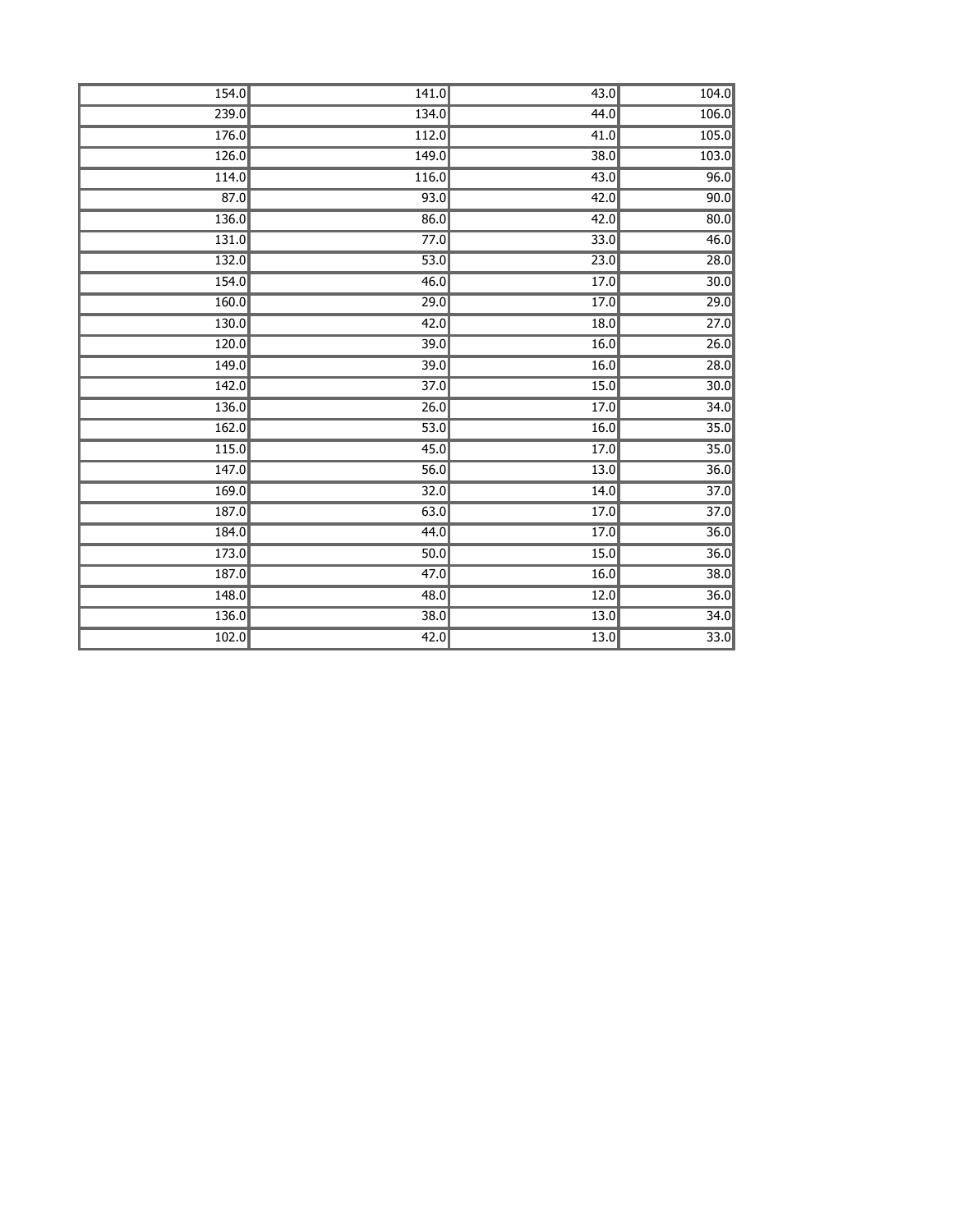| | | | |
|---|---|---|---|
| 154.0 | 141.0 | 43.0 | 104.0 |
| 239.0 | 134.0 | 44.0 | 106.0 |
| 176.0 | 112.0 | 41.0 | 105.0 |
| 126.0 | 149.0 | 38.0 | 103.0 |
| 114.0 | 116.0 | 43.0 | 96.0 |
| 87.0 | 93.0 | 42.0 | 90.0 |
| 136.0 | 86.0 | 42.0 | 80.0 |
| 131.0 | 77.0 | 33.0 | 46.0 |
| 132.0 | 53.0 | 23.0 | 28.0 |
| 154.0 | 46.0 | 17.0 | 30.0 |
| 160.0 | 29.0 | 17.0 | 29.0 |
| 130.0 | 42.0 | 18.0 | 27.0 |
| 120.0 | 39.0 | 16.0 | 26.0 |
| 149.0 | 39.0 | 16.0 | 28.0 |
| 142.0 | 37.0 | 15.0 | 30.0 |
| 136.0 | 26.0 | 17.0 | 34.0 |
| 162.0 | 53.0 | 16.0 | 35.0 |
| 115.0 | 45.0 | 17.0 | 35.0 |
| 147.0 | 56.0 | 13.0 | 36.0 |
| 169.0 | 32.0 | 14.0 | 37.0 |
| 187.0 | 63.0 | 17.0 | 37.0 |
| 184.0 | 44.0 | 17.0 | 36.0 |
| 173.0 | 50.0 | 15.0 | 36.0 |
| 187.0 | 47.0 | 16.0 | 38.0 |
| 148.0 | 48.0 | 12.0 | 36.0 |
| 136.0 | 38.0 | 13.0 | 34.0 |
| 102.0 | 42.0 | 13.0 | 33.0 |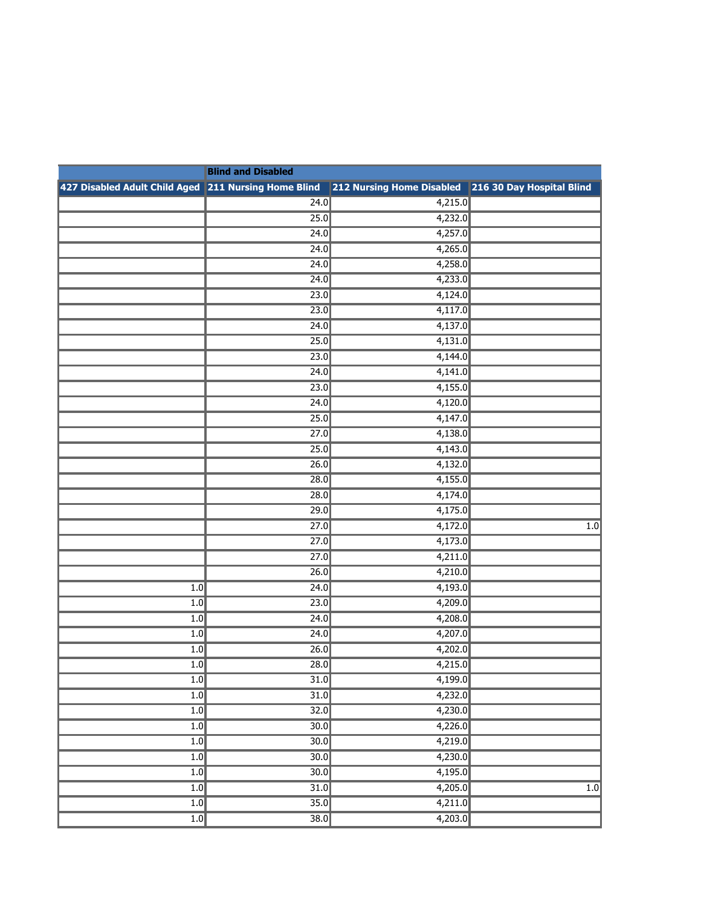| | Blind and Disabled | | |
|---|---|---|---|
| 427 Disabled Adult Child Aged | 211 Nursing Home Blind | 212 Nursing Home Disabled | 216 30 Day Hospital Blind |
| | 24.0 | 4,215.0 | |
| | 25.0 | 4,232.0 | |
| | 24.0 | 4,257.0 | |
| | 24.0 | 4,265.0 | |
| | 24.0 | 4,258.0 | |
| | 24.0 | 4,233.0 | |
| | 23.0 | 4,124.0 | |
| | 23.0 | 4,117.0 | |
| | 24.0 | 4,137.0 | |
| | 25.0 | 4,131.0 | |
| | 23.0 | 4,144.0 | |
| | 24.0 | 4,141.0 | |
| | 23.0 | 4,155.0 | |
| | 24.0 | 4,120.0 | |
| | 25.0 | 4,147.0 | |
| | 27.0 | 4,138.0 | |
| | 25.0 | 4,143.0 | |
| | 26.0 | 4,132.0 | |
| | 28.0 | 4,155.0 | |
| | 28.0 | 4,174.0 | |
| | 29.0 | 4,175.0 | |
| | 27.0 | 4,172.0 | 1.0 |
| | 27.0 | 4,173.0 | |
| | 27.0 | 4,211.0 | |
| | 26.0 | 4,210.0 | |
| 1.0 | 24.0 | 4,193.0 | |
| 1.0 | 23.0 | 4,209.0 | |
| 1.0 | 24.0 | 4,208.0 | |
| 1.0 | 24.0 | 4,207.0 | |
| 1.0 | 26.0 | 4,202.0 | |
| 1.0 | 28.0 | 4,215.0 | |
| 1.0 | 31.0 | 4,199.0 | |
| 1.0 | 31.0 | 4,232.0 | |
| 1.0 | 32.0 | 4,230.0 | |
| 1.0 | 30.0 | 4,226.0 | |
| 1.0 | 30.0 | 4,219.0 | |
| 1.0 | 30.0 | 4,230.0 | |
| 1.0 | 30.0 | 4,195.0 | |
| 1.0 | 31.0 | 4,205.0 | 1.0 |
| 1.0 | 35.0 | 4,211.0 | |
| 1.0 | 38.0 | 4,203.0 | |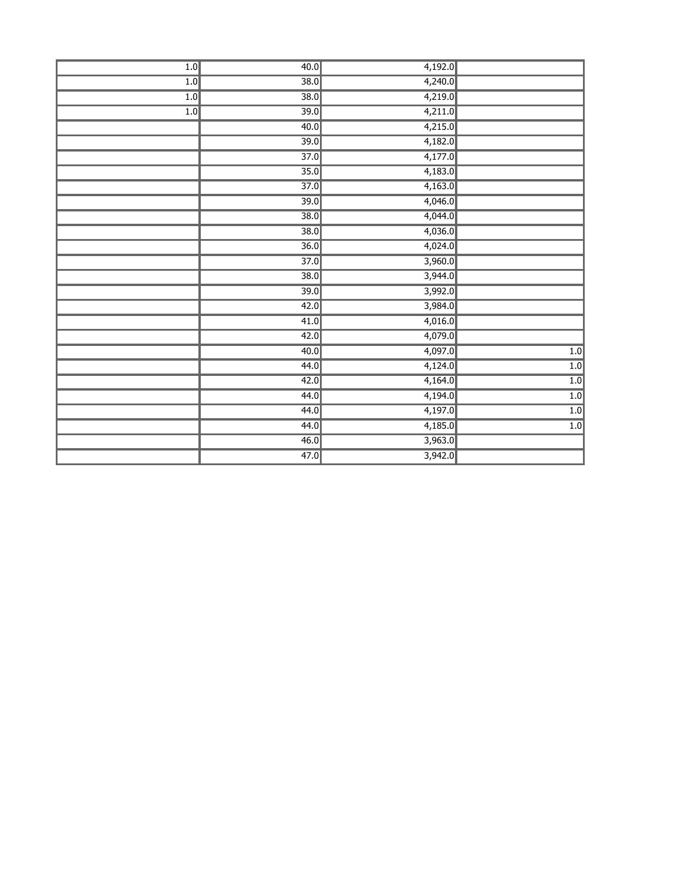| | | | |
|---|---|---|---|
| 1.0 | 40.0 | 4,192.0 | |
| 1.0 | 38.0 | 4,240.0 | |
| 1.0 | 38.0 | 4,219.0 | |
| 1.0 | 39.0 | 4,211.0 | |
| | 40.0 | 4,215.0 | |
| | 39.0 | 4,182.0 | |
| | 37.0 | 4,177.0 | |
| | 35.0 | 4,183.0 | |
| | 37.0 | 4,163.0 | |
| | 39.0 | 4,046.0 | |
| | 38.0 | 4,044.0 | |
| | 38.0 | 4,036.0 | |
| | 36.0 | 4,024.0 | |
| | 37.0 | 3,960.0 | |
| | 38.0 | 3,944.0 | |
| | 39.0 | 3,992.0 | |
| | 42.0 | 3,984.0 | |
| | 41.0 | 4,016.0 | |
| | 42.0 | 4,079.0 | |
| | 40.0 | 4,097.0 | 1.0 |
| | 44.0 | 4,124.0 | 1.0 |
| | 42.0 | 4,164.0 | 1.0 |
| | 44.0 | 4,194.0 | 1.0 |
| | 44.0 | 4,197.0 | 1.0 |
| | 44.0 | 4,185.0 | 1.0 |
| | 46.0 | 3,963.0 | |
| | 47.0 | 3,942.0 | |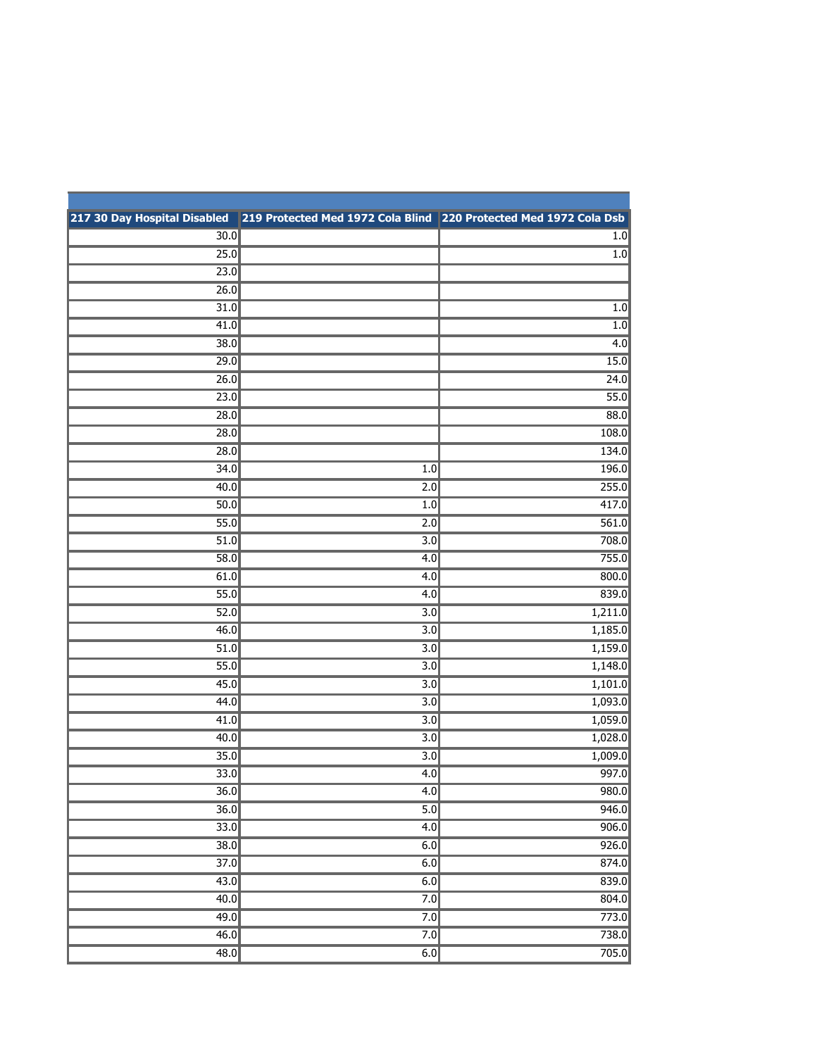| 217 30 Day Hospital Disabled | 219 Protected Med 1972 Cola Blind | 220 Protected Med 1972 Cola Dsb |
|---|---|---|
| 30.0 | | 1.0 |
| 25.0 | | 1.0 |
| 23.0 | | |
| 26.0 | | |
| 31.0 | | 1.0 |
| 41.0 | | 1.0 |
| 38.0 | | 4.0 |
| 29.0 | | 15.0 |
| 26.0 | | 24.0 |
| 23.0 | | 55.0 |
| 28.0 | | 88.0 |
| 28.0 | | 108.0 |
| 28.0 | | 134.0 |
| 34.0 | 1.0 | 196.0 |
| 40.0 | 2.0 | 255.0 |
| 50.0 | 1.0 | 417.0 |
| 55.0 | 2.0 | 561.0 |
| 51.0 | 3.0 | 708.0 |
| 58.0 | 4.0 | 755.0 |
| 61.0 | 4.0 | 800.0 |
| 55.0 | 4.0 | 839.0 |
| 52.0 | 3.0 | 1,211.0 |
| 46.0 | 3.0 | 1,185.0 |
| 51.0 | 3.0 | 1,159.0 |
| 55.0 | 3.0 | 1,148.0 |
| 45.0 | 3.0 | 1,101.0 |
| 44.0 | 3.0 | 1,093.0 |
| 41.0 | 3.0 | 1,059.0 |
| 40.0 | 3.0 | 1,028.0 |
| 35.0 | 3.0 | 1,009.0 |
| 33.0 | 4.0 | 997.0 |
| 36.0 | 4.0 | 980.0 |
| 36.0 | 5.0 | 946.0 |
| 33.0 | 4.0 | 906.0 |
| 38.0 | 6.0 | 926.0 |
| 37.0 | 6.0 | 874.0 |
| 43.0 | 6.0 | 839.0 |
| 40.0 | 7.0 | 804.0 |
| 49.0 | 7.0 | 773.0 |
| 46.0 | 7.0 | 738.0 |
| 48.0 | 6.0 | 705.0 |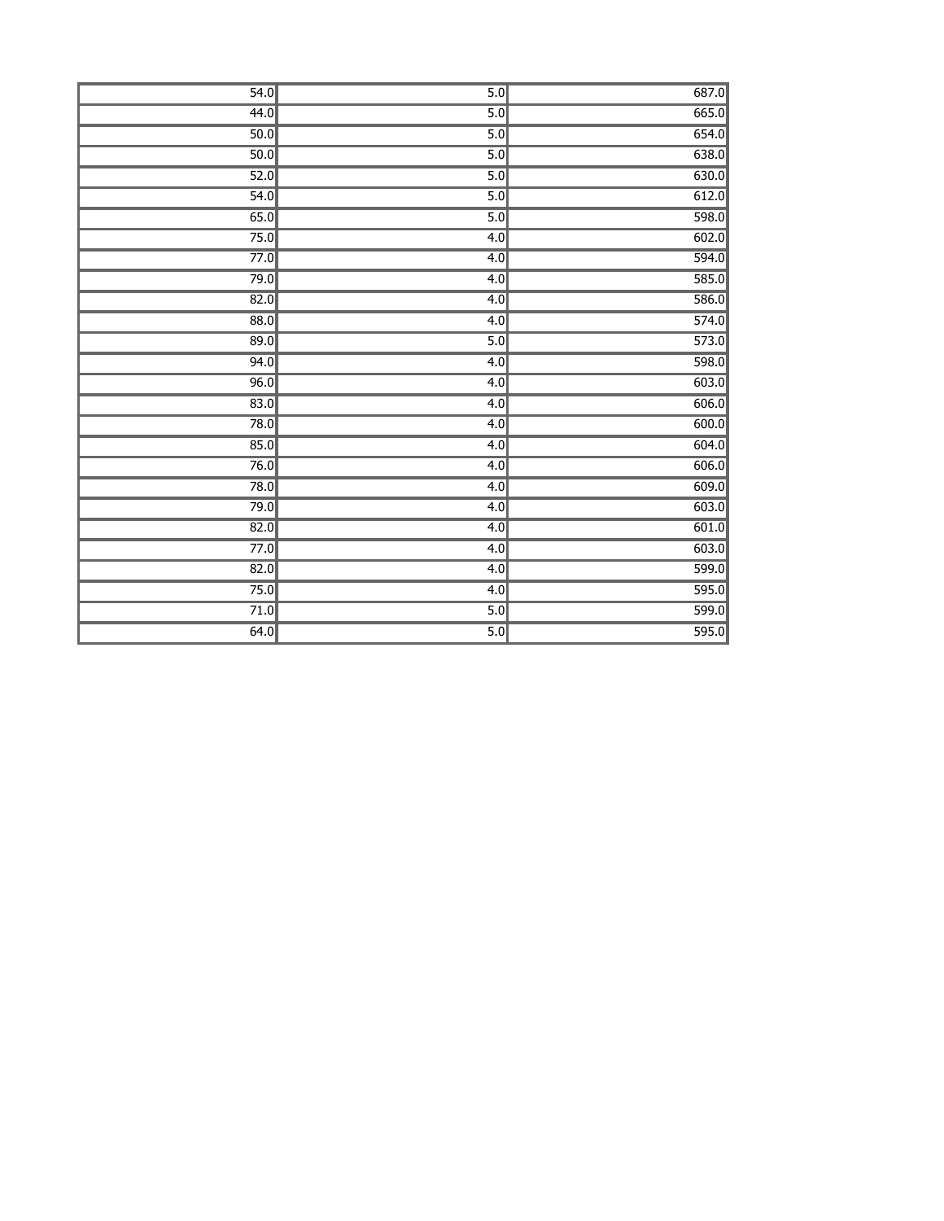| | | |
|---|---|---|
| 54.0 | 5.0 | 687.0 |
| 44.0 | 5.0 | 665.0 |
| 50.0 | 5.0 | 654.0 |
| 50.0 | 5.0 | 638.0 |
| 52.0 | 5.0 | 630.0 |
| 54.0 | 5.0 | 612.0 |
| 65.0 | 5.0 | 598.0 |
| 75.0 | 4.0 | 602.0 |
| 77.0 | 4.0 | 594.0 |
| 79.0 | 4.0 | 585.0 |
| 82.0 | 4.0 | 586.0 |
| 88.0 | 4.0 | 574.0 |
| 89.0 | 5.0 | 573.0 |
| 94.0 | 4.0 | 598.0 |
| 96.0 | 4.0 | 603.0 |
| 83.0 | 4.0 | 606.0 |
| 78.0 | 4.0 | 600.0 |
| 85.0 | 4.0 | 604.0 |
| 76.0 | 4.0 | 606.0 |
| 78.0 | 4.0 | 609.0 |
| 79.0 | 4.0 | 603.0 |
| 82.0 | 4.0 | 601.0 |
| 77.0 | 4.0 | 603.0 |
| 82.0 | 4.0 | 599.0 |
| 75.0 | 4.0 | 595.0 |
| 71.0 | 5.0 | 599.0 |
| 64.0 | 5.0 | 595.0 |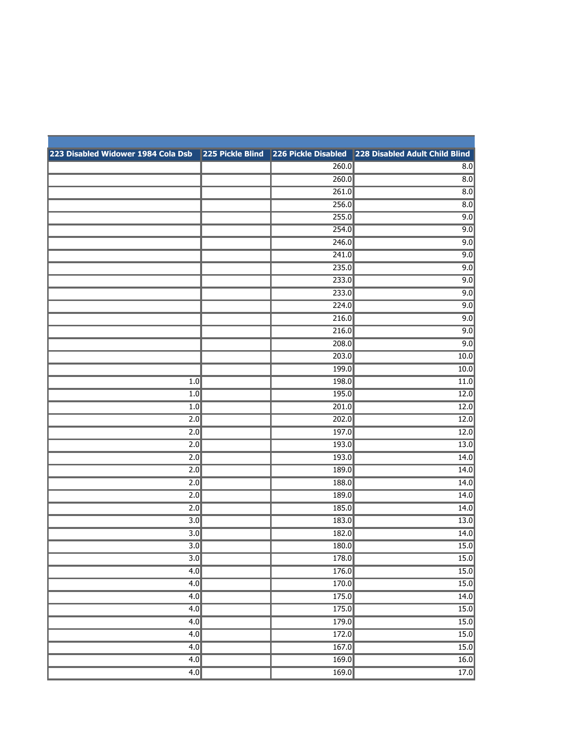| 223 Disabled Widower 1984 Cola Dsb | 225 Pickle Blind | 226 Pickle Disabled | 228 Disabled Adult Child Blind |
|---|---|---|---|
| | | 260.0 | 8.0 |
| | | 260.0 | 8.0 |
| | | 261.0 | 8.0 |
| | | 256.0 | 8.0 |
| | | 255.0 | 9.0 |
| | | 254.0 | 9.0 |
| | | 246.0 | 9.0 |
| | | 241.0 | 9.0 |
| | | 235.0 | 9.0 |
| | | 233.0 | 9.0 |
| | | 233.0 | 9.0 |
| | | 224.0 | 9.0 |
| | | 216.0 | 9.0 |
| | | 216.0 | 9.0 |
| | | 208.0 | 9.0 |
| | | 203.0 | 10.0 |
| | | 199.0 | 10.0 |
| 1.0 | | 198.0 | 11.0 |
| 1.0 | | 195.0 | 12.0 |
| 1.0 | | 201.0 | 12.0 |
| 2.0 | | 202.0 | 12.0 |
| 2.0 | | 197.0 | 12.0 |
| 2.0 | | 193.0 | 13.0 |
| 2.0 | | 193.0 | 14.0 |
| 2.0 | | 189.0 | 14.0 |
| 2.0 | | 188.0 | 14.0 |
| 2.0 | | 189.0 | 14.0 |
| 2.0 | | 185.0 | 14.0 |
| 3.0 | | 183.0 | 13.0 |
| 3.0 | | 182.0 | 14.0 |
| 3.0 | | 180.0 | 15.0 |
| 3.0 | | 178.0 | 15.0 |
| 4.0 | | 176.0 | 15.0 |
| 4.0 | | 170.0 | 15.0 |
| 4.0 | | 175.0 | 14.0 |
| 4.0 | | 175.0 | 15.0 |
| 4.0 | | 179.0 | 15.0 |
| 4.0 | | 172.0 | 15.0 |
| 4.0 | | 167.0 | 15.0 |
| 4.0 | | 169.0 | 16.0 |
| 4.0 | | 169.0 | 17.0 |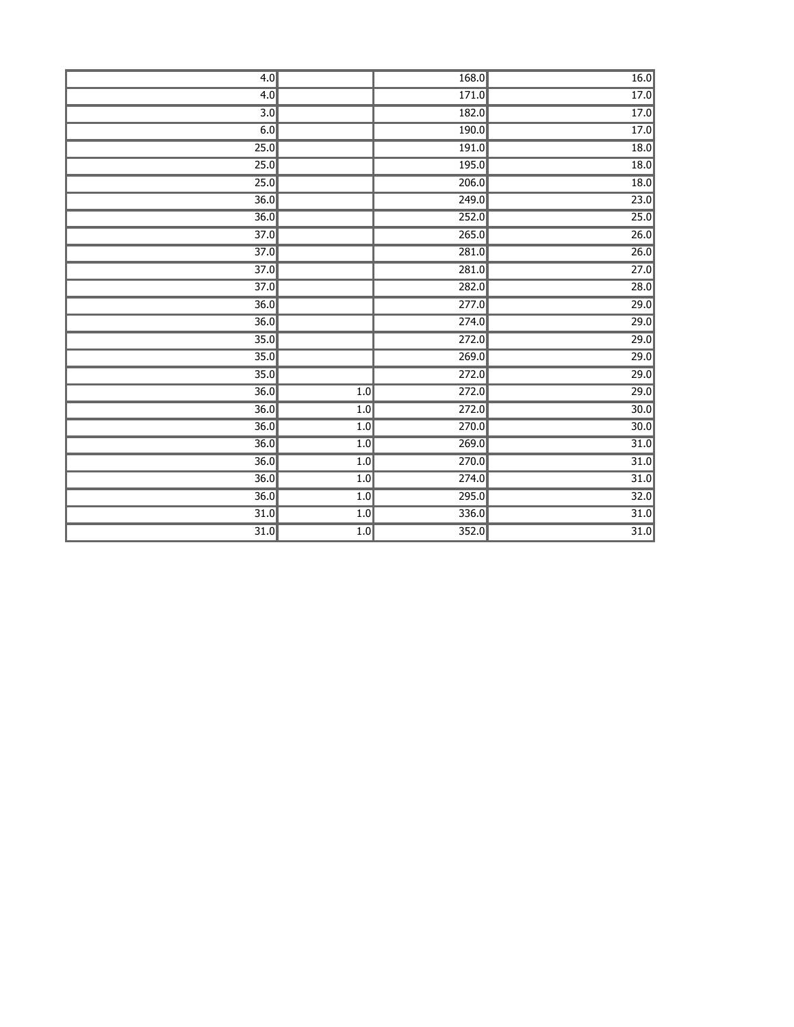| | | | |
|---|---|---|---|
| 4.0 | | 168.0 | 16.0 |
| 4.0 | | 171.0 | 17.0 |
| 3.0 | | 182.0 | 17.0 |
| 6.0 | | 190.0 | 17.0 |
| 25.0 | | 191.0 | 18.0 |
| 25.0 | | 195.0 | 18.0 |
| 25.0 | | 206.0 | 18.0 |
| 36.0 | | 249.0 | 23.0 |
| 36.0 | | 252.0 | 25.0 |
| 37.0 | | 265.0 | 26.0 |
| 37.0 | | 281.0 | 26.0 |
| 37.0 | | 281.0 | 27.0 |
| 37.0 | | 282.0 | 28.0 |
| 36.0 | | 277.0 | 29.0 |
| 36.0 | | 274.0 | 29.0 |
| 35.0 | | 272.0 | 29.0 |
| 35.0 | | 269.0 | 29.0 |
| 35.0 | | 272.0 | 29.0 |
| 36.0 | 1.0 | 272.0 | 29.0 |
| 36.0 | 1.0 | 272.0 | 30.0 |
| 36.0 | 1.0 | 270.0 | 30.0 |
| 36.0 | 1.0 | 269.0 | 31.0 |
| 36.0 | 1.0 | 270.0 | 31.0 |
| 36.0 | 1.0 | 274.0 | 31.0 |
| 36.0 | 1.0 | 295.0 | 32.0 |
| 31.0 | 1.0 | 336.0 | 31.0 |
| 31.0 | 1.0 | 352.0 | 31.0 |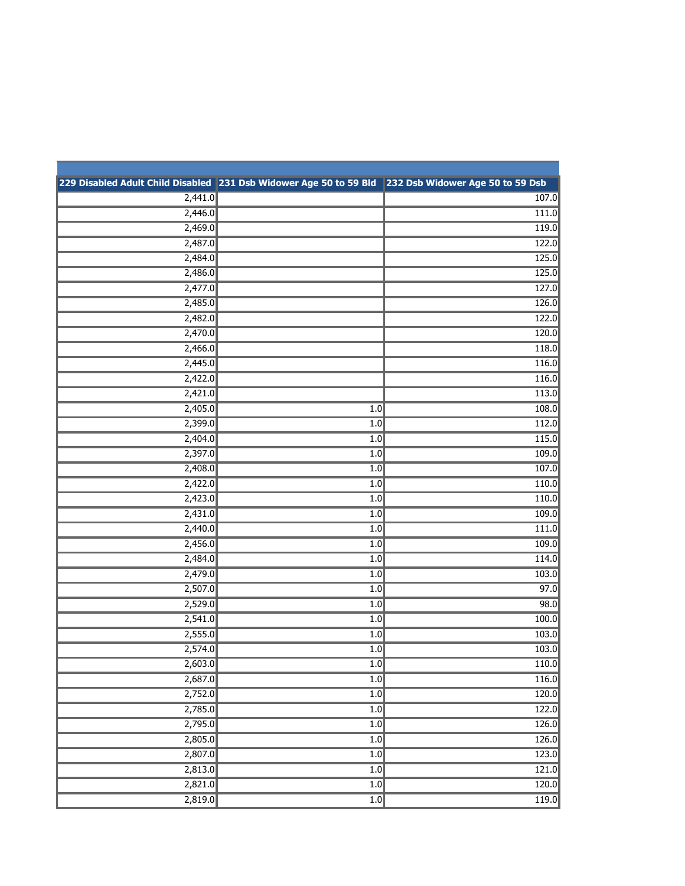| 229 Disabled Adult Child Disabled | 231 Dsb Widower Age 50 to 59 Bld | 232 Dsb Widower Age 50 to 59 Dsb |
|---|---|---|
| 2,441.0 | | 107.0 |
| 2,446.0 | | 111.0 |
| 2,469.0 | | 119.0 |
| 2,487.0 | | 122.0 |
| 2,484.0 | | 125.0 |
| 2,486.0 | | 125.0 |
| 2,477.0 | | 127.0 |
| 2,485.0 | | 126.0 |
| 2,482.0 | | 122.0 |
| 2,470.0 | | 120.0 |
| 2,466.0 | | 118.0 |
| 2,445.0 | | 116.0 |
| 2,422.0 | | 116.0 |
| 2,421.0 | | 113.0 |
| 2,405.0 | 1.0 | 108.0 |
| 2,399.0 | 1.0 | 112.0 |
| 2,404.0 | 1.0 | 115.0 |
| 2,397.0 | 1.0 | 109.0 |
| 2,408.0 | 1.0 | 107.0 |
| 2,422.0 | 1.0 | 110.0 |
| 2,423.0 | 1.0 | 110.0 |
| 2,431.0 | 1.0 | 109.0 |
| 2,440.0 | 1.0 | 111.0 |
| 2,456.0 | 1.0 | 109.0 |
| 2,484.0 | 1.0 | 114.0 |
| 2,479.0 | 1.0 | 103.0 |
| 2,507.0 | 1.0 | 97.0 |
| 2,529.0 | 1.0 | 98.0 |
| 2,541.0 | 1.0 | 100.0 |
| 2,555.0 | 1.0 | 103.0 |
| 2,574.0 | 1.0 | 103.0 |
| 2,603.0 | 1.0 | 110.0 |
| 2,687.0 | 1.0 | 116.0 |
| 2,752.0 | 1.0 | 120.0 |
| 2,785.0 | 1.0 | 122.0 |
| 2,795.0 | 1.0 | 126.0 |
| 2,805.0 | 1.0 | 126.0 |
| 2,807.0 | 1.0 | 123.0 |
| 2,813.0 | 1.0 | 121.0 |
| 2,821.0 | 1.0 | 120.0 |
| 2,819.0 | 1.0 | 119.0 |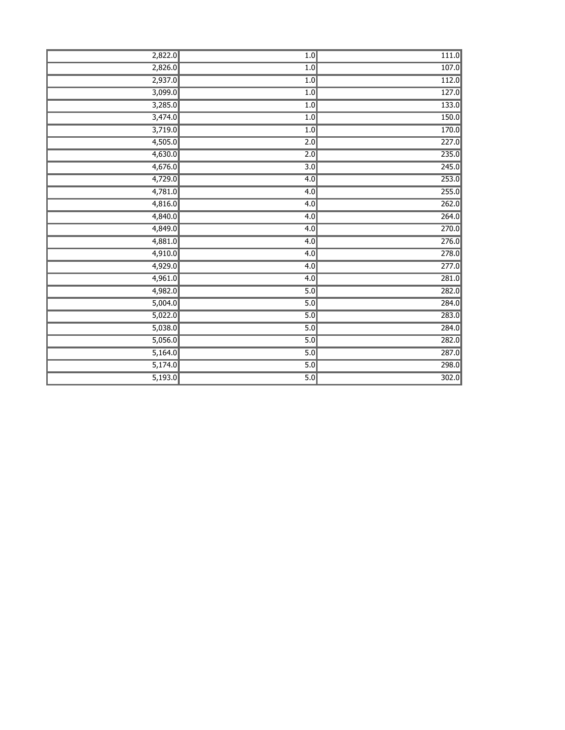| | | |
|---|---|---|
| 2,822.0 | 1.0 | 111.0 |
| 2,826.0 | 1.0 | 107.0 |
| 2,937.0 | 1.0 | 112.0 |
| 3,099.0 | 1.0 | 127.0 |
| 3,285.0 | 1.0 | 133.0 |
| 3,474.0 | 1.0 | 150.0 |
| 3,719.0 | 1.0 | 170.0 |
| 4,505.0 | 2.0 | 227.0 |
| 4,630.0 | 2.0 | 235.0 |
| 4,676.0 | 3.0 | 245.0 |
| 4,729.0 | 4.0 | 253.0 |
| 4,781.0 | 4.0 | 255.0 |
| 4,816.0 | 4.0 | 262.0 |
| 4,840.0 | 4.0 | 264.0 |
| 4,849.0 | 4.0 | 270.0 |
| 4,881.0 | 4.0 | 276.0 |
| 4,910.0 | 4.0 | 278.0 |
| 4,929.0 | 4.0 | 277.0 |
| 4,961.0 | 4.0 | 281.0 |
| 4,982.0 | 5.0 | 282.0 |
| 5,004.0 | 5.0 | 284.0 |
| 5,022.0 | 5.0 | 283.0 |
| 5,038.0 | 5.0 | 284.0 |
| 5,056.0 | 5.0 | 282.0 |
| 5,164.0 | 5.0 | 287.0 |
| 5,174.0 | 5.0 | 298.0 |
| 5,193.0 | 5.0 | 302.0 |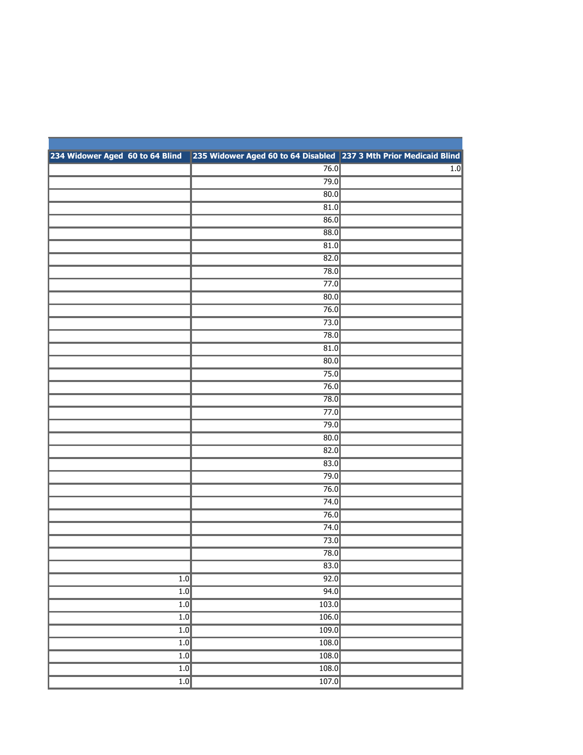| 234 Widower Aged  60 to 64 Blind | 235 Widower Aged 60 to 64 Disabled | 237 3 Mth Prior Medicaid Blind |
|---|---|---|
| | 76.0 | 1.0 |
| | 79.0 | |
| | 80.0 | |
| | 81.0 | |
| | 86.0 | |
| | 88.0 | |
| | 81.0 | |
| | 82.0 | |
| | 78.0 | |
| | 77.0 | |
| | 80.0 | |
| | 76.0 | |
| | 73.0 | |
| | 78.0 | |
| | 81.0 | |
| | 80.0 | |
| | 75.0 | |
| | 76.0 | |
| | 78.0 | |
| | 77.0 | |
| | 79.0 | |
| | 80.0 | |
| | 82.0 | |
| | 83.0 | |
| | 79.0 | |
| | 76.0 | |
| | 74.0 | |
| | 76.0 | |
| | 74.0 | |
| | 73.0 | |
| | 78.0 | |
| | 83.0 | |
| 1.0 | 92.0 | |
| 1.0 | 94.0 | |
| 1.0 | 103.0 | |
| 1.0 | 106.0 | |
| 1.0 | 109.0 | |
| 1.0 | 108.0 | |
| 1.0 | 108.0 | |
| 1.0 | 108.0 | |
| 1.0 | 107.0 | |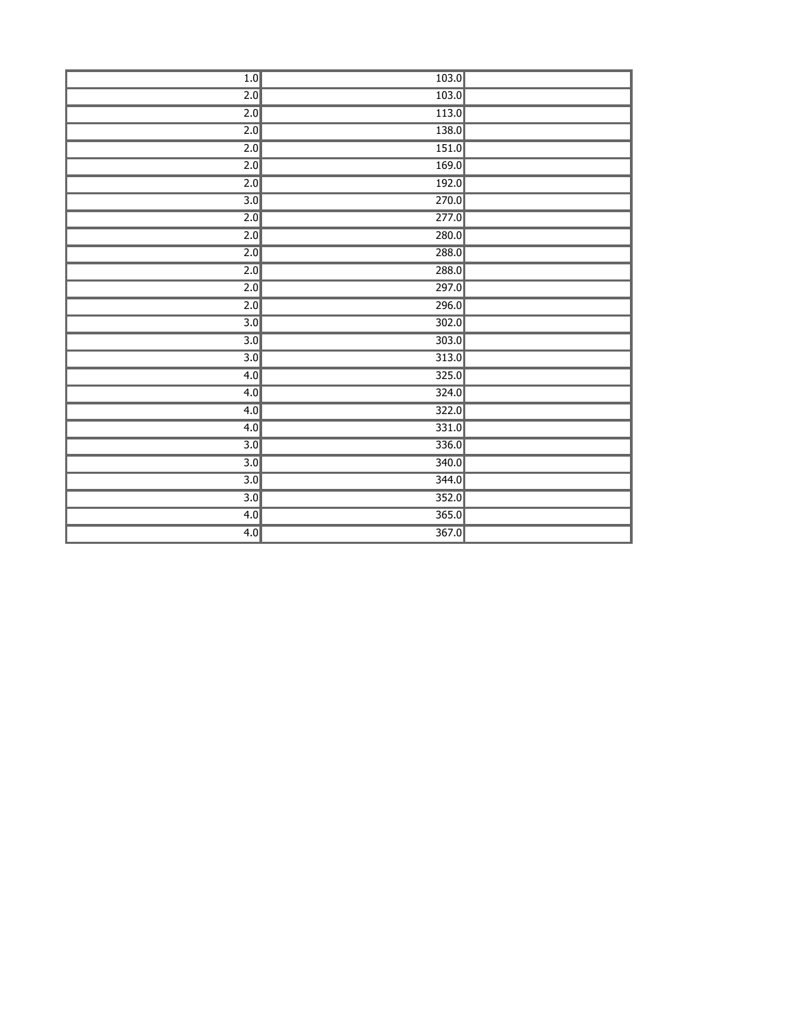| | | |
|---|---|---|
| 1.0 | 103.0 | |
| 2.0 | 103.0 | |
| 2.0 | 113.0 | |
| 2.0 | 138.0 | |
| 2.0 | 151.0 | |
| 2.0 | 169.0 | |
| 2.0 | 192.0 | |
| 3.0 | 270.0 | |
| 2.0 | 277.0 | |
| 2.0 | 280.0 | |
| 2.0 | 288.0 | |
| 2.0 | 288.0 | |
| 2.0 | 297.0 | |
| 2.0 | 296.0 | |
| 3.0 | 302.0 | |
| 3.0 | 303.0 | |
| 3.0 | 313.0 | |
| 4.0 | 325.0 | |
| 4.0 | 324.0 | |
| 4.0 | 322.0 | |
| 4.0 | 331.0 | |
| 3.0 | 336.0 | |
| 3.0 | 340.0 | |
| 3.0 | 344.0 | |
| 3.0 | 352.0 | |
| 4.0 | 365.0 | |
| 4.0 | 367.0 | |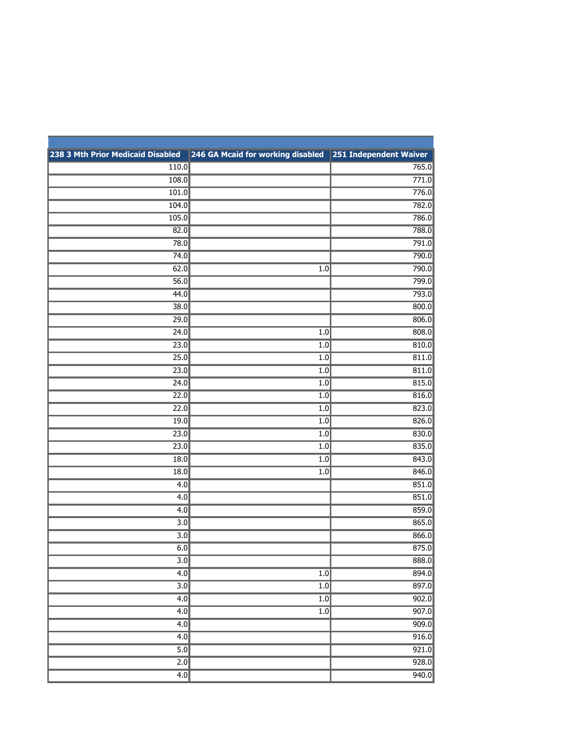| 238 3 Mth Prior Medicaid Disabled | 246 GA Mcaid for working disabled | 251 Independent Waiver |
|---|---|---|
| 110.0 | | 765.0 |
| 108.0 | | 771.0 |
| 101.0 | | 776.0 |
| 104.0 | | 782.0 |
| 105.0 | | 786.0 |
| 82.0 | | 788.0 |
| 78.0 | | 791.0 |
| 74.0 | | 790.0 |
| 62.0 | 1.0 | 790.0 |
| 56.0 | | 799.0 |
| 44.0 | | 793.0 |
| 38.0 | | 800.0 |
| 29.0 | | 806.0 |
| 24.0 | 1.0 | 808.0 |
| 23.0 | 1.0 | 810.0 |
| 25.0 | 1.0 | 811.0 |
| 23.0 | 1.0 | 811.0 |
| 24.0 | 1.0 | 815.0 |
| 22.0 | 1.0 | 816.0 |
| 22.0 | 1.0 | 823.0 |
| 19.0 | 1.0 | 826.0 |
| 23.0 | 1.0 | 830.0 |
| 23.0 | 1.0 | 835.0 |
| 18.0 | 1.0 | 843.0 |
| 18.0 | 1.0 | 846.0 |
| 4.0 | | 851.0 |
| 4.0 | | 851.0 |
| 4.0 | | 859.0 |
| 3.0 | | 865.0 |
| 3.0 | | 866.0 |
| 6.0 | | 875.0 |
| 3.0 | | 888.0 |
| 4.0 | 1.0 | 894.0 |
| 3.0 | 1.0 | 897.0 |
| 4.0 | 1.0 | 902.0 |
| 4.0 | 1.0 | 907.0 |
| 4.0 | | 909.0 |
| 4.0 | | 916.0 |
| 5.0 | | 921.0 |
| 2.0 | | 928.0 |
| 4.0 | | 940.0 |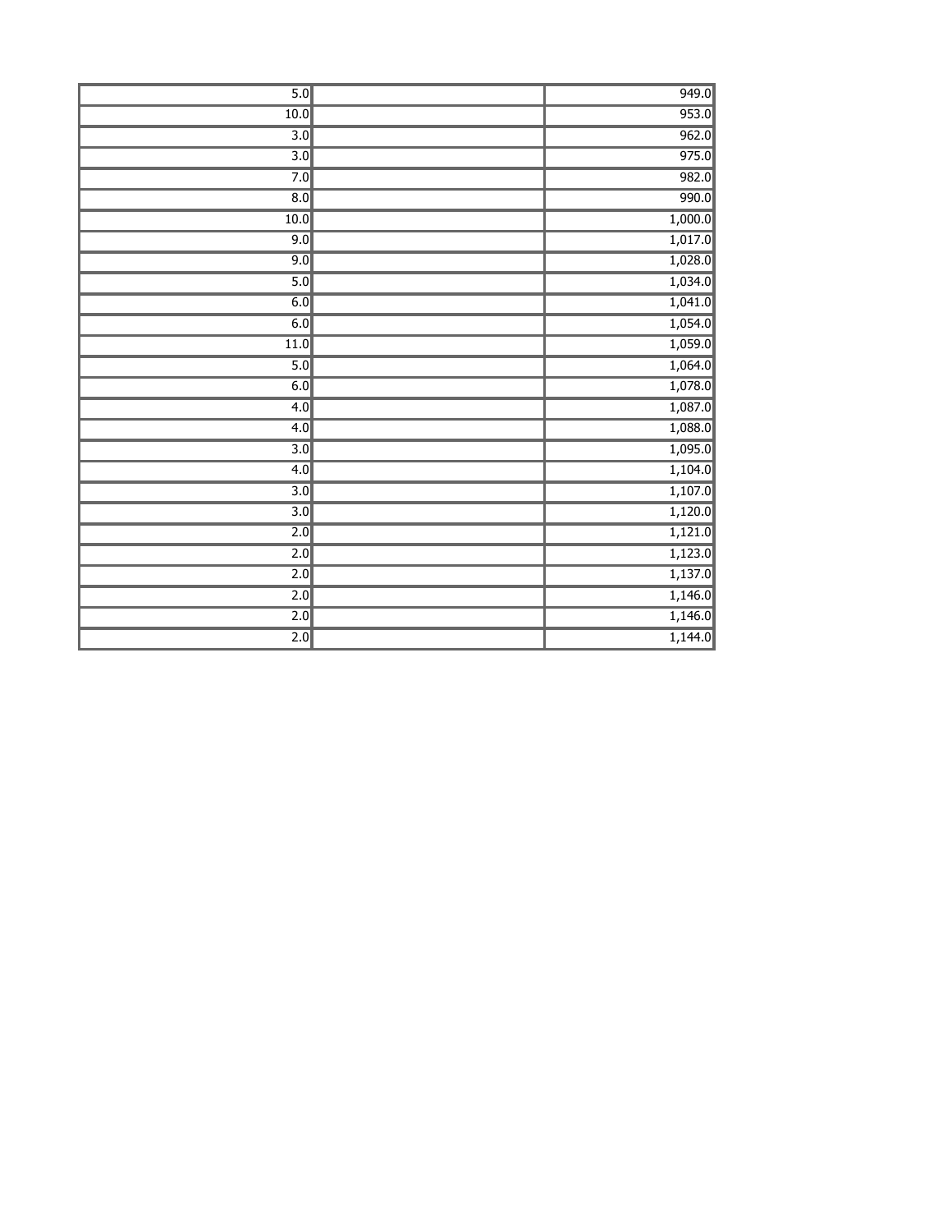| | | |
|---|---|---|
| 5.0 | | 949.0 |
| 10.0 | | 953.0 |
| 3.0 | | 962.0 |
| 3.0 | | 975.0 |
| 7.0 | | 982.0 |
| 8.0 | | 990.0 |
| 10.0 | | 1,000.0 |
| 9.0 | | 1,017.0 |
| 9.0 | | 1,028.0 |
| 5.0 | | 1,034.0 |
| 6.0 | | 1,041.0 |
| 6.0 | | 1,054.0 |
| 11.0 | | 1,059.0 |
| 5.0 | | 1,064.0 |
| 6.0 | | 1,078.0 |
| 4.0 | | 1,087.0 |
| 4.0 | | 1,088.0 |
| 3.0 | | 1,095.0 |
| 4.0 | | 1,104.0 |
| 3.0 | | 1,107.0 |
| 3.0 | | 1,120.0 |
| 2.0 | | 1,121.0 |
| 2.0 | | 1,123.0 |
| 2.0 | | 1,137.0 |
| 2.0 | | 1,146.0 |
| 2.0 | | 1,146.0 |
| 2.0 | | 1,144.0 |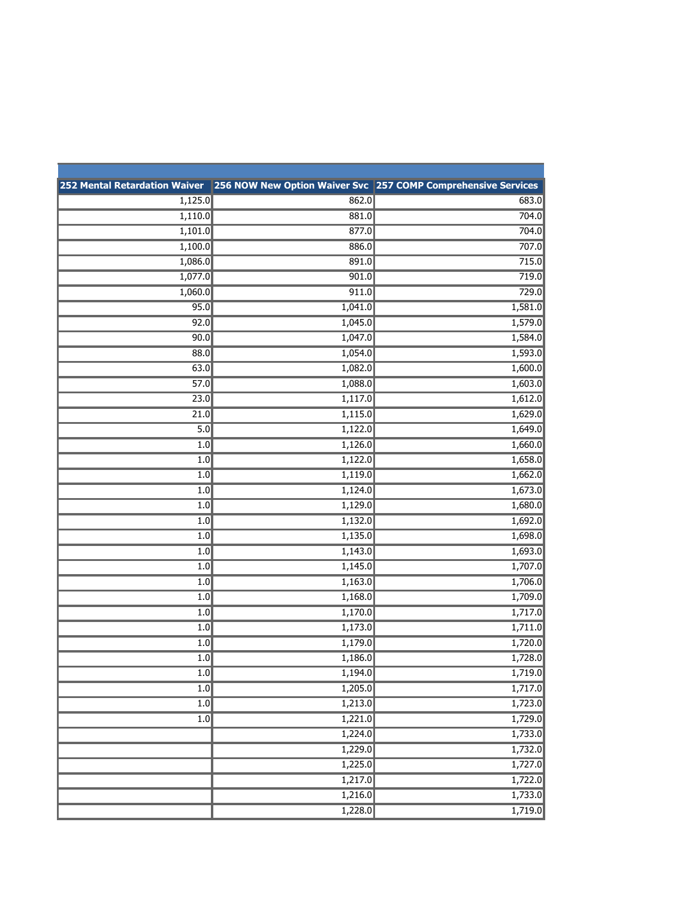| 252 Mental Retardation Waiver | 256 NOW New Option Waiver Svc | 257 COMP Comprehensive Services |
|---|---|---|
| 1,125.0 | 862.0 | 683.0 |
| 1,110.0 | 881.0 | 704.0 |
| 1,101.0 | 877.0 | 704.0 |
| 1,100.0 | 886.0 | 707.0 |
| 1,086.0 | 891.0 | 715.0 |
| 1,077.0 | 901.0 | 719.0 |
| 1,060.0 | 911.0 | 729.0 |
| 95.0 | 1,041.0 | 1,581.0 |
| 92.0 | 1,045.0 | 1,579.0 |
| 90.0 | 1,047.0 | 1,584.0 |
| 88.0 | 1,054.0 | 1,593.0 |
| 63.0 | 1,082.0 | 1,600.0 |
| 57.0 | 1,088.0 | 1,603.0 |
| 23.0 | 1,117.0 | 1,612.0 |
| 21.0 | 1,115.0 | 1,629.0 |
| 5.0 | 1,122.0 | 1,649.0 |
| 1.0 | 1,126.0 | 1,660.0 |
| 1.0 | 1,122.0 | 1,658.0 |
| 1.0 | 1,119.0 | 1,662.0 |
| 1.0 | 1,124.0 | 1,673.0 |
| 1.0 | 1,129.0 | 1,680.0 |
| 1.0 | 1,132.0 | 1,692.0 |
| 1.0 | 1,135.0 | 1,698.0 |
| 1.0 | 1,143.0 | 1,693.0 |
| 1.0 | 1,145.0 | 1,707.0 |
| 1.0 | 1,163.0 | 1,706.0 |
| 1.0 | 1,168.0 | 1,709.0 |
| 1.0 | 1,170.0 | 1,717.0 |
| 1.0 | 1,173.0 | 1,711.0 |
| 1.0 | 1,179.0 | 1,720.0 |
| 1.0 | 1,186.0 | 1,728.0 |
| 1.0 | 1,194.0 | 1,719.0 |
| 1.0 | 1,205.0 | 1,717.0 |
| 1.0 | 1,213.0 | 1,723.0 |
| 1.0 | 1,221.0 | 1,729.0 |
| | 1,224.0 | 1,733.0 |
| | 1,229.0 | 1,732.0 |
| | 1,225.0 | 1,727.0 |
| | 1,217.0 | 1,722.0 |
| | 1,216.0 | 1,733.0 |
| | 1,228.0 | 1,719.0 |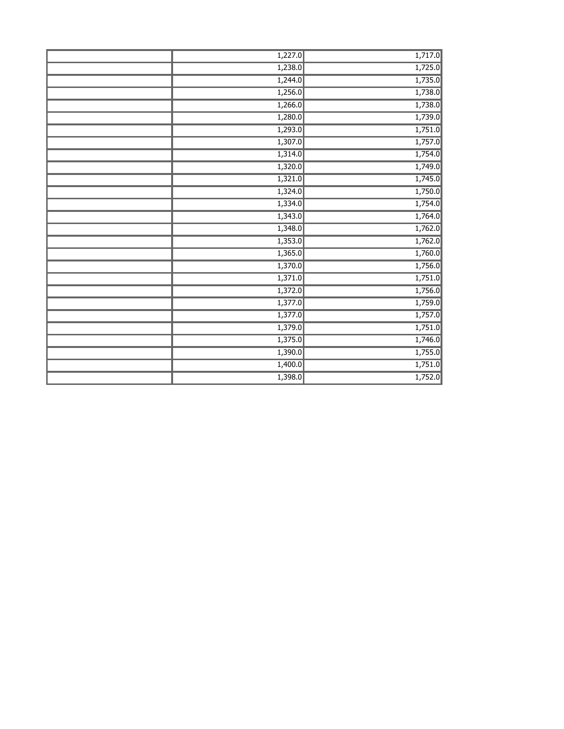| | | |
|---|---|---|
| | 1,227.0 | 1,717.0 |
| | 1,238.0 | 1,725.0 |
| | 1,244.0 | 1,735.0 |
| | 1,256.0 | 1,738.0 |
| | 1,266.0 | 1,738.0 |
| | 1,280.0 | 1,739.0 |
| | 1,293.0 | 1,751.0 |
| | 1,307.0 | 1,757.0 |
| | 1,314.0 | 1,754.0 |
| | 1,320.0 | 1,749.0 |
| | 1,321.0 | 1,745.0 |
| | 1,324.0 | 1,750.0 |
| | 1,334.0 | 1,754.0 |
| | 1,343.0 | 1,764.0 |
| | 1,348.0 | 1,762.0 |
| | 1,353.0 | 1,762.0 |
| | 1,365.0 | 1,760.0 |
| | 1,370.0 | 1,756.0 |
| | 1,371.0 | 1,751.0 |
| | 1,372.0 | 1,756.0 |
| | 1,377.0 | 1,759.0 |
| | 1,377.0 | 1,757.0 |
| | 1,379.0 | 1,751.0 |
| | 1,375.0 | 1,746.0 |
| | 1,390.0 | 1,755.0 |
| | 1,400.0 | 1,751.0 |
| | 1,398.0 | 1,752.0 |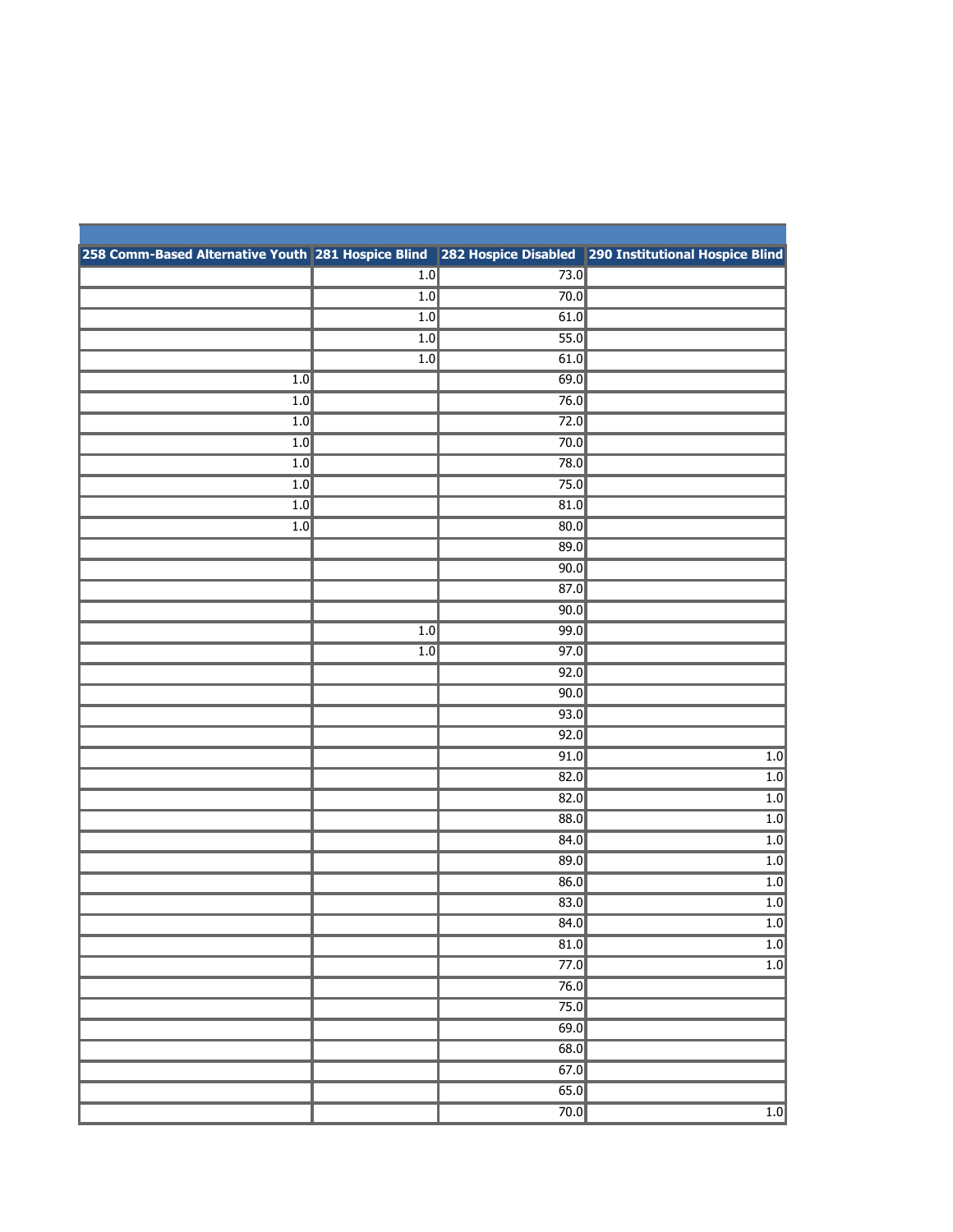| 258 Comm-Based Alternative Youth | 281 Hospice Blind | 282 Hospice Disabled | 290 Institutional Hospice Blind |
|---|---|---|---|
| | 1.0 | 73.0 | |
| | 1.0 | 70.0 | |
| | 1.0 | 61.0 | |
| | 1.0 | 55.0 | |
| | 1.0 | 61.0 | |
| 1.0 | | 69.0 | |
| 1.0 | | 76.0 | |
| 1.0 | | 72.0 | |
| 1.0 | | 70.0 | |
| 1.0 | | 78.0 | |
| 1.0 | | 75.0 | |
| 1.0 | | 81.0 | |
| 1.0 | | 80.0 | |
| | | 89.0 | |
| | | 90.0 | |
| | | 87.0 | |
| | | 90.0 | |
| | 1.0 | 99.0 | |
| | 1.0 | 97.0 | |
| | | 92.0 | |
| | | 90.0 | |
| | | 93.0 | |
| | | 92.0 | |
| | | 91.0 | 1.0 |
| | | 82.0 | 1.0 |
| | | 82.0 | 1.0 |
| | | 88.0 | 1.0 |
| | | 84.0 | 1.0 |
| | | 89.0 | 1.0 |
| | | 86.0 | 1.0 |
| | | 83.0 | 1.0 |
| | | 84.0 | 1.0 |
| | | 81.0 | 1.0 |
| | | 77.0 | 1.0 |
| | | 76.0 | |
| | | 75.0 | |
| | | 69.0 | |
| | | 68.0 | |
| | | 67.0 | |
| | | 65.0 | |
| | | 70.0 | 1.0 |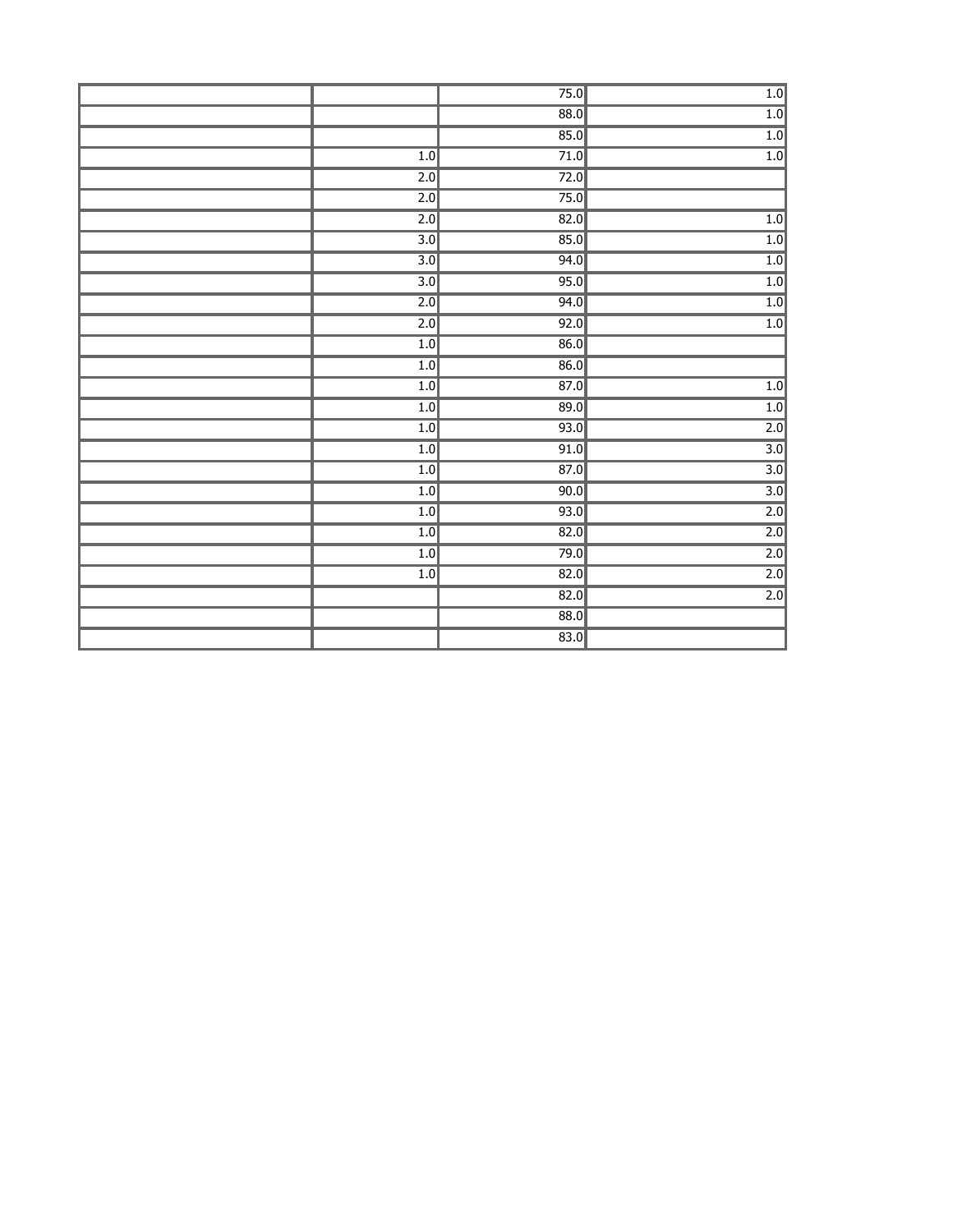| | | | |
|---|---|---|---|
| | | 75.0 | 1.0 |
| | | 88.0 | 1.0 |
| | | 85.0 | 1.0 |
| | 1.0 | 71.0 | 1.0 |
| | 2.0 | 72.0 | |
| | 2.0 | 75.0 | |
| | 2.0 | 82.0 | 1.0 |
| | 3.0 | 85.0 | 1.0 |
| | 3.0 | 94.0 | 1.0 |
| | 3.0 | 95.0 | 1.0 |
| | 2.0 | 94.0 | 1.0 |
| | 2.0 | 92.0 | 1.0 |
| | 1.0 | 86.0 | |
| | 1.0 | 86.0 | |
| | 1.0 | 87.0 | 1.0 |
| | 1.0 | 89.0 | 1.0 |
| | 1.0 | 93.0 | 2.0 |
| | 1.0 | 91.0 | 3.0 |
| | 1.0 | 87.0 | 3.0 |
| | 1.0 | 90.0 | 3.0 |
| | 1.0 | 93.0 | 2.0 |
| | 1.0 | 82.0 | 2.0 |
| | 1.0 | 79.0 | 2.0 |
| | 1.0 | 82.0 | 2.0 |
| | | 82.0 | 2.0 |
| | | 88.0 | |
| | | 83.0 | |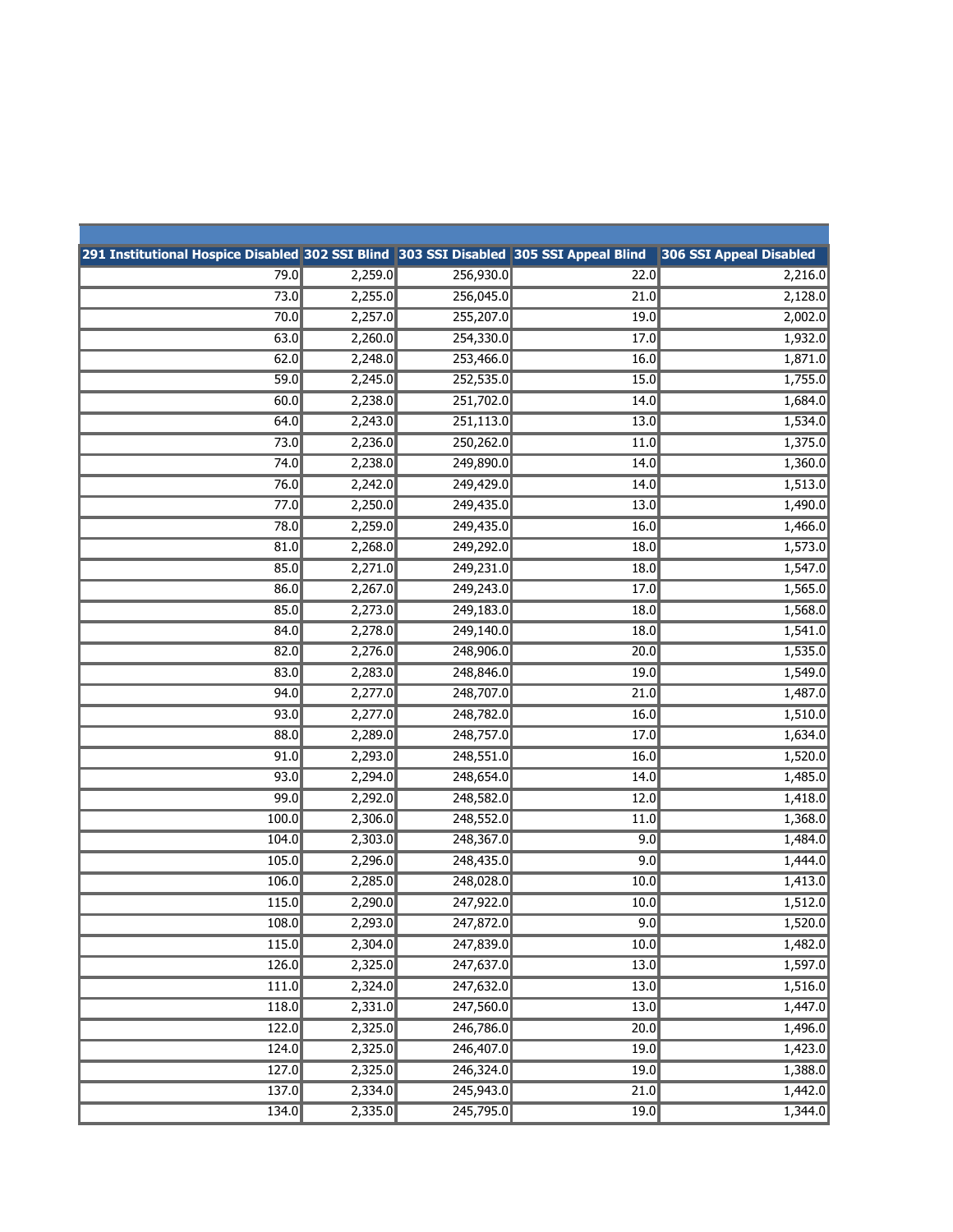| 291 Institutional Hospice Disabled | 302 SSI Blind | 303 SSI Disabled | 305 SSI Appeal Blind | 306 SSI Appeal Disabled |
|---|---|---|---|---|
| 79.0 | 2,259.0 | 256,930.0 | 22.0 | 2,216.0 |
| 73.0 | 2,255.0 | 256,045.0 | 21.0 | 2,128.0 |
| 70.0 | 2,257.0 | 255,207.0 | 19.0 | 2,002.0 |
| 63.0 | 2,260.0 | 254,330.0 | 17.0 | 1,932.0 |
| 62.0 | 2,248.0 | 253,466.0 | 16.0 | 1,871.0 |
| 59.0 | 2,245.0 | 252,535.0 | 15.0 | 1,755.0 |
| 60.0 | 2,238.0 | 251,702.0 | 14.0 | 1,684.0 |
| 64.0 | 2,243.0 | 251,113.0 | 13.0 | 1,534.0 |
| 73.0 | 2,236.0 | 250,262.0 | 11.0 | 1,375.0 |
| 74.0 | 2,238.0 | 249,890.0 | 14.0 | 1,360.0 |
| 76.0 | 2,242.0 | 249,429.0 | 14.0 | 1,513.0 |
| 77.0 | 2,250.0 | 249,435.0 | 13.0 | 1,490.0 |
| 78.0 | 2,259.0 | 249,435.0 | 16.0 | 1,466.0 |
| 81.0 | 2,268.0 | 249,292.0 | 18.0 | 1,573.0 |
| 85.0 | 2,271.0 | 249,231.0 | 18.0 | 1,547.0 |
| 86.0 | 2,267.0 | 249,243.0 | 17.0 | 1,565.0 |
| 85.0 | 2,273.0 | 249,183.0 | 18.0 | 1,568.0 |
| 84.0 | 2,278.0 | 249,140.0 | 18.0 | 1,541.0 |
| 82.0 | 2,276.0 | 248,906.0 | 20.0 | 1,535.0 |
| 83.0 | 2,283.0 | 248,846.0 | 19.0 | 1,549.0 |
| 94.0 | 2,277.0 | 248,707.0 | 21.0 | 1,487.0 |
| 93.0 | 2,277.0 | 248,782.0 | 16.0 | 1,510.0 |
| 88.0 | 2,289.0 | 248,757.0 | 17.0 | 1,634.0 |
| 91.0 | 2,293.0 | 248,551.0 | 16.0 | 1,520.0 |
| 93.0 | 2,294.0 | 248,654.0 | 14.0 | 1,485.0 |
| 99.0 | 2,292.0 | 248,582.0 | 12.0 | 1,418.0 |
| 100.0 | 2,306.0 | 248,552.0 | 11.0 | 1,368.0 |
| 104.0 | 2,303.0 | 248,367.0 | 9.0 | 1,484.0 |
| 105.0 | 2,296.0 | 248,435.0 | 9.0 | 1,444.0 |
| 106.0 | 2,285.0 | 248,028.0 | 10.0 | 1,413.0 |
| 115.0 | 2,290.0 | 247,922.0 | 10.0 | 1,512.0 |
| 108.0 | 2,293.0 | 247,872.0 | 9.0 | 1,520.0 |
| 115.0 | 2,304.0 | 247,839.0 | 10.0 | 1,482.0 |
| 126.0 | 2,325.0 | 247,637.0 | 13.0 | 1,597.0 |
| 111.0 | 2,324.0 | 247,632.0 | 13.0 | 1,516.0 |
| 118.0 | 2,331.0 | 247,560.0 | 13.0 | 1,447.0 |
| 122.0 | 2,325.0 | 246,786.0 | 20.0 | 1,496.0 |
| 124.0 | 2,325.0 | 246,407.0 | 19.0 | 1,423.0 |
| 127.0 | 2,325.0 | 246,324.0 | 19.0 | 1,388.0 |
| 137.0 | 2,334.0 | 245,943.0 | 21.0 | 1,442.0 |
| 134.0 | 2,335.0 | 245,795.0 | 19.0 | 1,344.0 |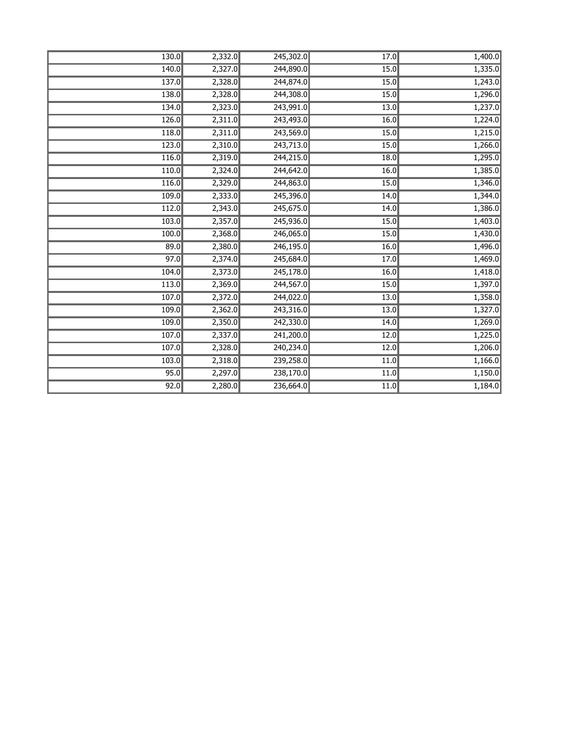| | | | | |
|---|---|---|---|---|
| 130.0 | 2,332.0 | 245,302.0 | 17.0 | 1,400.0 |
| 140.0 | 2,327.0 | 244,890.0 | 15.0 | 1,335.0 |
| 137.0 | 2,328.0 | 244,874.0 | 15.0 | 1,243.0 |
| 138.0 | 2,328.0 | 244,308.0 | 15.0 | 1,296.0 |
| 134.0 | 2,323.0 | 243,991.0 | 13.0 | 1,237.0 |
| 126.0 | 2,311.0 | 243,493.0 | 16.0 | 1,224.0 |
| 118.0 | 2,311.0 | 243,569.0 | 15.0 | 1,215.0 |
| 123.0 | 2,310.0 | 243,713.0 | 15.0 | 1,266.0 |
| 116.0 | 2,319.0 | 244,215.0 | 18.0 | 1,295.0 |
| 110.0 | 2,324.0 | 244,642.0 | 16.0 | 1,385.0 |
| 116.0 | 2,329.0 | 244,863.0 | 15.0 | 1,346.0 |
| 109.0 | 2,333.0 | 245,396.0 | 14.0 | 1,344.0 |
| 112.0 | 2,343.0 | 245,675.0 | 14.0 | 1,386.0 |
| 103.0 | 2,357.0 | 245,936.0 | 15.0 | 1,403.0 |
| 100.0 | 2,368.0 | 246,065.0 | 15.0 | 1,430.0 |
| 89.0 | 2,380.0 | 246,195.0 | 16.0 | 1,496.0 |
| 97.0 | 2,374.0 | 245,684.0 | 17.0 | 1,469.0 |
| 104.0 | 2,373.0 | 245,178.0 | 16.0 | 1,418.0 |
| 113.0 | 2,369.0 | 244,567.0 | 15.0 | 1,397.0 |
| 107.0 | 2,372.0 | 244,022.0 | 13.0 | 1,358.0 |
| 109.0 | 2,362.0 | 243,316.0 | 13.0 | 1,327.0 |
| 109.0 | 2,350.0 | 242,330.0 | 14.0 | 1,269.0 |
| 107.0 | 2,337.0 | 241,200.0 | 12.0 | 1,225.0 |
| 107.0 | 2,328.0 | 240,234.0 | 12.0 | 1,206.0 |
| 103.0 | 2,318.0 | 239,258.0 | 11.0 | 1,166.0 |
| 95.0 | 2,297.0 | 238,170.0 | 11.0 | 1,150.0 |
| 92.0 | 2,280.0 | 236,664.0 | 11.0 | 1,184.0 |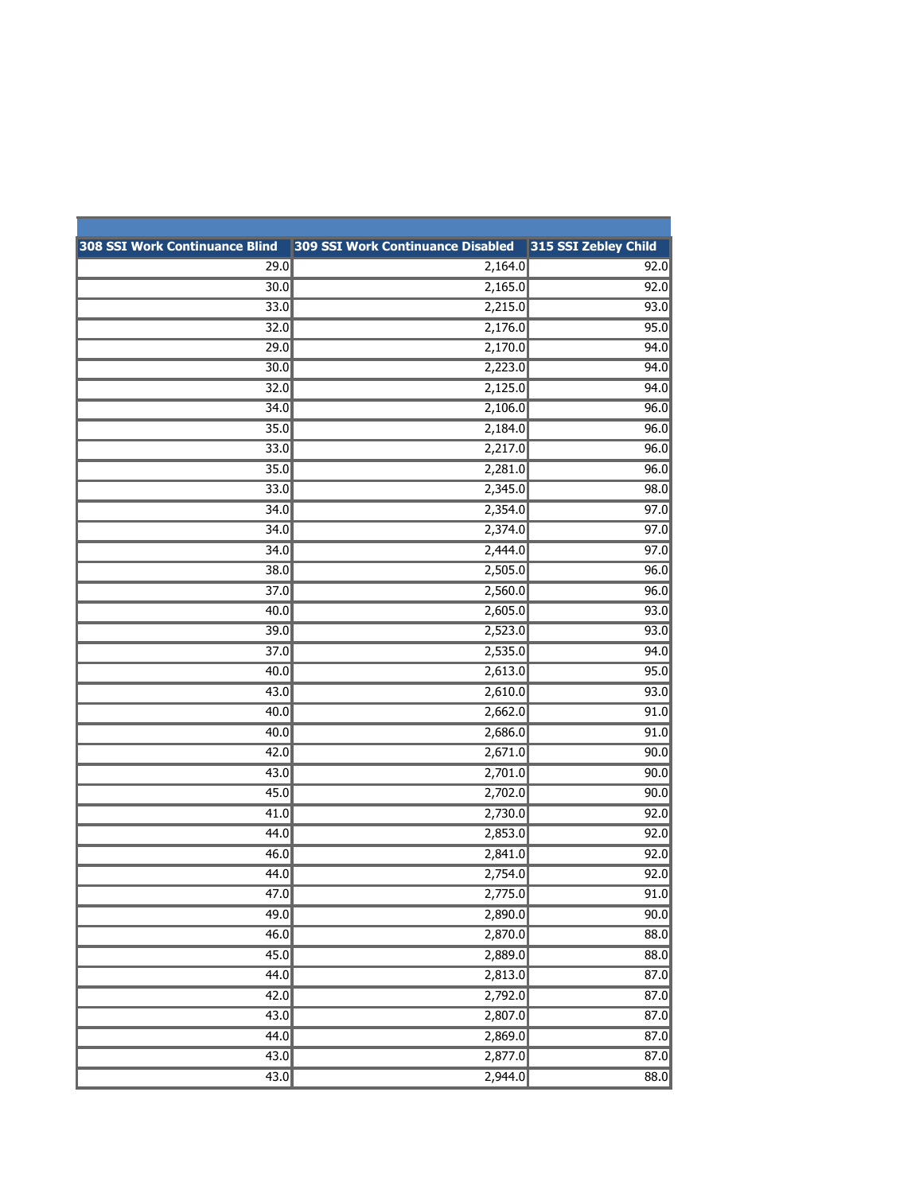| 308 SSI Work Continuance Blind | 309 SSI Work Continuance Disabled | 315 SSI Zebley Child |
|---:|---:|---:|
| 29.0 | 2,164.0 | 92.0 |
| 30.0 | 2,165.0 | 92.0 |
| 33.0 | 2,215.0 | 93.0 |
| 32.0 | 2,176.0 | 95.0 |
| 29.0 | 2,170.0 | 94.0 |
| 30.0 | 2,223.0 | 94.0 |
| 32.0 | 2,125.0 | 94.0 |
| 34.0 | 2,106.0 | 96.0 |
| 35.0 | 2,184.0 | 96.0 |
| 33.0 | 2,217.0 | 96.0 |
| 35.0 | 2,281.0 | 96.0 |
| 33.0 | 2,345.0 | 98.0 |
| 34.0 | 2,354.0 | 97.0 |
| 34.0 | 2,374.0 | 97.0 |
| 34.0 | 2,444.0 | 97.0 |
| 38.0 | 2,505.0 | 96.0 |
| 37.0 | 2,560.0 | 96.0 |
| 40.0 | 2,605.0 | 93.0 |
| 39.0 | 2,523.0 | 93.0 |
| 37.0 | 2,535.0 | 94.0 |
| 40.0 | 2,613.0 | 95.0 |
| 43.0 | 2,610.0 | 93.0 |
| 40.0 | 2,662.0 | 91.0 |
| 40.0 | 2,686.0 | 91.0 |
| 42.0 | 2,671.0 | 90.0 |
| 43.0 | 2,701.0 | 90.0 |
| 45.0 | 2,702.0 | 90.0 |
| 41.0 | 2,730.0 | 92.0 |
| 44.0 | 2,853.0 | 92.0 |
| 46.0 | 2,841.0 | 92.0 |
| 44.0 | 2,754.0 | 92.0 |
| 47.0 | 2,775.0 | 91.0 |
| 49.0 | 2,890.0 | 90.0 |
| 46.0 | 2,870.0 | 88.0 |
| 45.0 | 2,889.0 | 88.0 |
| 44.0 | 2,813.0 | 87.0 |
| 42.0 | 2,792.0 | 87.0 |
| 43.0 | 2,807.0 | 87.0 |
| 44.0 | 2,869.0 | 87.0 |
| 43.0 | 2,877.0 | 87.0 |
| 43.0 | 2,944.0 | 88.0 |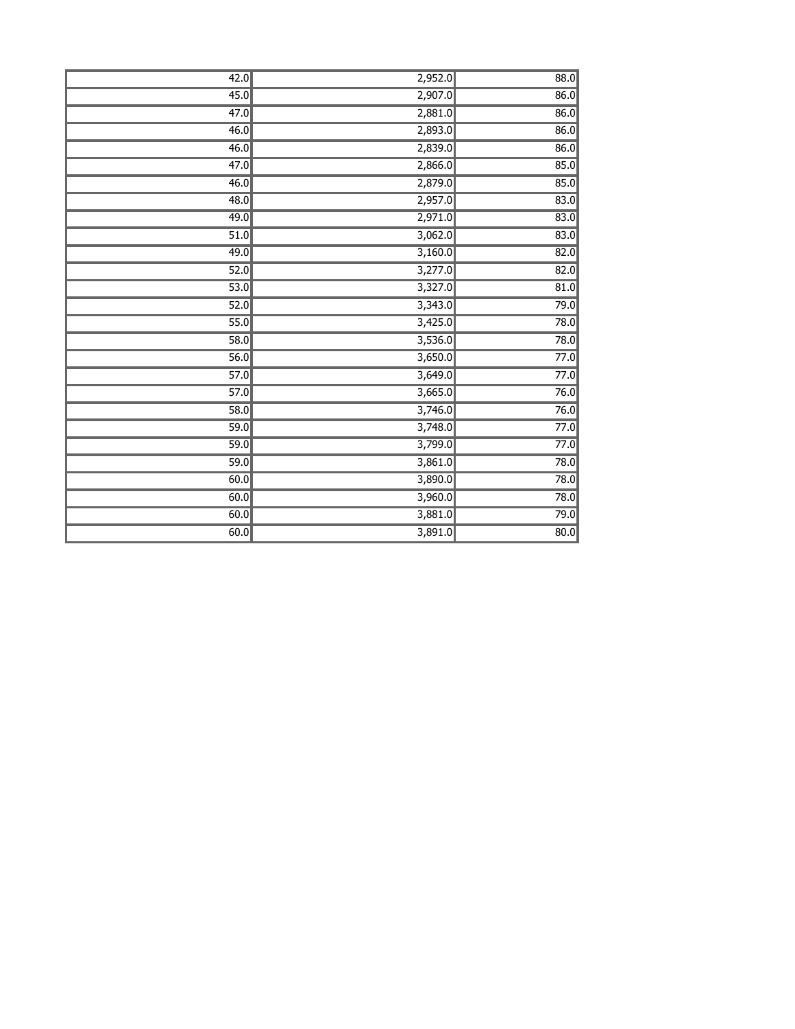| | | |
|---|---|---|
| 42.0 | 2,952.0 | 88.0 |
| 45.0 | 2,907.0 | 86.0 |
| 47.0 | 2,881.0 | 86.0 |
| 46.0 | 2,893.0 | 86.0 |
| 46.0 | 2,839.0 | 86.0 |
| 47.0 | 2,866.0 | 85.0 |
| 46.0 | 2,879.0 | 85.0 |
| 48.0 | 2,957.0 | 83.0 |
| 49.0 | 2,971.0 | 83.0 |
| 51.0 | 3,062.0 | 83.0 |
| 49.0 | 3,160.0 | 82.0 |
| 52.0 | 3,277.0 | 82.0 |
| 53.0 | 3,327.0 | 81.0 |
| 52.0 | 3,343.0 | 79.0 |
| 55.0 | 3,425.0 | 78.0 |
| 58.0 | 3,536.0 | 78.0 |
| 56.0 | 3,650.0 | 77.0 |
| 57.0 | 3,649.0 | 77.0 |
| 57.0 | 3,665.0 | 76.0 |
| 58.0 | 3,746.0 | 76.0 |
| 59.0 | 3,748.0 | 77.0 |
| 59.0 | 3,799.0 | 77.0 |
| 59.0 | 3,861.0 | 78.0 |
| 60.0 | 3,890.0 | 78.0 |
| 60.0 | 3,960.0 | 78.0 |
| 60.0 | 3,881.0 | 79.0 |
| 60.0 | 3,891.0 | 80.0 |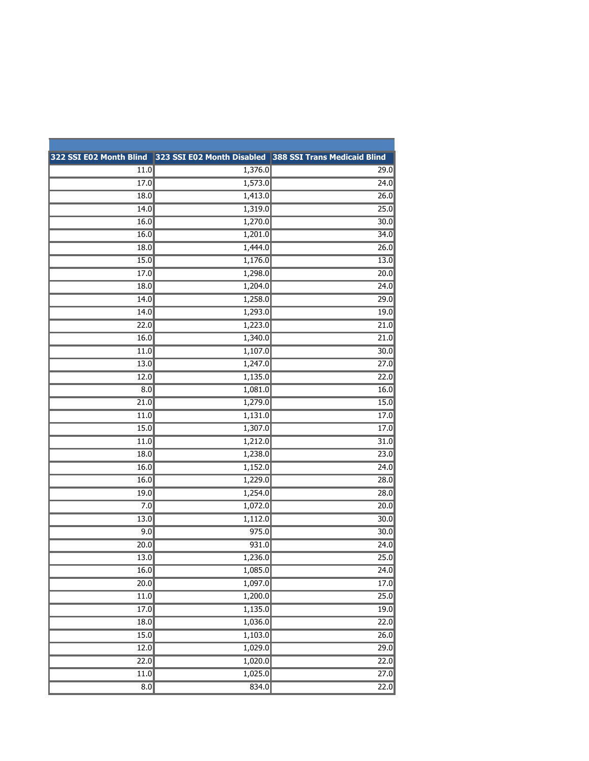| 322 SSI E02 Month Blind | 323 SSI E02 Month Disabled | 388 SSI Trans Medicaid Blind |
|---|---|---|
| 11.0 | 1,376.0 | 29.0 |
| 17.0 | 1,573.0 | 24.0 |
| 18.0 | 1,413.0 | 26.0 |
| 14.0 | 1,319.0 | 25.0 |
| 16.0 | 1,270.0 | 30.0 |
| 16.0 | 1,201.0 | 34.0 |
| 18.0 | 1,444.0 | 26.0 |
| 15.0 | 1,176.0 | 13.0 |
| 17.0 | 1,298.0 | 20.0 |
| 18.0 | 1,204.0 | 24.0 |
| 14.0 | 1,258.0 | 29.0 |
| 14.0 | 1,293.0 | 19.0 |
| 22.0 | 1,223.0 | 21.0 |
| 16.0 | 1,340.0 | 21.0 |
| 11.0 | 1,107.0 | 30.0 |
| 13.0 | 1,247.0 | 27.0 |
| 12.0 | 1,135.0 | 22.0 |
| 8.0 | 1,081.0 | 16.0 |
| 21.0 | 1,279.0 | 15.0 |
| 11.0 | 1,131.0 | 17.0 |
| 15.0 | 1,307.0 | 17.0 |
| 11.0 | 1,212.0 | 31.0 |
| 18.0 | 1,238.0 | 23.0 |
| 16.0 | 1,152.0 | 24.0 |
| 16.0 | 1,229.0 | 28.0 |
| 19.0 | 1,254.0 | 28.0 |
| 7.0 | 1,072.0 | 20.0 |
| 13.0 | 1,112.0 | 30.0 |
| 9.0 | 975.0 | 30.0 |
| 20.0 | 931.0 | 24.0 |
| 13.0 | 1,236.0 | 25.0 |
| 16.0 | 1,085.0 | 24.0 |
| 20.0 | 1,097.0 | 17.0 |
| 11.0 | 1,200.0 | 25.0 |
| 17.0 | 1,135.0 | 19.0 |
| 18.0 | 1,036.0 | 22.0 |
| 15.0 | 1,103.0 | 26.0 |
| 12.0 | 1,029.0 | 29.0 |
| 22.0 | 1,020.0 | 22.0 |
| 11.0 | 1,025.0 | 27.0 |
| 8.0 | 834.0 | 22.0 |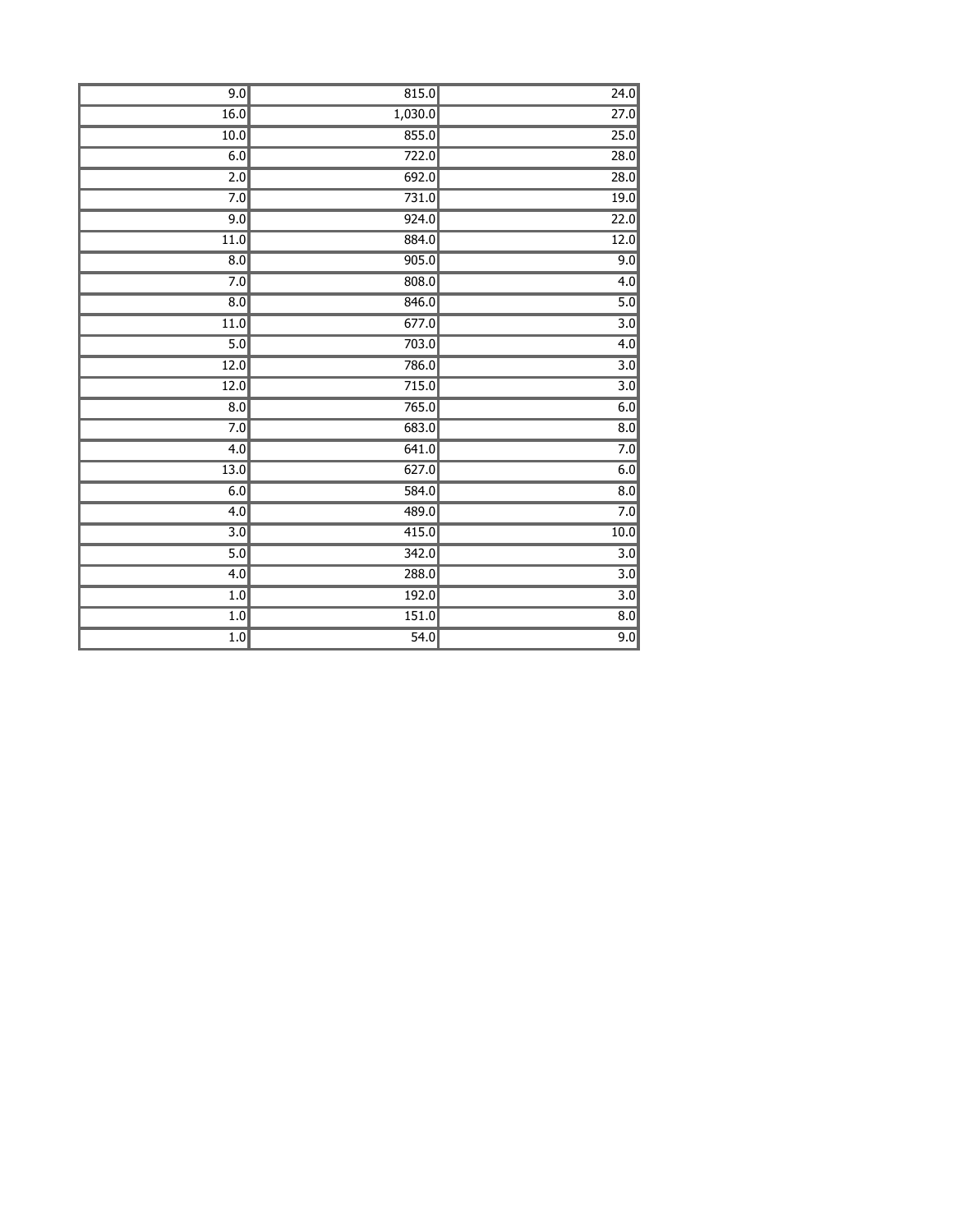| | | |
|---|---|---|
| 9.0 | 815.0 | 24.0 |
| 16.0 | 1,030.0 | 27.0 |
| 10.0 | 855.0 | 25.0 |
| 6.0 | 722.0 | 28.0 |
| 2.0 | 692.0 | 28.0 |
| 7.0 | 731.0 | 19.0 |
| 9.0 | 924.0 | 22.0 |
| 11.0 | 884.0 | 12.0 |
| 8.0 | 905.0 | 9.0 |
| 7.0 | 808.0 | 4.0 |
| 8.0 | 846.0 | 5.0 |
| 11.0 | 677.0 | 3.0 |
| 5.0 | 703.0 | 4.0 |
| 12.0 | 786.0 | 3.0 |
| 12.0 | 715.0 | 3.0 |
| 8.0 | 765.0 | 6.0 |
| 7.0 | 683.0 | 8.0 |
| 4.0 | 641.0 | 7.0 |
| 13.0 | 627.0 | 6.0 |
| 6.0 | 584.0 | 8.0 |
| 4.0 | 489.0 | 7.0 |
| 3.0 | 415.0 | 10.0 |
| 5.0 | 342.0 | 3.0 |
| 4.0 | 288.0 | 3.0 |
| 1.0 | 192.0 | 3.0 |
| 1.0 | 151.0 | 8.0 |
| 1.0 | 54.0 | 9.0 |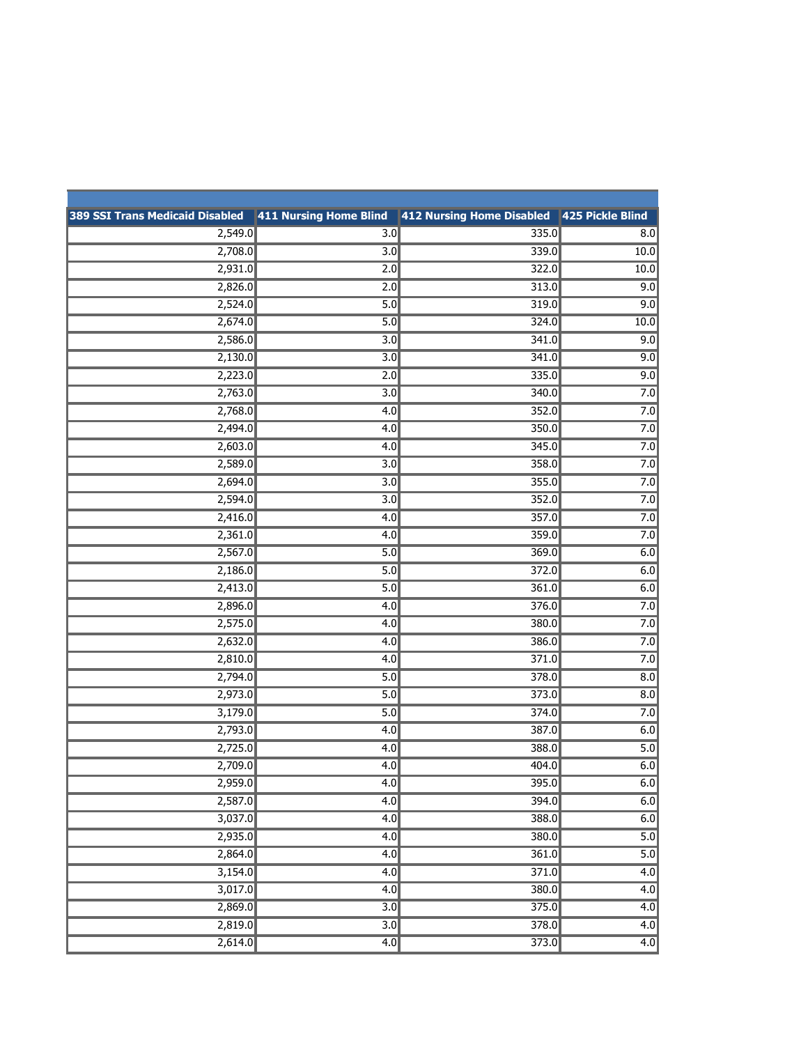| 389 SSI Trans Medicaid Disabled | 411 Nursing Home Blind | 412 Nursing Home Disabled | 425 Pickle Blind |
|---|---|---|---|
| 2,549.0 | 3.0 | 335.0 | 8.0 |
| 2,708.0 | 3.0 | 339.0 | 10.0 |
| 2,931.0 | 2.0 | 322.0 | 10.0 |
| 2,826.0 | 2.0 | 313.0 | 9.0 |
| 2,524.0 | 5.0 | 319.0 | 9.0 |
| 2,674.0 | 5.0 | 324.0 | 10.0 |
| 2,586.0 | 3.0 | 341.0 | 9.0 |
| 2,130.0 | 3.0 | 341.0 | 9.0 |
| 2,223.0 | 2.0 | 335.0 | 9.0 |
| 2,763.0 | 3.0 | 340.0 | 7.0 |
| 2,768.0 | 4.0 | 352.0 | 7.0 |
| 2,494.0 | 4.0 | 350.0 | 7.0 |
| 2,603.0 | 4.0 | 345.0 | 7.0 |
| 2,589.0 | 3.0 | 358.0 | 7.0 |
| 2,694.0 | 3.0 | 355.0 | 7.0 |
| 2,594.0 | 3.0 | 352.0 | 7.0 |
| 2,416.0 | 4.0 | 357.0 | 7.0 |
| 2,361.0 | 4.0 | 359.0 | 7.0 |
| 2,567.0 | 5.0 | 369.0 | 6.0 |
| 2,186.0 | 5.0 | 372.0 | 6.0 |
| 2,413.0 | 5.0 | 361.0 | 6.0 |
| 2,896.0 | 4.0 | 376.0 | 7.0 |
| 2,575.0 | 4.0 | 380.0 | 7.0 |
| 2,632.0 | 4.0 | 386.0 | 7.0 |
| 2,810.0 | 4.0 | 371.0 | 7.0 |
| 2,794.0 | 5.0 | 378.0 | 8.0 |
| 2,973.0 | 5.0 | 373.0 | 8.0 |
| 3,179.0 | 5.0 | 374.0 | 7.0 |
| 2,793.0 | 4.0 | 387.0 | 6.0 |
| 2,725.0 | 4.0 | 388.0 | 5.0 |
| 2,709.0 | 4.0 | 404.0 | 6.0 |
| 2,959.0 | 4.0 | 395.0 | 6.0 |
| 2,587.0 | 4.0 | 394.0 | 6.0 |
| 3,037.0 | 4.0 | 388.0 | 6.0 |
| 2,935.0 | 4.0 | 380.0 | 5.0 |
| 2,864.0 | 4.0 | 361.0 | 5.0 |
| 3,154.0 | 4.0 | 371.0 | 4.0 |
| 3,017.0 | 4.0 | 380.0 | 4.0 |
| 2,869.0 | 3.0 | 375.0 | 4.0 |
| 2,819.0 | 3.0 | 378.0 | 4.0 |
| 2,614.0 | 4.0 | 373.0 | 4.0 |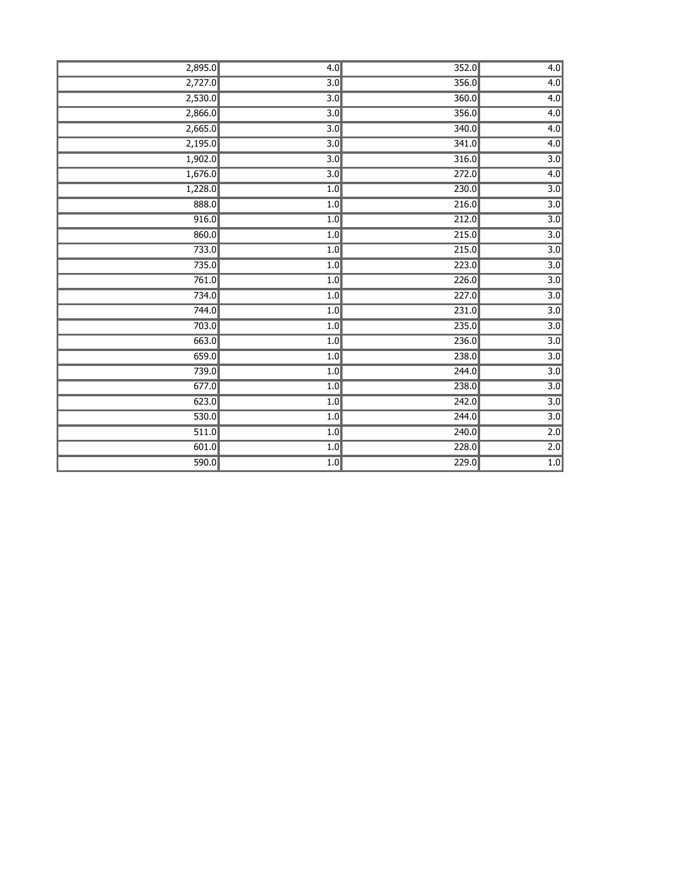| | | | |
|---|---|---|---|
| 2,895.0 | 4.0 | 352.0 | 4.0 |
| 2,727.0 | 3.0 | 356.0 | 4.0 |
| 2,530.0 | 3.0 | 360.0 | 4.0 |
| 2,866.0 | 3.0 | 356.0 | 4.0 |
| 2,665.0 | 3.0 | 340.0 | 4.0 |
| 2,195.0 | 3.0 | 341.0 | 4.0 |
| 1,902.0 | 3.0 | 316.0 | 3.0 |
| 1,676.0 | 3.0 | 272.0 | 4.0 |
| 1,228.0 | 1.0 | 230.0 | 3.0 |
| 888.0 | 1.0 | 216.0 | 3.0 |
| 916.0 | 1.0 | 212.0 | 3.0 |
| 860.0 | 1.0 | 215.0 | 3.0 |
| 733.0 | 1.0 | 215.0 | 3.0 |
| 735.0 | 1.0 | 223.0 | 3.0 |
| 761.0 | 1.0 | 226.0 | 3.0 |
| 734.0 | 1.0 | 227.0 | 3.0 |
| 744.0 | 1.0 | 231.0 | 3.0 |
| 703.0 | 1.0 | 235.0 | 3.0 |
| 663.0 | 1.0 | 236.0 | 3.0 |
| 659.0 | 1.0 | 238.0 | 3.0 |
| 739.0 | 1.0 | 244.0 | 3.0 |
| 677.0 | 1.0 | 238.0 | 3.0 |
| 623.0 | 1.0 | 242.0 | 3.0 |
| 530.0 | 1.0 | 244.0 | 3.0 |
| 511.0 | 1.0 | 240.0 | 2.0 |
| 601.0 | 1.0 | 228.0 | 2.0 |
| 590.0 | 1.0 | 229.0 | 1.0 |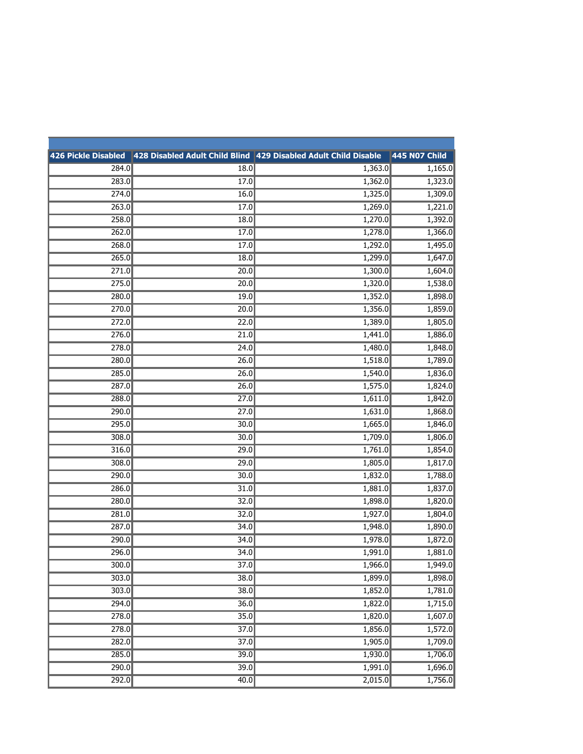| 426 Pickle Disabled | 428 Disabled Adult Child Blind | 429 Disabled Adult Child Disable | 445 N07 Child |
|---|---|---|---|
| 284.0 | 18.0 | 1,363.0 | 1,165.0 |
| 283.0 | 17.0 | 1,362.0 | 1,323.0 |
| 274.0 | 16.0 | 1,325.0 | 1,309.0 |
| 263.0 | 17.0 | 1,269.0 | 1,221.0 |
| 258.0 | 18.0 | 1,270.0 | 1,392.0 |
| 262.0 | 17.0 | 1,278.0 | 1,366.0 |
| 268.0 | 17.0 | 1,292.0 | 1,495.0 |
| 265.0 | 18.0 | 1,299.0 | 1,647.0 |
| 271.0 | 20.0 | 1,300.0 | 1,604.0 |
| 275.0 | 20.0 | 1,320.0 | 1,538.0 |
| 280.0 | 19.0 | 1,352.0 | 1,898.0 |
| 270.0 | 20.0 | 1,356.0 | 1,859.0 |
| 272.0 | 22.0 | 1,389.0 | 1,805.0 |
| 276.0 | 21.0 | 1,441.0 | 1,886.0 |
| 278.0 | 24.0 | 1,480.0 | 1,848.0 |
| 280.0 | 26.0 | 1,518.0 | 1,789.0 |
| 285.0 | 26.0 | 1,540.0 | 1,836.0 |
| 287.0 | 26.0 | 1,575.0 | 1,824.0 |
| 288.0 | 27.0 | 1,611.0 | 1,842.0 |
| 290.0 | 27.0 | 1,631.0 | 1,868.0 |
| 295.0 | 30.0 | 1,665.0 | 1,846.0 |
| 308.0 | 30.0 | 1,709.0 | 1,806.0 |
| 316.0 | 29.0 | 1,761.0 | 1,854.0 |
| 308.0 | 29.0 | 1,805.0 | 1,817.0 |
| 290.0 | 30.0 | 1,832.0 | 1,788.0 |
| 286.0 | 31.0 | 1,881.0 | 1,837.0 |
| 280.0 | 32.0 | 1,898.0 | 1,820.0 |
| 281.0 | 32.0 | 1,927.0 | 1,804.0 |
| 287.0 | 34.0 | 1,948.0 | 1,890.0 |
| 290.0 | 34.0 | 1,978.0 | 1,872.0 |
| 296.0 | 34.0 | 1,991.0 | 1,881.0 |
| 300.0 | 37.0 | 1,966.0 | 1,949.0 |
| 303.0 | 38.0 | 1,899.0 | 1,898.0 |
| 303.0 | 38.0 | 1,852.0 | 1,781.0 |
| 294.0 | 36.0 | 1,822.0 | 1,715.0 |
| 278.0 | 35.0 | 1,820.0 | 1,607.0 |
| 278.0 | 37.0 | 1,856.0 | 1,572.0 |
| 282.0 | 37.0 | 1,905.0 | 1,709.0 |
| 285.0 | 39.0 | 1,930.0 | 1,706.0 |
| 290.0 | 39.0 | 1,991.0 | 1,696.0 |
| 292.0 | 40.0 | 2,015.0 | 1,756.0 |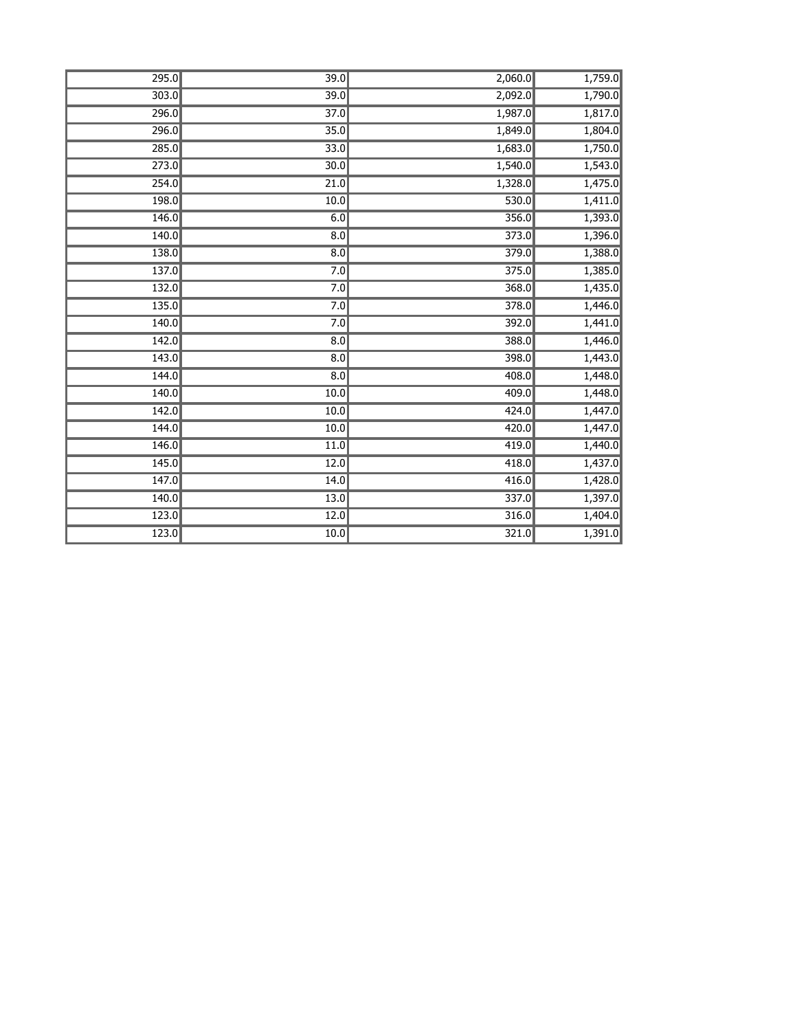| | | | |
|---|---|---|---|
| 295.0 | 39.0 | 2,060.0 | 1,759.0 |
| 303.0 | 39.0 | 2,092.0 | 1,790.0 |
| 296.0 | 37.0 | 1,987.0 | 1,817.0 |
| 296.0 | 35.0 | 1,849.0 | 1,804.0 |
| 285.0 | 33.0 | 1,683.0 | 1,750.0 |
| 273.0 | 30.0 | 1,540.0 | 1,543.0 |
| 254.0 | 21.0 | 1,328.0 | 1,475.0 |
| 198.0 | 10.0 | 530.0 | 1,411.0 |
| 146.0 | 6.0 | 356.0 | 1,393.0 |
| 140.0 | 8.0 | 373.0 | 1,396.0 |
| 138.0 | 8.0 | 379.0 | 1,388.0 |
| 137.0 | 7.0 | 375.0 | 1,385.0 |
| 132.0 | 7.0 | 368.0 | 1,435.0 |
| 135.0 | 7.0 | 378.0 | 1,446.0 |
| 140.0 | 7.0 | 392.0 | 1,441.0 |
| 142.0 | 8.0 | 388.0 | 1,446.0 |
| 143.0 | 8.0 | 398.0 | 1,443.0 |
| 144.0 | 8.0 | 408.0 | 1,448.0 |
| 140.0 | 10.0 | 409.0 | 1,448.0 |
| 142.0 | 10.0 | 424.0 | 1,447.0 |
| 144.0 | 10.0 | 420.0 | 1,447.0 |
| 146.0 | 11.0 | 419.0 | 1,440.0 |
| 145.0 | 12.0 | 418.0 | 1,437.0 |
| 147.0 | 14.0 | 416.0 | 1,428.0 |
| 140.0 | 13.0 | 337.0 | 1,397.0 |
| 123.0 | 12.0 | 316.0 | 1,404.0 |
| 123.0 | 10.0 | 321.0 | 1,391.0 |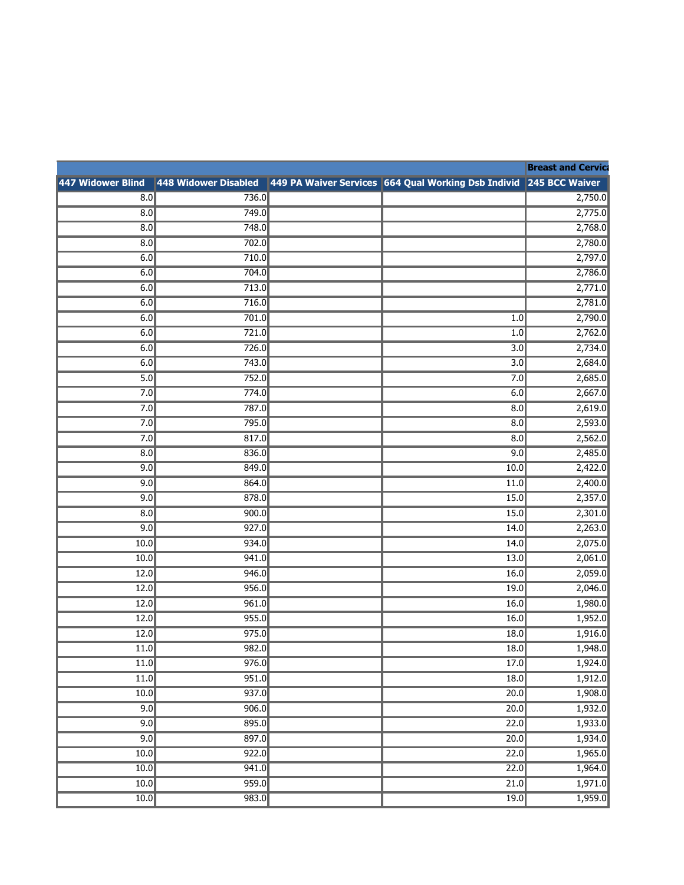| | | | | Breast and Cervica |
|---|---|---|---|---|
| 447 Widower Blind | 448 Widower Disabled | 449 PA Waiver Services | 664 Qual Working Dsb Individ | 245 BCC Waiver |
| 8.0 | 736.0 | | | 2,750.0 |
| 8.0 | 749.0 | | | 2,775.0 |
| 8.0 | 748.0 | | | 2,768.0 |
| 8.0 | 702.0 | | | 2,780.0 |
| 6.0 | 710.0 | | | 2,797.0 |
| 6.0 | 704.0 | | | 2,786.0 |
| 6.0 | 713.0 | | | 2,771.0 |
| 6.0 | 716.0 | | | 2,781.0 |
| 6.0 | 701.0 | | 1.0 | 2,790.0 |
| 6.0 | 721.0 | | 1.0 | 2,762.0 |
| 6.0 | 726.0 | | 3.0 | 2,734.0 |
| 6.0 | 743.0 | | 3.0 | 2,684.0 |
| 5.0 | 752.0 | | 7.0 | 2,685.0 |
| 7.0 | 774.0 | | 6.0 | 2,667.0 |
| 7.0 | 787.0 | | 8.0 | 2,619.0 |
| 7.0 | 795.0 | | 8.0 | 2,593.0 |
| 7.0 | 817.0 | | 8.0 | 2,562.0 |
| 8.0 | 836.0 | | 9.0 | 2,485.0 |
| 9.0 | 849.0 | | 10.0 | 2,422.0 |
| 9.0 | 864.0 | | 11.0 | 2,400.0 |
| 9.0 | 878.0 | | 15.0 | 2,357.0 |
| 8.0 | 900.0 | | 15.0 | 2,301.0 |
| 9.0 | 927.0 | | 14.0 | 2,263.0 |
| 10.0 | 934.0 | | 14.0 | 2,075.0 |
| 10.0 | 941.0 | | 13.0 | 2,061.0 |
| 12.0 | 946.0 | | 16.0 | 2,059.0 |
| 12.0 | 956.0 | | 19.0 | 2,046.0 |
| 12.0 | 961.0 | | 16.0 | 1,980.0 |
| 12.0 | 955.0 | | 16.0 | 1,952.0 |
| 12.0 | 975.0 | | 18.0 | 1,916.0 |
| 11.0 | 982.0 | | 18.0 | 1,948.0 |
| 11.0 | 976.0 | | 17.0 | 1,924.0 |
| 11.0 | 951.0 | | 18.0 | 1,912.0 |
| 10.0 | 937.0 | | 20.0 | 1,908.0 |
| 9.0 | 906.0 | | 20.0 | 1,932.0 |
| 9.0 | 895.0 | | 22.0 | 1,933.0 |
| 9.0 | 897.0 | | 20.0 | 1,934.0 |
| 10.0 | 922.0 | | 22.0 | 1,965.0 |
| 10.0 | 941.0 | | 22.0 | 1,964.0 |
| 10.0 | 959.0 | | 21.0 | 1,971.0 |
| 10.0 | 983.0 | | 19.0 | 1,959.0 |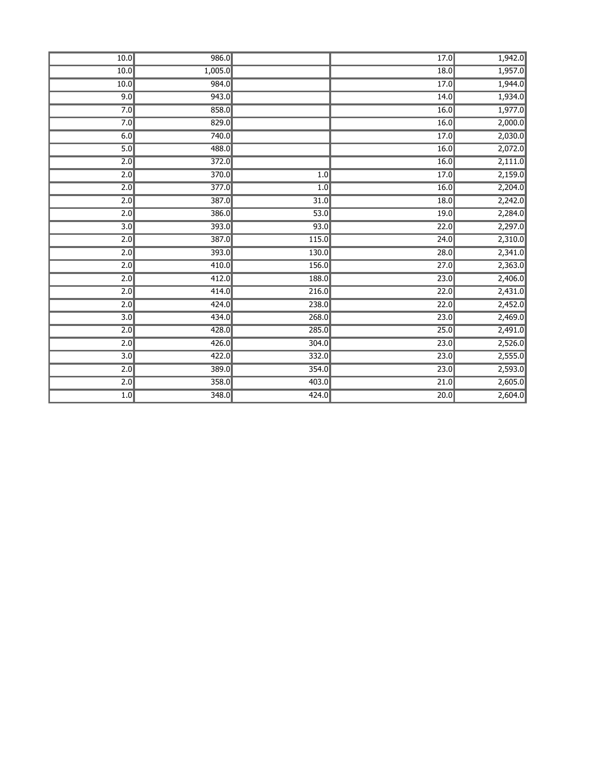| | | | | |
|---|---|---|---|---|
| 10.0 | 986.0 | | 17.0 | 1,942.0 |
| 10.0 | 1,005.0 | | 18.0 | 1,957.0 |
| 10.0 | 984.0 | | 17.0 | 1,944.0 |
| 9.0 | 943.0 | | 14.0 | 1,934.0 |
| 7.0 | 858.0 | | 16.0 | 1,977.0 |
| 7.0 | 829.0 | | 16.0 | 2,000.0 |
| 6.0 | 740.0 | | 17.0 | 2,030.0 |
| 5.0 | 488.0 | | 16.0 | 2,072.0 |
| 2.0 | 372.0 | | 16.0 | 2,111.0 |
| 2.0 | 370.0 | 1.0 | 17.0 | 2,159.0 |
| 2.0 | 377.0 | 1.0 | 16.0 | 2,204.0 |
| 2.0 | 387.0 | 31.0 | 18.0 | 2,242.0 |
| 2.0 | 386.0 | 53.0 | 19.0 | 2,284.0 |
| 3.0 | 393.0 | 93.0 | 22.0 | 2,297.0 |
| 2.0 | 387.0 | 115.0 | 24.0 | 2,310.0 |
| 2.0 | 393.0 | 130.0 | 28.0 | 2,341.0 |
| 2.0 | 410.0 | 156.0 | 27.0 | 2,363.0 |
| 2.0 | 412.0 | 188.0 | 23.0 | 2,406.0 |
| 2.0 | 414.0 | 216.0 | 22.0 | 2,431.0 |
| 2.0 | 424.0 | 238.0 | 22.0 | 2,452.0 |
| 3.0 | 434.0 | 268.0 | 23.0 | 2,469.0 |
| 2.0 | 428.0 | 285.0 | 25.0 | 2,491.0 |
| 2.0 | 426.0 | 304.0 | 23.0 | 2,526.0 |
| 3.0 | 422.0 | 332.0 | 23.0 | 2,555.0 |
| 2.0 | 389.0 | 354.0 | 23.0 | 2,593.0 |
| 2.0 | 358.0 | 403.0 | 21.0 | 2,605.0 |
| 1.0 | 348.0 | 424.0 | 20.0 | 2,604.0 |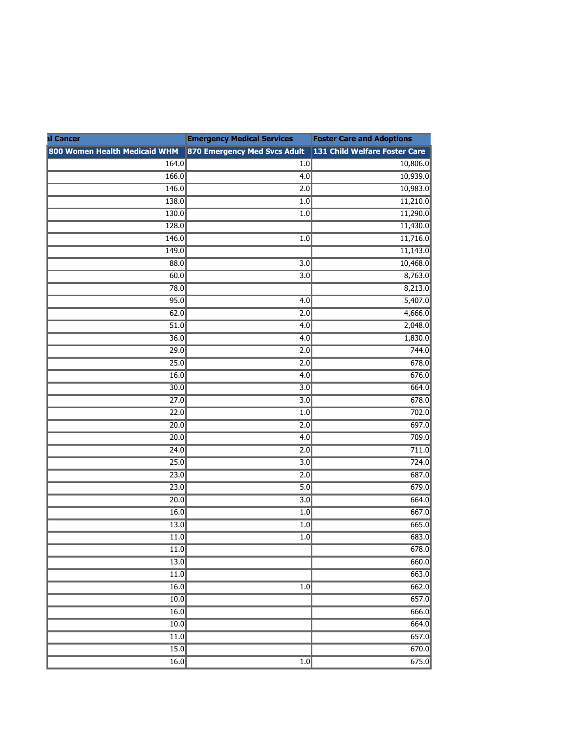| al Cancer | Emergency Medical Services | Foster Care and Adoptions |
|---|---|---|
| 800 Women Health Medicaid WHM | 870 Emergency Med Svcs Adult | 131 Child Welfare Foster Care |
| 164.0 | 1.0 | 10,806.0 |
| 166.0 | 4.0 | 10,939.0 |
| 146.0 | 2.0 | 10,983.0 |
| 138.0 | 1.0 | 11,210.0 |
| 130.0 | 1.0 | 11,290.0 |
| 128.0 | | 11,430.0 |
| 146.0 | 1.0 | 11,716.0 |
| 149.0 | | 11,143.0 |
| 88.0 | 3.0 | 10,468.0 |
| 60.0 | 3.0 | 8,763.0 |
| 78.0 | | 8,213.0 |
| 95.0 | 4.0 | 5,407.0 |
| 62.0 | 2.0 | 4,666.0 |
| 51.0 | 4.0 | 2,048.0 |
| 36.0 | 4.0 | 1,830.0 |
| 29.0 | 2.0 | 744.0 |
| 25.0 | 2.0 | 678.0 |
| 16.0 | 4.0 | 676.0 |
| 30.0 | 3.0 | 664.0 |
| 27.0 | 3.0 | 678.0 |
| 22.0 | 1.0 | 702.0 |
| 20.0 | 2.0 | 697.0 |
| 20.0 | 4.0 | 709.0 |
| 24.0 | 2.0 | 711.0 |
| 25.0 | 3.0 | 724.0 |
| 23.0 | 2.0 | 687.0 |
| 23.0 | 5.0 | 679.0 |
| 20.0 | 3.0 | 664.0 |
| 16.0 | 1.0 | 667.0 |
| 13.0 | 1.0 | 665.0 |
| 11.0 | 1.0 | 683.0 |
| 11.0 | | 678.0 |
| 13.0 | | 660.0 |
| 11.0 | | 663.0 |
| 16.0 | 1.0 | 662.0 |
| 10.0 | | 657.0 |
| 16.0 | | 666.0 |
| 10.0 | | 664.0 |
| 11.0 | | 657.0 |
| 15.0 | | 670.0 |
| 16.0 | 1.0 | 675.0 |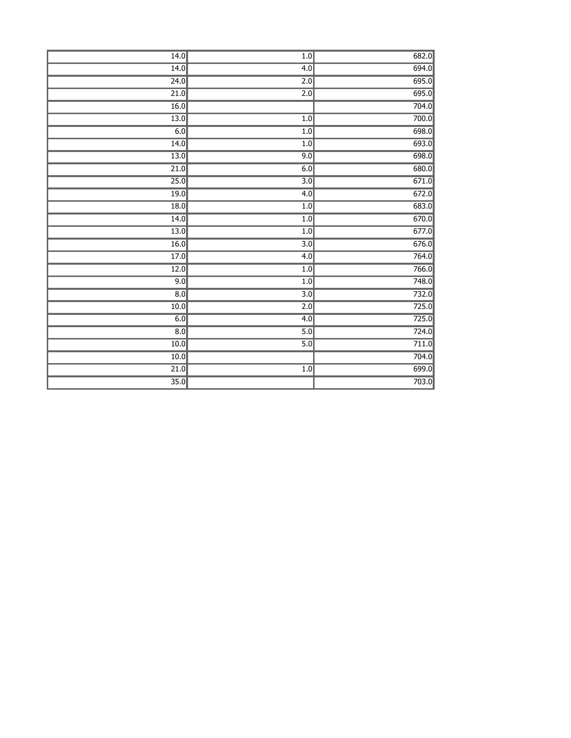| | | |
|---|---|---|
| 14.0 | 1.0 | 682.0 |
| 14.0 | 4.0 | 694.0 |
| 24.0 | 2.0 | 695.0 |
| 21.0 | 2.0 | 695.0 |
| 16.0 | | 704.0 |
| 13.0 | 1.0 | 700.0 |
| 6.0 | 1.0 | 698.0 |
| 14.0 | 1.0 | 693.0 |
| 13.0 | 9.0 | 698.0 |
| 21.0 | 6.0 | 680.0 |
| 25.0 | 3.0 | 671.0 |
| 19.0 | 4.0 | 672.0 |
| 18.0 | 1.0 | 683.0 |
| 14.0 | 1.0 | 670.0 |
| 13.0 | 1.0 | 677.0 |
| 16.0 | 3.0 | 676.0 |
| 17.0 | 4.0 | 764.0 |
| 12.0 | 1.0 | 766.0 |
| 9.0 | 1.0 | 748.0 |
| 8.0 | 3.0 | 732.0 |
| 10.0 | 2.0 | 725.0 |
| 6.0 | 4.0 | 725.0 |
| 8.0 | 5.0 | 724.0 |
| 10.0 | 5.0 | 711.0 |
| 10.0 | | 704.0 |
| 21.0 | 1.0 | 699.0 |
| 35.0 | | 703.0 |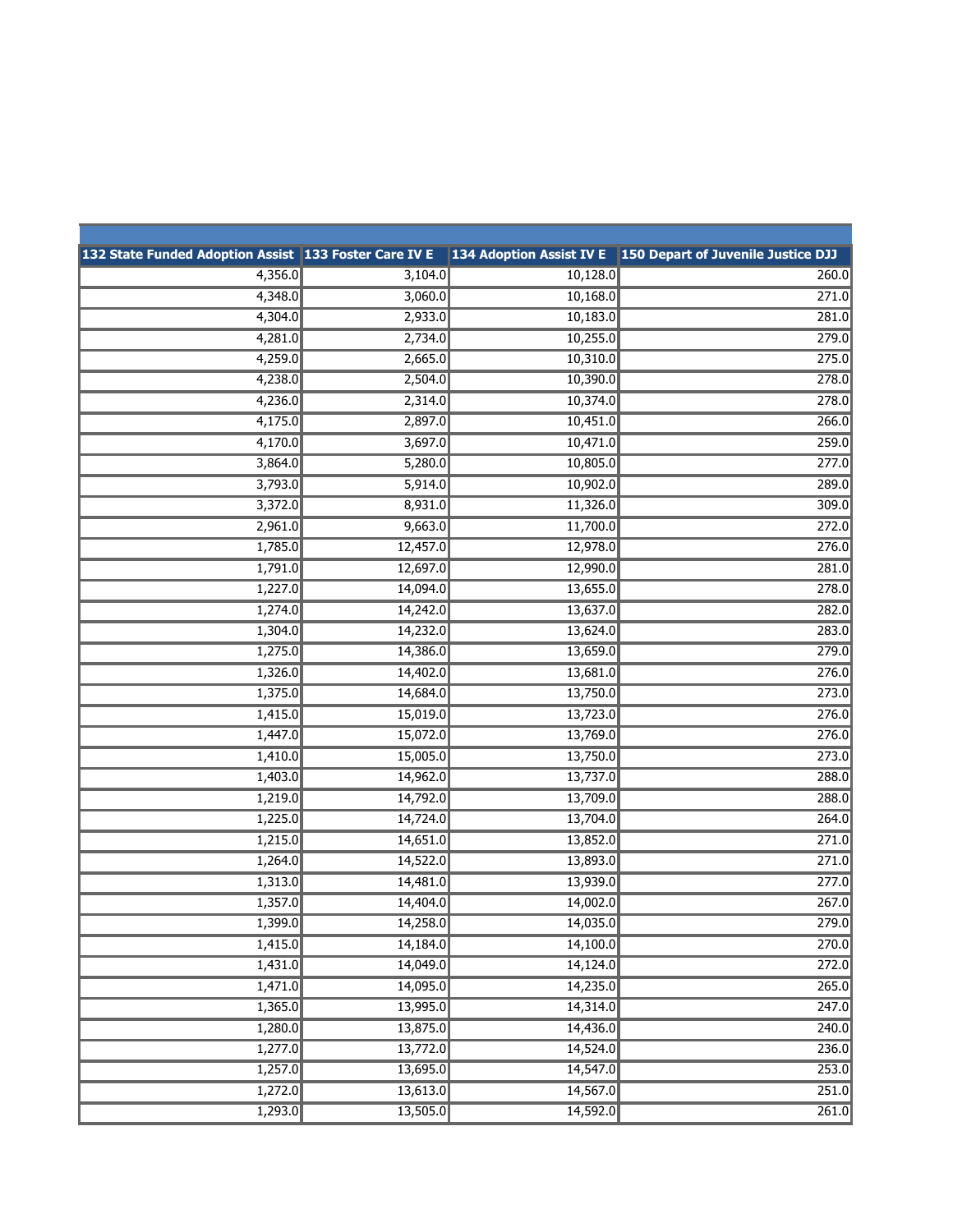| 132 State Funded Adoption Assist | 133 Foster Care IV E | 134 Adoption Assist IV E | 150 Depart of Juvenile Justice DJJ |
| --- | --- | --- | --- |
| 4,356.0 | 3,104.0 | 10,128.0 | 260.0 |
| 4,348.0 | 3,060.0 | 10,168.0 | 271.0 |
| 4,304.0 | 2,933.0 | 10,183.0 | 281.0 |
| 4,281.0 | 2,734.0 | 10,255.0 | 279.0 |
| 4,259.0 | 2,665.0 | 10,310.0 | 275.0 |
| 4,238.0 | 2,504.0 | 10,390.0 | 278.0 |
| 4,236.0 | 2,314.0 | 10,374.0 | 278.0 |
| 4,175.0 | 2,897.0 | 10,451.0 | 266.0 |
| 4,170.0 | 3,697.0 | 10,471.0 | 259.0 |
| 3,864.0 | 5,280.0 | 10,805.0 | 277.0 |
| 3,793.0 | 5,914.0 | 10,902.0 | 289.0 |
| 3,372.0 | 8,931.0 | 11,326.0 | 309.0 |
| 2,961.0 | 9,663.0 | 11,700.0 | 272.0 |
| 1,785.0 | 12,457.0 | 12,978.0 | 276.0 |
| 1,791.0 | 12,697.0 | 12,990.0 | 281.0 |
| 1,227.0 | 14,094.0 | 13,655.0 | 278.0 |
| 1,274.0 | 14,242.0 | 13,637.0 | 282.0 |
| 1,304.0 | 14,232.0 | 13,624.0 | 283.0 |
| 1,275.0 | 14,386.0 | 13,659.0 | 279.0 |
| 1,326.0 | 14,402.0 | 13,681.0 | 276.0 |
| 1,375.0 | 14,684.0 | 13,750.0 | 273.0 |
| 1,415.0 | 15,019.0 | 13,723.0 | 276.0 |
| 1,447.0 | 15,072.0 | 13,769.0 | 276.0 |
| 1,410.0 | 15,005.0 | 13,750.0 | 273.0 |
| 1,403.0 | 14,962.0 | 13,737.0 | 288.0 |
| 1,219.0 | 14,792.0 | 13,709.0 | 288.0 |
| 1,225.0 | 14,724.0 | 13,704.0 | 264.0 |
| 1,215.0 | 14,651.0 | 13,852.0 | 271.0 |
| 1,264.0 | 14,522.0 | 13,893.0 | 271.0 |
| 1,313.0 | 14,481.0 | 13,939.0 | 277.0 |
| 1,357.0 | 14,404.0 | 14,002.0 | 267.0 |
| 1,399.0 | 14,258.0 | 14,035.0 | 279.0 |
| 1,415.0 | 14,184.0 | 14,100.0 | 270.0 |
| 1,431.0 | 14,049.0 | 14,124.0 | 272.0 |
| 1,471.0 | 14,095.0 | 14,235.0 | 265.0 |
| 1,365.0 | 13,995.0 | 14,314.0 | 247.0 |
| 1,280.0 | 13,875.0 | 14,436.0 | 240.0 |
| 1,277.0 | 13,772.0 | 14,524.0 | 236.0 |
| 1,257.0 | 13,695.0 | 14,547.0 | 253.0 |
| 1,272.0 | 13,613.0 | 14,567.0 | 251.0 |
| 1,293.0 | 13,505.0 | 14,592.0 | 261.0 |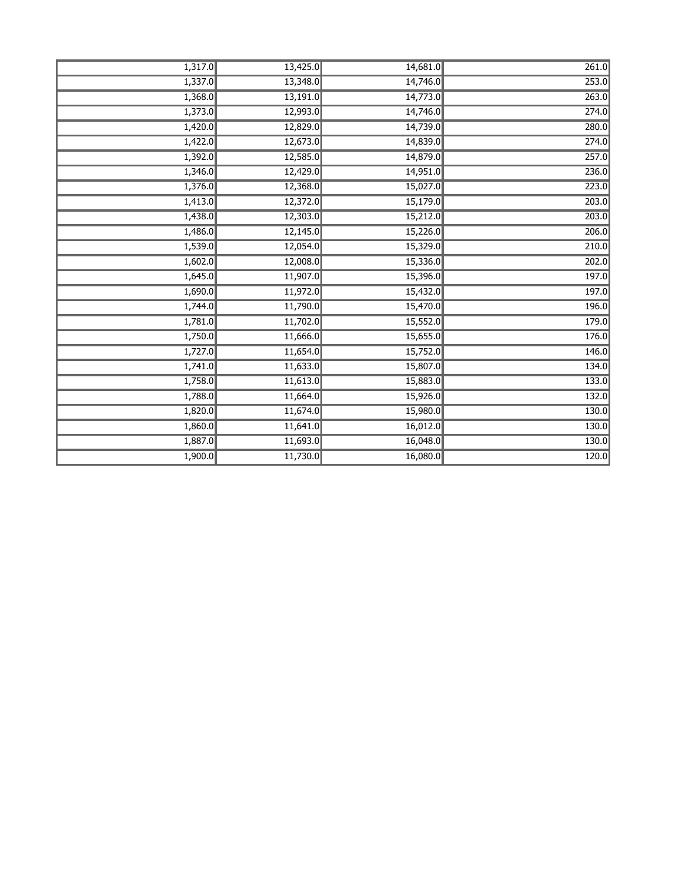| | | | |
|---|---|---|---|
| 1,317.0 | 13,425.0 | 14,681.0 | 261.0 |
| 1,337.0 | 13,348.0 | 14,746.0 | 253.0 |
| 1,368.0 | 13,191.0 | 14,773.0 | 263.0 |
| 1,373.0 | 12,993.0 | 14,746.0 | 274.0 |
| 1,420.0 | 12,829.0 | 14,739.0 | 280.0 |
| 1,422.0 | 12,673.0 | 14,839.0 | 274.0 |
| 1,392.0 | 12,585.0 | 14,879.0 | 257.0 |
| 1,346.0 | 12,429.0 | 14,951.0 | 236.0 |
| 1,376.0 | 12,368.0 | 15,027.0 | 223.0 |
| 1,413.0 | 12,372.0 | 15,179.0 | 203.0 |
| 1,438.0 | 12,303.0 | 15,212.0 | 203.0 |
| 1,486.0 | 12,145.0 | 15,226.0 | 206.0 |
| 1,539.0 | 12,054.0 | 15,329.0 | 210.0 |
| 1,602.0 | 12,008.0 | 15,336.0 | 202.0 |
| 1,645.0 | 11,907.0 | 15,396.0 | 197.0 |
| 1,690.0 | 11,972.0 | 15,432.0 | 197.0 |
| 1,744.0 | 11,790.0 | 15,470.0 | 196.0 |
| 1,781.0 | 11,702.0 | 15,552.0 | 179.0 |
| 1,750.0 | 11,666.0 | 15,655.0 | 176.0 |
| 1,727.0 | 11,654.0 | 15,752.0 | 146.0 |
| 1,741.0 | 11,633.0 | 15,807.0 | 134.0 |
| 1,758.0 | 11,613.0 | 15,883.0 | 133.0 |
| 1,788.0 | 11,664.0 | 15,926.0 | 132.0 |
| 1,820.0 | 11,674.0 | 15,980.0 | 130.0 |
| 1,860.0 | 11,641.0 | 16,012.0 | 130.0 |
| 1,887.0 | 11,693.0 | 16,048.0 | 130.0 |
| 1,900.0 | 11,730.0 | 16,080.0 | 120.0 |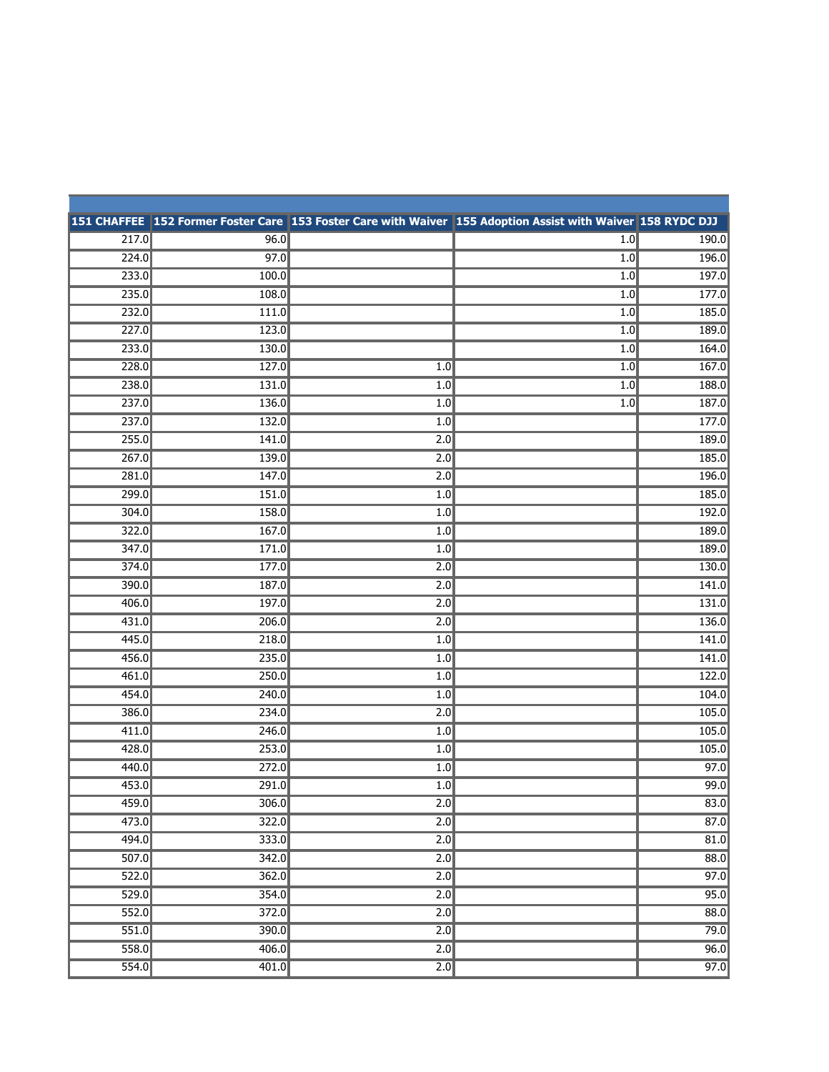| 151 CHAFFEE | 152 Former Foster Care | 153 Foster Care with Waiver | 155 Adoption Assist with Waiver | 158 RYDC DJJ |
|---|---|---|---|---|
| 217.0 | 96.0 | | 1.0 | 190.0 |
| 224.0 | 97.0 | | 1.0 | 196.0 |
| 233.0 | 100.0 | | 1.0 | 197.0 |
| 235.0 | 108.0 | | 1.0 | 177.0 |
| 232.0 | 111.0 | | 1.0 | 185.0 |
| 227.0 | 123.0 | | 1.0 | 189.0 |
| 233.0 | 130.0 | | 1.0 | 164.0 |
| 228.0 | 127.0 | 1.0 | 1.0 | 167.0 |
| 238.0 | 131.0 | 1.0 | 1.0 | 188.0 |
| 237.0 | 136.0 | 1.0 | 1.0 | 187.0 |
| 237.0 | 132.0 | 1.0 | | 177.0 |
| 255.0 | 141.0 | 2.0 | | 189.0 |
| 267.0 | 139.0 | 2.0 | | 185.0 |
| 281.0 | 147.0 | 2.0 | | 196.0 |
| 299.0 | 151.0 | 1.0 | | 185.0 |
| 304.0 | 158.0 | 1.0 | | 192.0 |
| 322.0 | 167.0 | 1.0 | | 189.0 |
| 347.0 | 171.0 | 1.0 | | 189.0 |
| 374.0 | 177.0 | 2.0 | | 130.0 |
| 390.0 | 187.0 | 2.0 | | 141.0 |
| 406.0 | 197.0 | 2.0 | | 131.0 |
| 431.0 | 206.0 | 2.0 | | 136.0 |
| 445.0 | 218.0 | 1.0 | | 141.0 |
| 456.0 | 235.0 | 1.0 | | 141.0 |
| 461.0 | 250.0 | 1.0 | | 122.0 |
| 454.0 | 240.0 | 1.0 | | 104.0 |
| 386.0 | 234.0 | 2.0 | | 105.0 |
| 411.0 | 246.0 | 1.0 | | 105.0 |
| 428.0 | 253.0 | 1.0 | | 105.0 |
| 440.0 | 272.0 | 1.0 | | 97.0 |
| 453.0 | 291.0 | 1.0 | | 99.0 |
| 459.0 | 306.0 | 2.0 | | 83.0 |
| 473.0 | 322.0 | 2.0 | | 87.0 |
| 494.0 | 333.0 | 2.0 | | 81.0 |
| 507.0 | 342.0 | 2.0 | | 88.0 |
| 522.0 | 362.0 | 2.0 | | 97.0 |
| 529.0 | 354.0 | 2.0 | | 95.0 |
| 552.0 | 372.0 | 2.0 | | 88.0 |
| 551.0 | 390.0 | 2.0 | | 79.0 |
| 558.0 | 406.0 | 2.0 | | 96.0 |
| 554.0 | 401.0 | 2.0 | | 97.0 |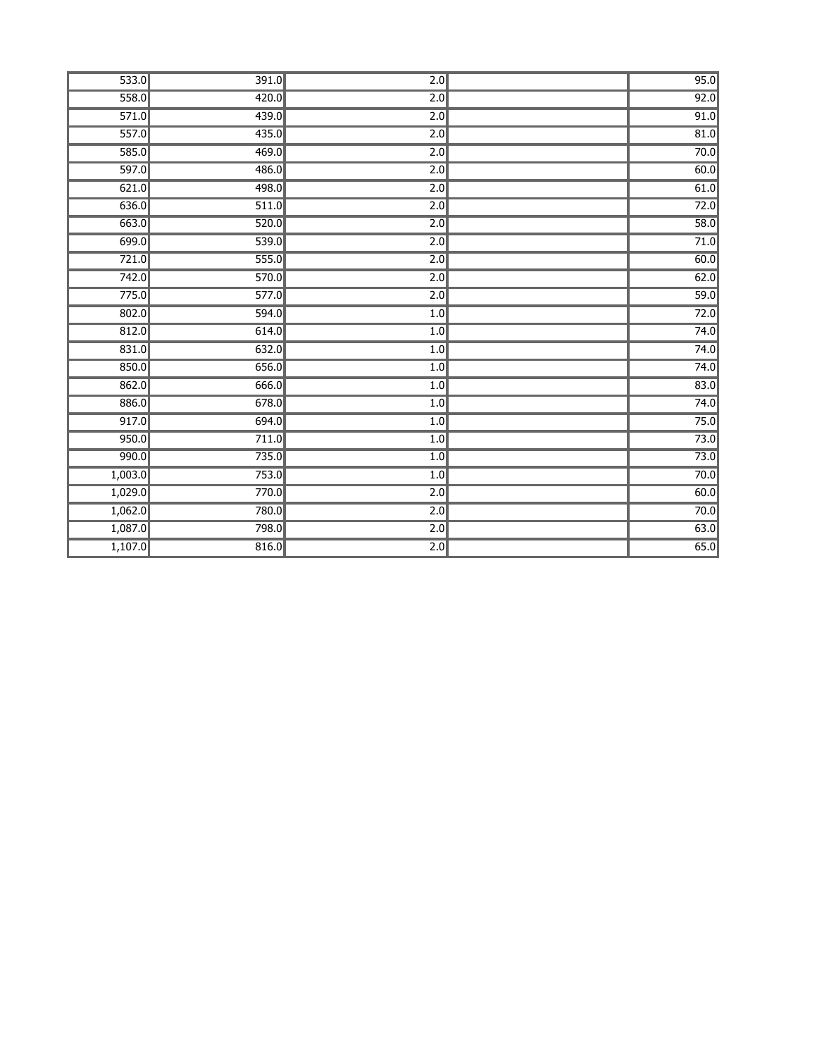| | | | | |
|---|---|---|---|---|
| 533.0 | 391.0 | 2.0 | | 95.0 |
| 558.0 | 420.0 | 2.0 | | 92.0 |
| 571.0 | 439.0 | 2.0 | | 91.0 |
| 557.0 | 435.0 | 2.0 | | 81.0 |
| 585.0 | 469.0 | 2.0 | | 70.0 |
| 597.0 | 486.0 | 2.0 | | 60.0 |
| 621.0 | 498.0 | 2.0 | | 61.0 |
| 636.0 | 511.0 | 2.0 | | 72.0 |
| 663.0 | 520.0 | 2.0 | | 58.0 |
| 699.0 | 539.0 | 2.0 | | 71.0 |
| 721.0 | 555.0 | 2.0 | | 60.0 |
| 742.0 | 570.0 | 2.0 | | 62.0 |
| 775.0 | 577.0 | 2.0 | | 59.0 |
| 802.0 | 594.0 | 1.0 | | 72.0 |
| 812.0 | 614.0 | 1.0 | | 74.0 |
| 831.0 | 632.0 | 1.0 | | 74.0 |
| 850.0 | 656.0 | 1.0 | | 74.0 |
| 862.0 | 666.0 | 1.0 | | 83.0 |
| 886.0 | 678.0 | 1.0 | | 74.0 |
| 917.0 | 694.0 | 1.0 | | 75.0 |
| 950.0 | 711.0 | 1.0 | | 73.0 |
| 990.0 | 735.0 | 1.0 | | 73.0 |
| 1,003.0 | 753.0 | 1.0 | | 70.0 |
| 1,029.0 | 770.0 | 2.0 | | 60.0 |
| 1,062.0 | 780.0 | 2.0 | | 70.0 |
| 1,087.0 | 798.0 | 2.0 | | 63.0 |
| 1,107.0 | 816.0 | 2.0 | | 65.0 |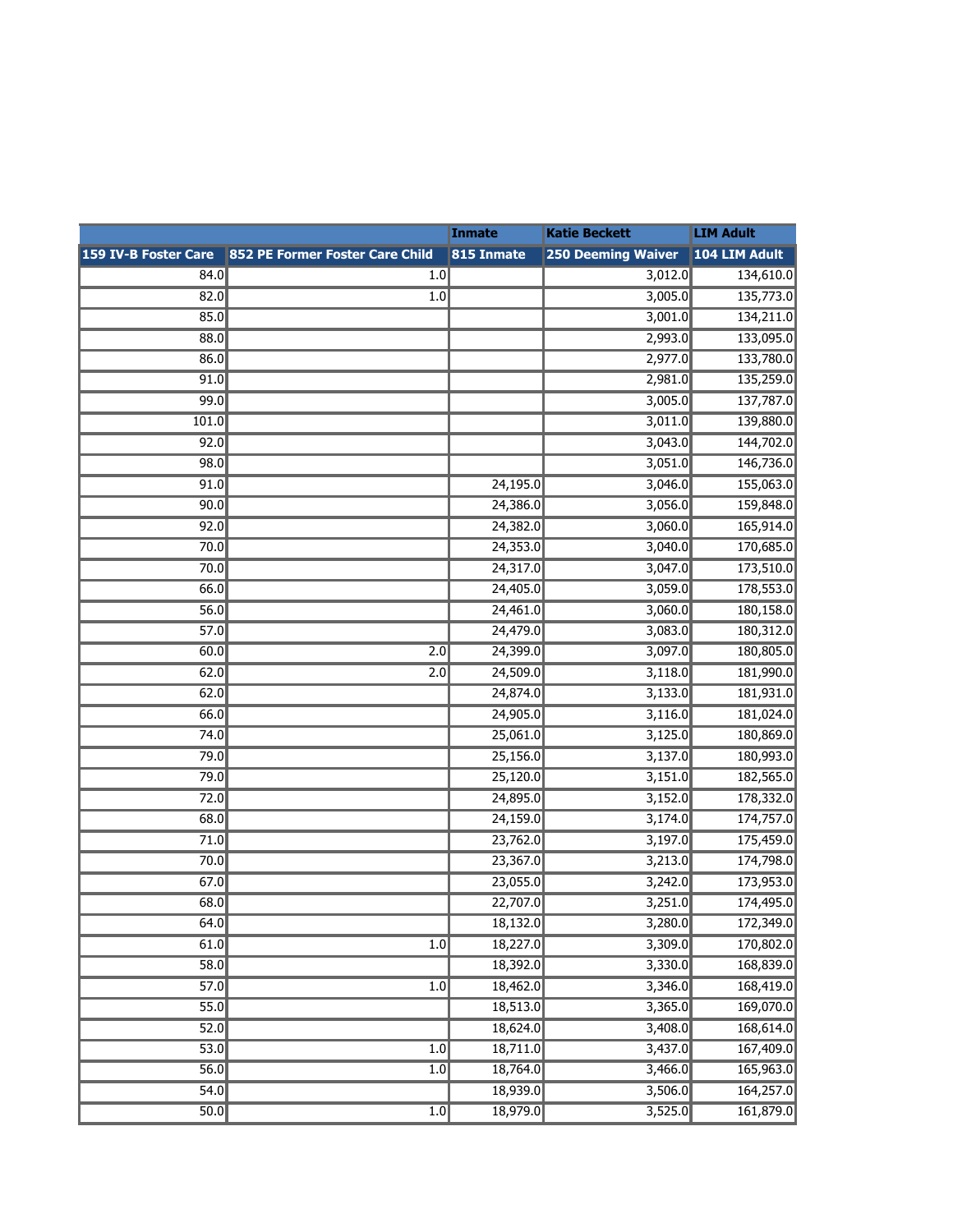| | | Inmate | Katie Beckett | LIM Adult |
|---|---|---|---|---|
| 159 IV-B Foster Care | 852 PE Former Foster Care Child | 815 Inmate | 250 Deeming Waiver | 104 LIM Adult |
| 84.0 | 1.0 | | 3,012.0 | 134,610.0 |
| 82.0 | 1.0 | | 3,005.0 | 135,773.0 |
| 85.0 | | | 3,001.0 | 134,211.0 |
| 88.0 | | | 2,993.0 | 133,095.0 |
| 86.0 | | | 2,977.0 | 133,780.0 |
| 91.0 | | | 2,981.0 | 135,259.0 |
| 99.0 | | | 3,005.0 | 137,787.0 |
| 101.0 | | | 3,011.0 | 139,880.0 |
| 92.0 | | | 3,043.0 | 144,702.0 |
| 98.0 | | | 3,051.0 | 146,736.0 |
| 91.0 | | 24,195.0 | 3,046.0 | 155,063.0 |
| 90.0 | | 24,386.0 | 3,056.0 | 159,848.0 |
| 92.0 | | 24,382.0 | 3,060.0 | 165,914.0 |
| 70.0 | | 24,353.0 | 3,040.0 | 170,685.0 |
| 70.0 | | 24,317.0 | 3,047.0 | 173,510.0 |
| 66.0 | | 24,405.0 | 3,059.0 | 178,553.0 |
| 56.0 | | 24,461.0 | 3,060.0 | 180,158.0 |
| 57.0 | | 24,479.0 | 3,083.0 | 180,312.0 |
| 60.0 | 2.0 | 24,399.0 | 3,097.0 | 180,805.0 |
| 62.0 | 2.0 | 24,509.0 | 3,118.0 | 181,990.0 |
| 62.0 | | 24,874.0 | 3,133.0 | 181,931.0 |
| 66.0 | | 24,905.0 | 3,116.0 | 181,024.0 |
| 74.0 | | 25,061.0 | 3,125.0 | 180,869.0 |
| 79.0 | | 25,156.0 | 3,137.0 | 180,993.0 |
| 79.0 | | 25,120.0 | 3,151.0 | 182,565.0 |
| 72.0 | | 24,895.0 | 3,152.0 | 178,332.0 |
| 68.0 | | 24,159.0 | 3,174.0 | 174,757.0 |
| 71.0 | | 23,762.0 | 3,197.0 | 175,459.0 |
| 70.0 | | 23,367.0 | 3,213.0 | 174,798.0 |
| 67.0 | | 23,055.0 | 3,242.0 | 173,953.0 |
| 68.0 | | 22,707.0 | 3,251.0 | 174,495.0 |
| 64.0 | | 18,132.0 | 3,280.0 | 172,349.0 |
| 61.0 | 1.0 | 18,227.0 | 3,309.0 | 170,802.0 |
| 58.0 | | 18,392.0 | 3,330.0 | 168,839.0 |
| 57.0 | 1.0 | 18,462.0 | 3,346.0 | 168,419.0 |
| 55.0 | | 18,513.0 | 3,365.0 | 169,070.0 |
| 52.0 | | 18,624.0 | 3,408.0 | 168,614.0 |
| 53.0 | 1.0 | 18,711.0 | 3,437.0 | 167,409.0 |
| 56.0 | 1.0 | 18,764.0 | 3,466.0 | 165,963.0 |
| 54.0 | | 18,939.0 | 3,506.0 | 164,257.0 |
| 50.0 | 1.0 | 18,979.0 | 3,525.0 | 161,879.0 |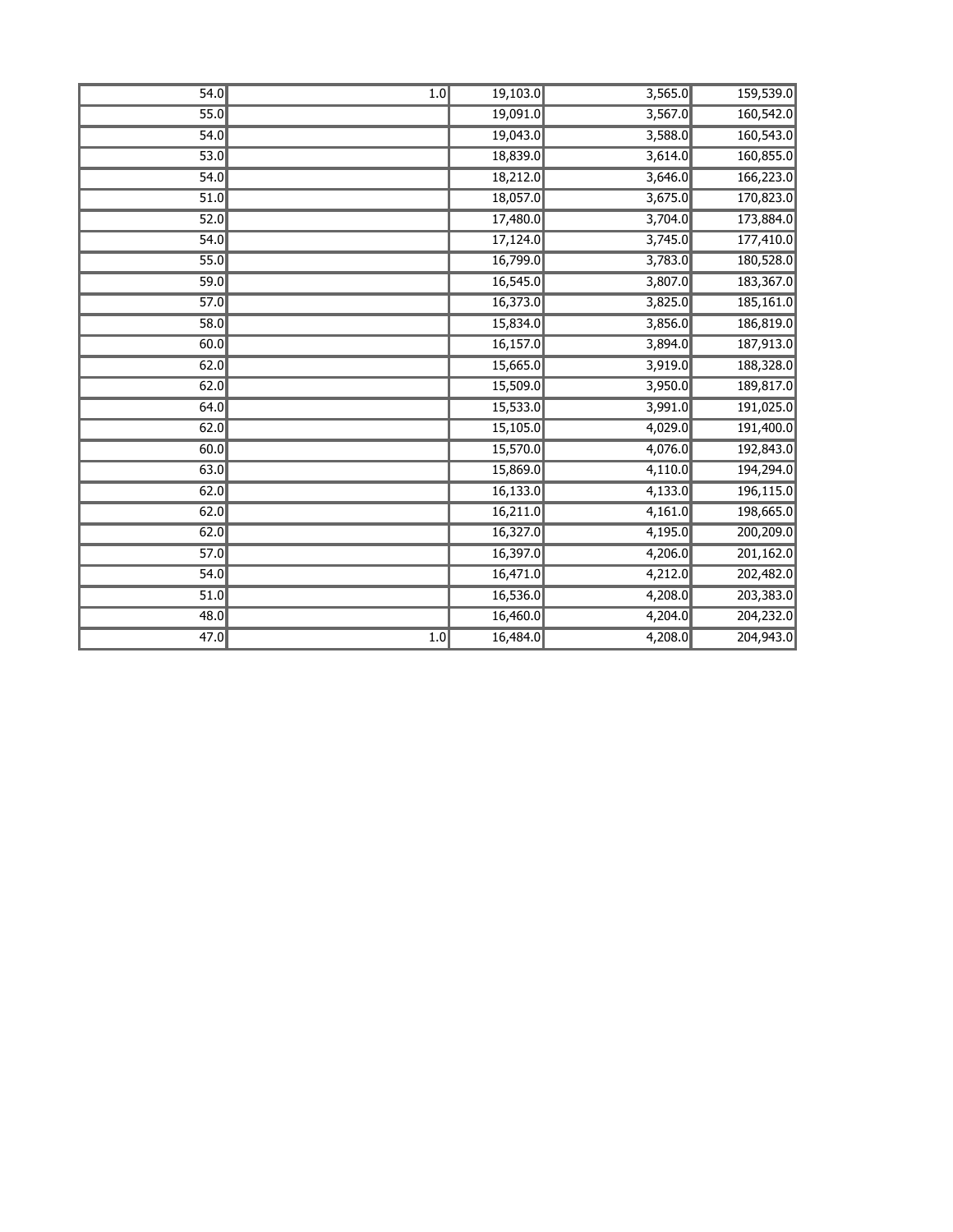| | | | | |
|---|---|---|---|---|
| 54.0 | 1.0 | 19,103.0 | 3,565.0 | 159,539.0 |
| 55.0 | | 19,091.0 | 3,567.0 | 160,542.0 |
| 54.0 | | 19,043.0 | 3,588.0 | 160,543.0 |
| 53.0 | | 18,839.0 | 3,614.0 | 160,855.0 |
| 54.0 | | 18,212.0 | 3,646.0 | 166,223.0 |
| 51.0 | | 18,057.0 | 3,675.0 | 170,823.0 |
| 52.0 | | 17,480.0 | 3,704.0 | 173,884.0 |
| 54.0 | | 17,124.0 | 3,745.0 | 177,410.0 |
| 55.0 | | 16,799.0 | 3,783.0 | 180,528.0 |
| 59.0 | | 16,545.0 | 3,807.0 | 183,367.0 |
| 57.0 | | 16,373.0 | 3,825.0 | 185,161.0 |
| 58.0 | | 15,834.0 | 3,856.0 | 186,819.0 |
| 60.0 | | 16,157.0 | 3,894.0 | 187,913.0 |
| 62.0 | | 15,665.0 | 3,919.0 | 188,328.0 |
| 62.0 | | 15,509.0 | 3,950.0 | 189,817.0 |
| 64.0 | | 15,533.0 | 3,991.0 | 191,025.0 |
| 62.0 | | 15,105.0 | 4,029.0 | 191,400.0 |
| 60.0 | | 15,570.0 | 4,076.0 | 192,843.0 |
| 63.0 | | 15,869.0 | 4,110.0 | 194,294.0 |
| 62.0 | | 16,133.0 | 4,133.0 | 196,115.0 |
| 62.0 | | 16,211.0 | 4,161.0 | 198,665.0 |
| 62.0 | | 16,327.0 | 4,195.0 | 200,209.0 |
| 57.0 | | 16,397.0 | 4,206.0 | 201,162.0 |
| 54.0 | | 16,471.0 | 4,212.0 | 202,482.0 |
| 51.0 | | 16,536.0 | 4,208.0 | 203,383.0 |
| 48.0 | | 16,460.0 | 4,204.0 | 204,232.0 |
| 47.0 | 1.0 | 16,484.0 | 4,208.0 | 204,943.0 |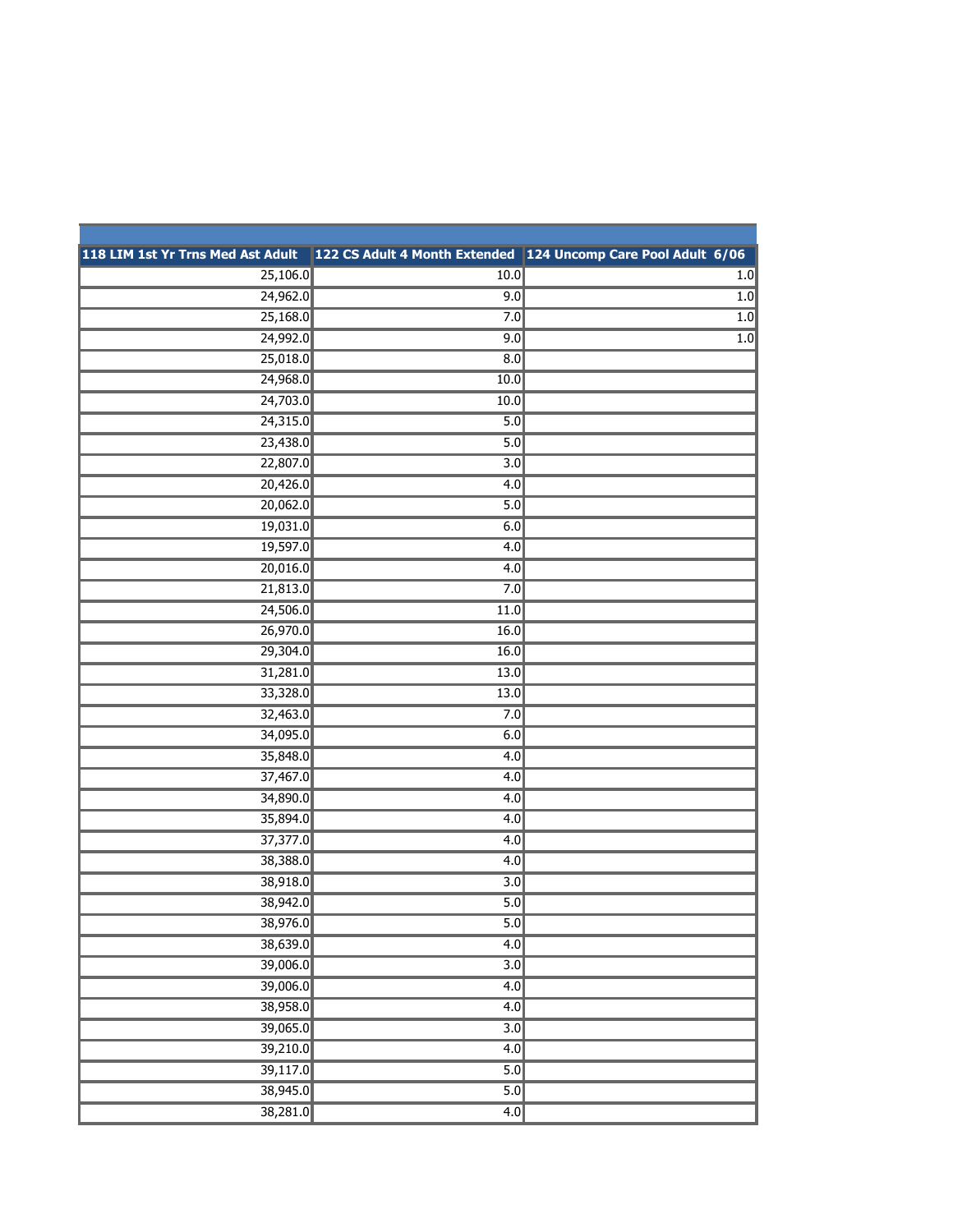| 118 LIM 1st Yr Trns Med Ast Adult | 122 CS Adult 4 Month Extended | 124 Uncomp Care Pool Adult 6/06 |
|---|---|---|
| 25,106.0 | 10.0 | 1.0 |
| 24,962.0 | 9.0 | 1.0 |
| 25,168.0 | 7.0 | 1.0 |
| 24,992.0 | 9.0 | 1.0 |
| 25,018.0 | 8.0 | |
| 24,968.0 | 10.0 | |
| 24,703.0 | 10.0 | |
| 24,315.0 | 5.0 | |
| 23,438.0 | 5.0 | |
| 22,807.0 | 3.0 | |
| 20,426.0 | 4.0 | |
| 20,062.0 | 5.0 | |
| 19,031.0 | 6.0 | |
| 19,597.0 | 4.0 | |
| 20,016.0 | 4.0 | |
| 21,813.0 | 7.0 | |
| 24,506.0 | 11.0 | |
| 26,970.0 | 16.0 | |
| 29,304.0 | 16.0 | |
| 31,281.0 | 13.0 | |
| 33,328.0 | 13.0 | |
| 32,463.0 | 7.0 | |
| 34,095.0 | 6.0 | |
| 35,848.0 | 4.0 | |
| 37,467.0 | 4.0 | |
| 34,890.0 | 4.0 | |
| 35,894.0 | 4.0 | |
| 37,377.0 | 4.0 | |
| 38,388.0 | 4.0 | |
| 38,918.0 | 3.0 | |
| 38,942.0 | 5.0 | |
| 38,976.0 | 5.0 | |
| 38,639.0 | 4.0 | |
| 39,006.0 | 3.0 | |
| 39,006.0 | 4.0 | |
| 38,958.0 | 4.0 | |
| 39,065.0 | 3.0 | |
| 39,210.0 | 4.0 | |
| 39,117.0 | 5.0 | |
| 38,945.0 | 5.0 | |
| 38,281.0 | 4.0 | |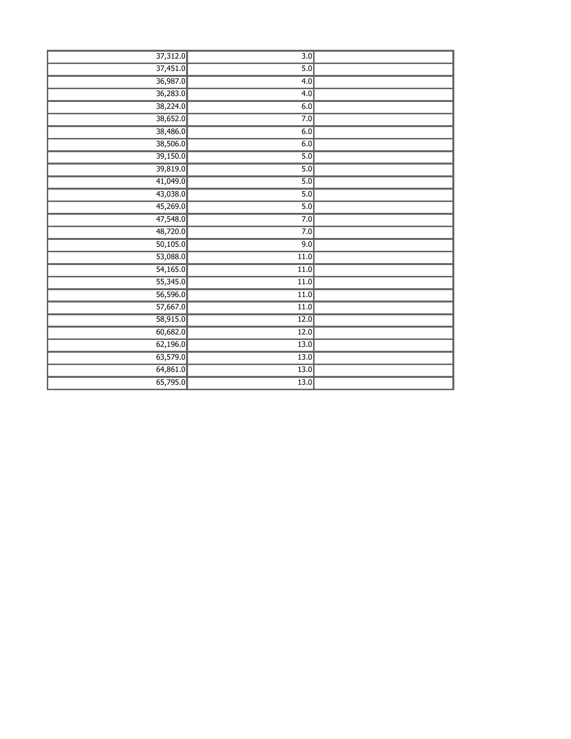| | | |
|---|---|---|
| 37,312.0 | 3.0 | |
| 37,451.0 | 5.0 | |
| 36,987.0 | 4.0 | |
| 36,283.0 | 4.0 | |
| 38,224.0 | 6.0 | |
| 38,652.0 | 7.0 | |
| 38,486.0 | 6.0 | |
| 38,506.0 | 6.0 | |
| 39,150.0 | 5.0 | |
| 39,819.0 | 5.0 | |
| 41,049.0 | 5.0 | |
| 43,038.0 | 5.0 | |
| 45,269.0 | 5.0 | |
| 47,548.0 | 7.0 | |
| 48,720.0 | 7.0 | |
| 50,105.0 | 9.0 | |
| 53,088.0 | 11.0 | |
| 54,165.0 | 11.0 | |
| 55,345.0 | 11.0 | |
| 56,596.0 | 11.0 | |
| 57,667.0 | 11.0 | |
| 58,915.0 | 12.0 | |
| 60,682.0 | 12.0 | |
| 62,196.0 | 13.0 | |
| 63,579.0 | 13.0 | |
| 64,861.0 | 13.0 | |
| 65,795.0 | 13.0 | |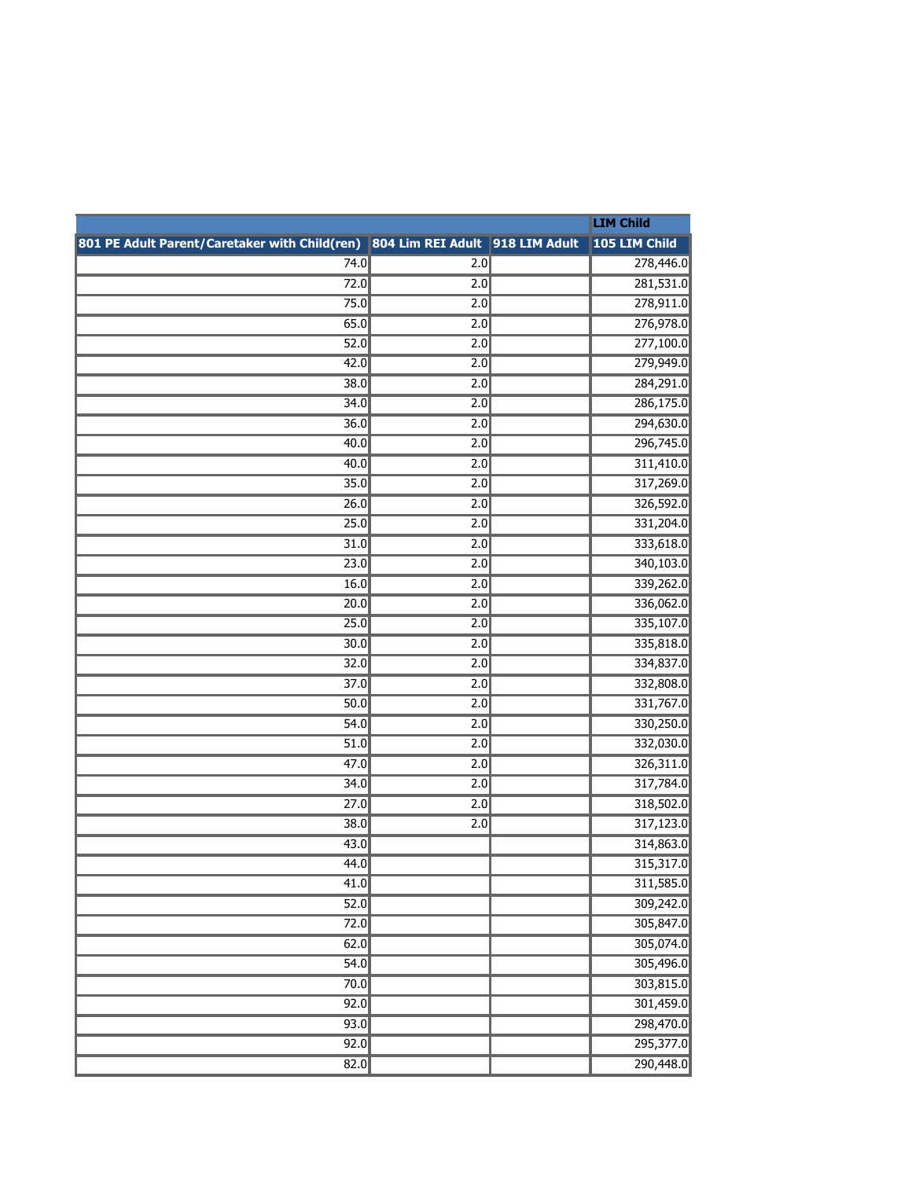| | | | LIM Child |
|---|---|---|---|
| 801 PE Adult Parent/Caretaker with Child(ren) | 804 Lim REI Adult | 918 LIM Adult | 105 LIM Child |
| 74.0 | 2.0 | | 278,446.0 |
| 72.0 | 2.0 | | 281,531.0 |
| 75.0 | 2.0 | | 278,911.0 |
| 65.0 | 2.0 | | 276,978.0 |
| 52.0 | 2.0 | | 277,100.0 |
| 42.0 | 2.0 | | 279,949.0 |
| 38.0 | 2.0 | | 284,291.0 |
| 34.0 | 2.0 | | 286,175.0 |
| 36.0 | 2.0 | | 294,630.0 |
| 40.0 | 2.0 | | 296,745.0 |
| 40.0 | 2.0 | | 311,410.0 |
| 35.0 | 2.0 | | 317,269.0 |
| 26.0 | 2.0 | | 326,592.0 |
| 25.0 | 2.0 | | 331,204.0 |
| 31.0 | 2.0 | | 333,618.0 |
| 23.0 | 2.0 | | 340,103.0 |
| 16.0 | 2.0 | | 339,262.0 |
| 20.0 | 2.0 | | 336,062.0 |
| 25.0 | 2.0 | | 335,107.0 |
| 30.0 | 2.0 | | 335,818.0 |
| 32.0 | 2.0 | | 334,837.0 |
| 37.0 | 2.0 | | 332,808.0 |
| 50.0 | 2.0 | | 331,767.0 |
| 54.0 | 2.0 | | 330,250.0 |
| 51.0 | 2.0 | | 332,030.0 |
| 47.0 | 2.0 | | 326,311.0 |
| 34.0 | 2.0 | | 317,784.0 |
| 27.0 | 2.0 | | 318,502.0 |
| 38.0 | 2.0 | | 317,123.0 |
| 43.0 | | | 314,863.0 |
| 44.0 | | | 315,317.0 |
| 41.0 | | | 311,585.0 |
| 52.0 | | | 309,242.0 |
| 72.0 | | | 305,847.0 |
| 62.0 | | | 305,074.0 |
| 54.0 | | | 305,496.0 |
| 70.0 | | | 303,815.0 |
| 92.0 | | | 301,459.0 |
| 93.0 | | | 298,470.0 |
| 92.0 | | | 295,377.0 |
| 82.0 | | | 290,448.0 |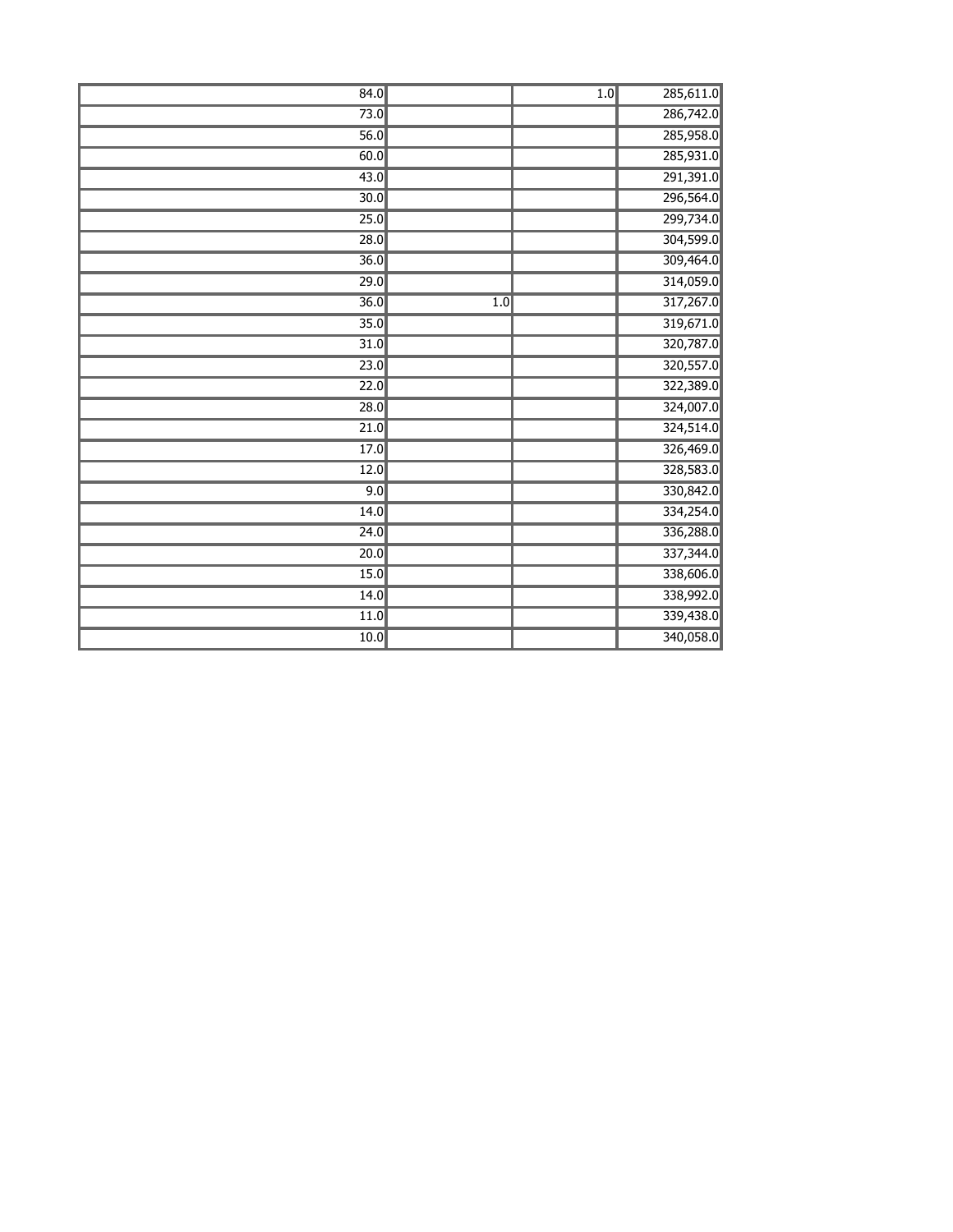| | | | |
|---|---|---|---|
| 84.0 | | 1.0 | 285,611.0 |
| 73.0 | | | 286,742.0 |
| 56.0 | | | 285,958.0 |
| 60.0 | | | 285,931.0 |
| 43.0 | | | 291,391.0 |
| 30.0 | | | 296,564.0 |
| 25.0 | | | 299,734.0 |
| 28.0 | | | 304,599.0 |
| 36.0 | | | 309,464.0 |
| 29.0 | | | 314,059.0 |
| 36.0 | 1.0 | | 317,267.0 |
| 35.0 | | | 319,671.0 |
| 31.0 | | | 320,787.0 |
| 23.0 | | | 320,557.0 |
| 22.0 | | | 322,389.0 |
| 28.0 | | | 324,007.0 |
| 21.0 | | | 324,514.0 |
| 17.0 | | | 326,469.0 |
| 12.0 | | | 328,583.0 |
| 9.0 | | | 330,842.0 |
| 14.0 | | | 334,254.0 |
| 24.0 | | | 336,288.0 |
| 20.0 | | | 337,344.0 |
| 15.0 | | | 338,606.0 |
| 14.0 | | | 338,992.0 |
| 11.0 | | | 339,438.0 |
| 10.0 | | | 340,058.0 |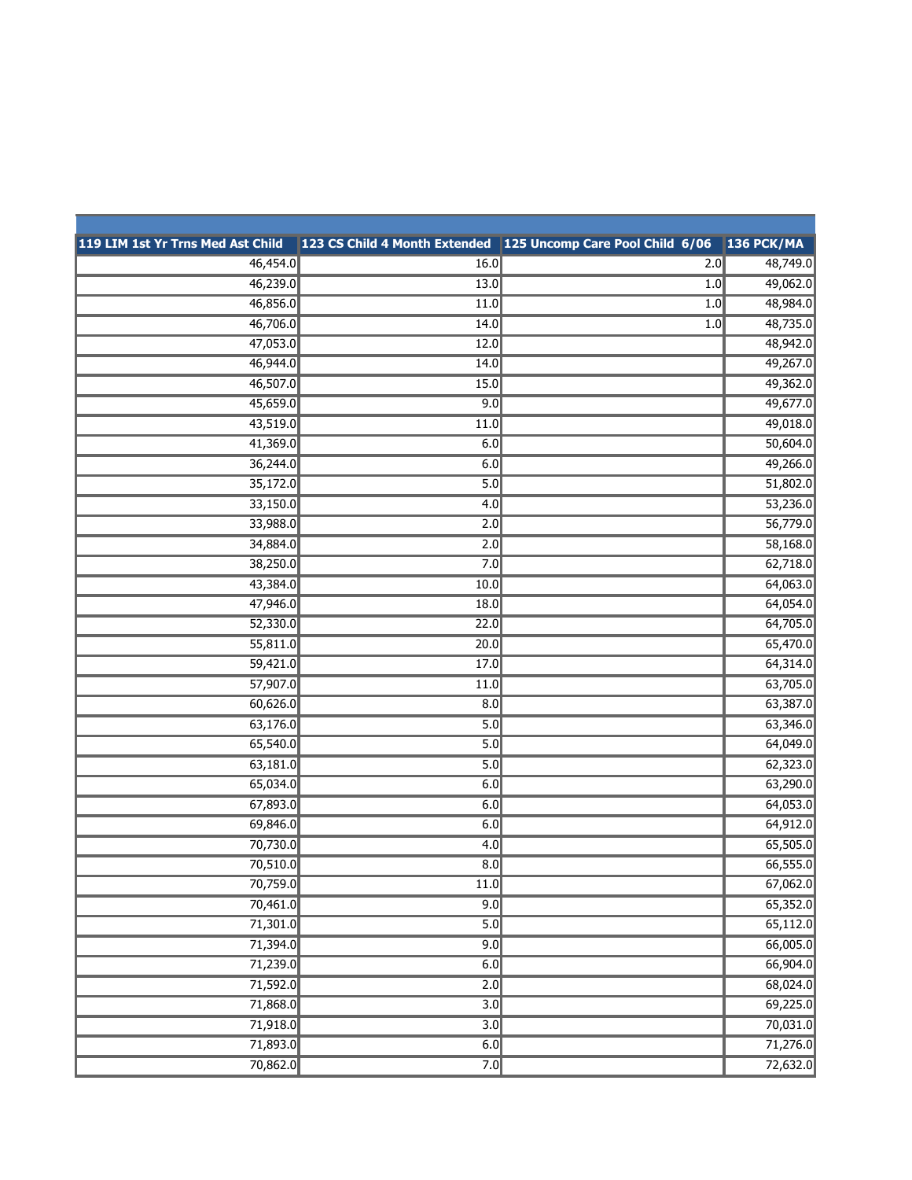| 119 LIM 1st Yr Trns Med Ast Child | 123 CS Child 4 Month Extended | 125 Uncomp Care Pool Child 6/06 | 136 PCK/MA |
|---|---|---|---|
| 46,454.0 | 16.0 | 2.0 | 48,749.0 |
| 46,239.0 | 13.0 | 1.0 | 49,062.0 |
| 46,856.0 | 11.0 | 1.0 | 48,984.0 |
| 46,706.0 | 14.0 | 1.0 | 48,735.0 |
| 47,053.0 | 12.0 | | 48,942.0 |
| 46,944.0 | 14.0 | | 49,267.0 |
| 46,507.0 | 15.0 | | 49,362.0 |
| 45,659.0 | 9.0 | | 49,677.0 |
| 43,519.0 | 11.0 | | 49,018.0 |
| 41,369.0 | 6.0 | | 50,604.0 |
| 36,244.0 | 6.0 | | 49,266.0 |
| 35,172.0 | 5.0 | | 51,802.0 |
| 33,150.0 | 4.0 | | 53,236.0 |
| 33,988.0 | 2.0 | | 56,779.0 |
| 34,884.0 | 2.0 | | 58,168.0 |
| 38,250.0 | 7.0 | | 62,718.0 |
| 43,384.0 | 10.0 | | 64,063.0 |
| 47,946.0 | 18.0 | | 64,054.0 |
| 52,330.0 | 22.0 | | 64,705.0 |
| 55,811.0 | 20.0 | | 65,470.0 |
| 59,421.0 | 17.0 | | 64,314.0 |
| 57,907.0 | 11.0 | | 63,705.0 |
| 60,626.0 | 8.0 | | 63,387.0 |
| 63,176.0 | 5.0 | | 63,346.0 |
| 65,540.0 | 5.0 | | 64,049.0 |
| 63,181.0 | 5.0 | | 62,323.0 |
| 65,034.0 | 6.0 | | 63,290.0 |
| 67,893.0 | 6.0 | | 64,053.0 |
| 69,846.0 | 6.0 | | 64,912.0 |
| 70,730.0 | 4.0 | | 65,505.0 |
| 70,510.0 | 8.0 | | 66,555.0 |
| 70,759.0 | 11.0 | | 67,062.0 |
| 70,461.0 | 9.0 | | 65,352.0 |
| 71,301.0 | 5.0 | | 65,112.0 |
| 71,394.0 | 9.0 | | 66,005.0 |
| 71,239.0 | 6.0 | | 66,904.0 |
| 71,592.0 | 2.0 | | 68,024.0 |
| 71,868.0 | 3.0 | | 69,225.0 |
| 71,918.0 | 3.0 | | 70,031.0 |
| 71,893.0 | 6.0 | | 71,276.0 |
| 70,862.0 | 7.0 | | 72,632.0 |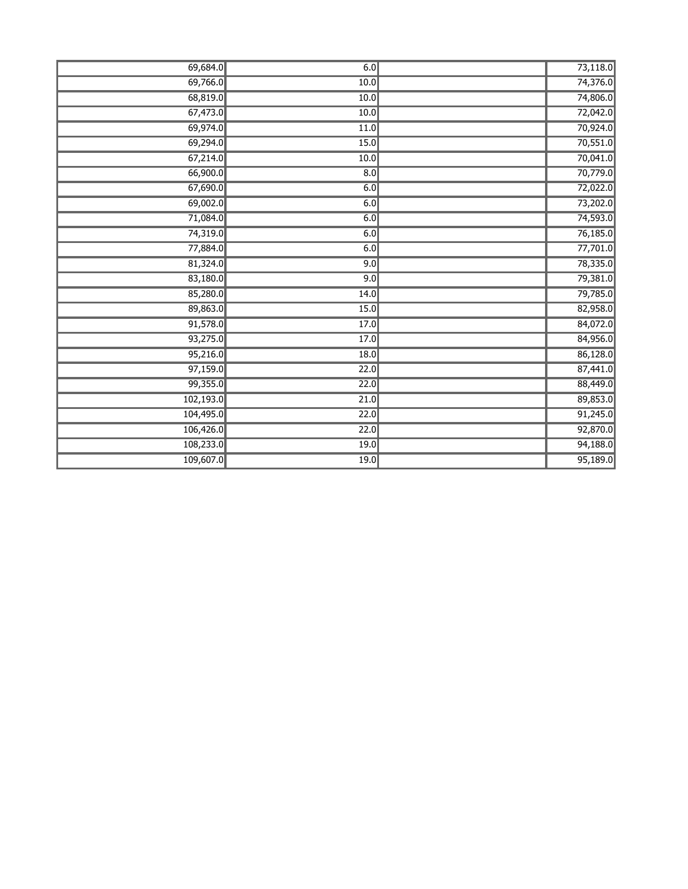| | | | |
|---|---|---|---|
| 69,684.0 | 6.0 | | 73,118.0 |
| 69,766.0 | 10.0 | | 74,376.0 |
| 68,819.0 | 10.0 | | 74,806.0 |
| 67,473.0 | 10.0 | | 72,042.0 |
| 69,974.0 | 11.0 | | 70,924.0 |
| 69,294.0 | 15.0 | | 70,551.0 |
| 67,214.0 | 10.0 | | 70,041.0 |
| 66,900.0 | 8.0 | | 70,779.0 |
| 67,690.0 | 6.0 | | 72,022.0 |
| 69,002.0 | 6.0 | | 73,202.0 |
| 71,084.0 | 6.0 | | 74,593.0 |
| 74,319.0 | 6.0 | | 76,185.0 |
| 77,884.0 | 6.0 | | 77,701.0 |
| 81,324.0 | 9.0 | | 78,335.0 |
| 83,180.0 | 9.0 | | 79,381.0 |
| 85,280.0 | 14.0 | | 79,785.0 |
| 89,863.0 | 15.0 | | 82,958.0 |
| 91,578.0 | 17.0 | | 84,072.0 |
| 93,275.0 | 17.0 | | 84,956.0 |
| 95,216.0 | 18.0 | | 86,128.0 |
| 97,159.0 | 22.0 | | 87,441.0 |
| 99,355.0 | 22.0 | | 88,449.0 |
| 102,193.0 | 21.0 | | 89,853.0 |
| 104,495.0 | 22.0 | | 91,245.0 |
| 106,426.0 | 22.0 | | 92,870.0 |
| 108,233.0 | 19.0 | | 94,188.0 |
| 109,607.0 | 19.0 | | 95,189.0 |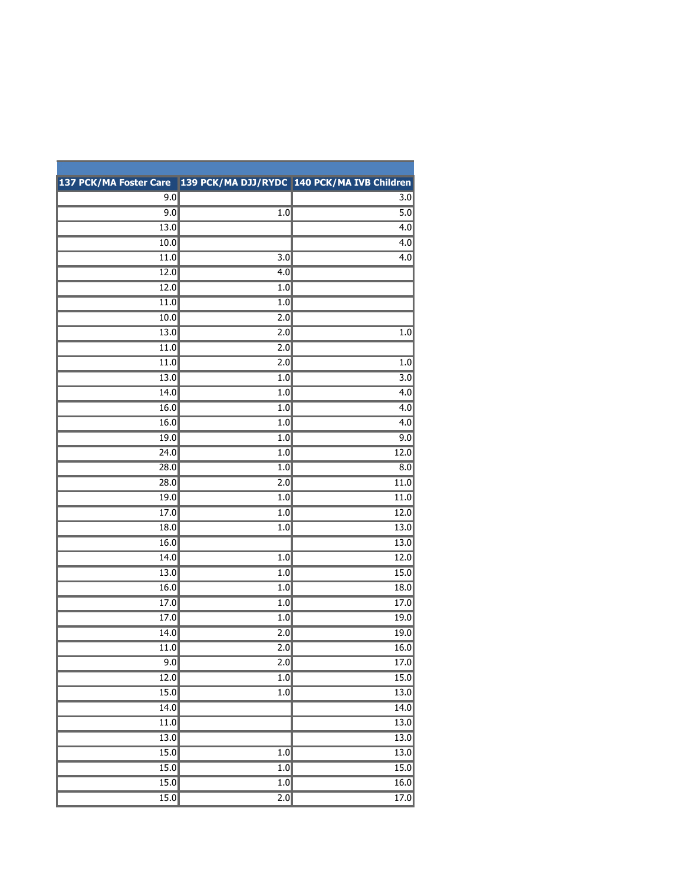| 137 PCK/MA Foster Care | 139 PCK/MA DJJ/RYDC | 140 PCK/MA IVB Children |
|---:|---:|---:|
| 9.0 | | 3.0 |
| 9.0 | 1.0 | 5.0 |
| 13.0 | | 4.0 |
| 10.0 | | 4.0 |
| 11.0 | 3.0 | 4.0 |
| 12.0 | 4.0 | |
| 12.0 | 1.0 | |
| 11.0 | 1.0 | |
| 10.0 | 2.0 | |
| 13.0 | 2.0 | 1.0 |
| 11.0 | 2.0 | |
| 11.0 | 2.0 | 1.0 |
| 13.0 | 1.0 | 3.0 |
| 14.0 | 1.0 | 4.0 |
| 16.0 | 1.0 | 4.0 |
| 16.0 | 1.0 | 4.0 |
| 19.0 | 1.0 | 9.0 |
| 24.0 | 1.0 | 12.0 |
| 28.0 | 1.0 | 8.0 |
| 28.0 | 2.0 | 11.0 |
| 19.0 | 1.0 | 11.0 |
| 17.0 | 1.0 | 12.0 |
| 18.0 | 1.0 | 13.0 |
| 16.0 | | 13.0 |
| 14.0 | 1.0 | 12.0 |
| 13.0 | 1.0 | 15.0 |
| 16.0 | 1.0 | 18.0 |
| 17.0 | 1.0 | 17.0 |
| 17.0 | 1.0 | 19.0 |
| 14.0 | 2.0 | 19.0 |
| 11.0 | 2.0 | 16.0 |
| 9.0 | 2.0 | 17.0 |
| 12.0 | 1.0 | 15.0 |
| 15.0 | 1.0 | 13.0 |
| 14.0 | | 14.0 |
| 11.0 | | 13.0 |
| 13.0 | | 13.0 |
| 15.0 | 1.0 | 13.0 |
| 15.0 | 1.0 | 15.0 |
| 15.0 | 1.0 | 16.0 |
| 15.0 | 2.0 | 17.0 |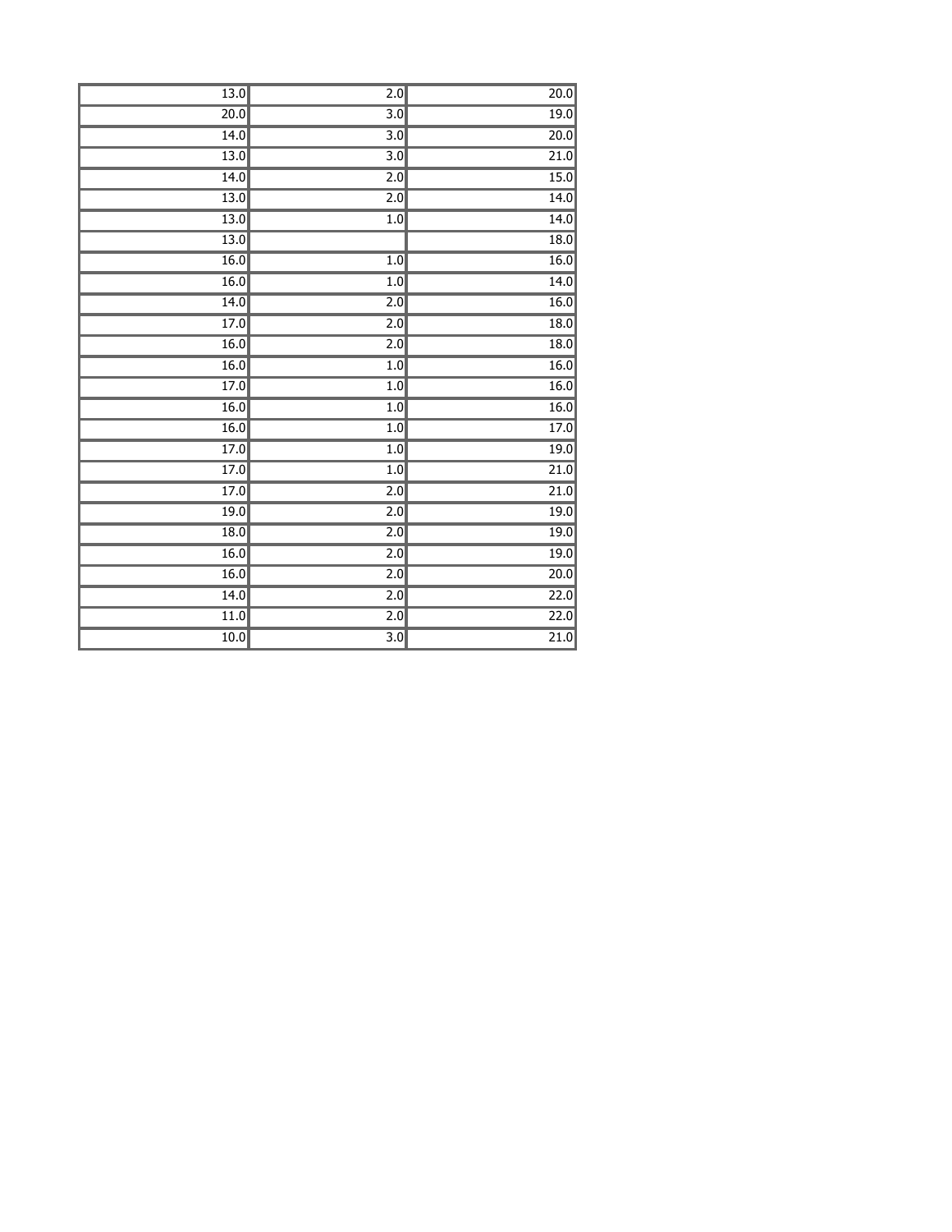| | | |
|---|---|---|
| 13.0 | 2.0 | 20.0 |
| 20.0 | 3.0 | 19.0 |
| 14.0 | 3.0 | 20.0 |
| 13.0 | 3.0 | 21.0 |
| 14.0 | 2.0 | 15.0 |
| 13.0 | 2.0 | 14.0 |
| 13.0 | 1.0 | 14.0 |
| 13.0 | | 18.0 |
| 16.0 | 1.0 | 16.0 |
| 16.0 | 1.0 | 14.0 |
| 14.0 | 2.0 | 16.0 |
| 17.0 | 2.0 | 18.0 |
| 16.0 | 2.0 | 18.0 |
| 16.0 | 1.0 | 16.0 |
| 17.0 | 1.0 | 16.0 |
| 16.0 | 1.0 | 16.0 |
| 16.0 | 1.0 | 17.0 |
| 17.0 | 1.0 | 19.0 |
| 17.0 | 1.0 | 21.0 |
| 17.0 | 2.0 | 21.0 |
| 19.0 | 2.0 | 19.0 |
| 18.0 | 2.0 | 19.0 |
| 16.0 | 2.0 | 19.0 |
| 16.0 | 2.0 | 20.0 |
| 14.0 | 2.0 | 22.0 |
| 11.0 | 2.0 | 22.0 |
| 10.0 | 3.0 | 21.0 |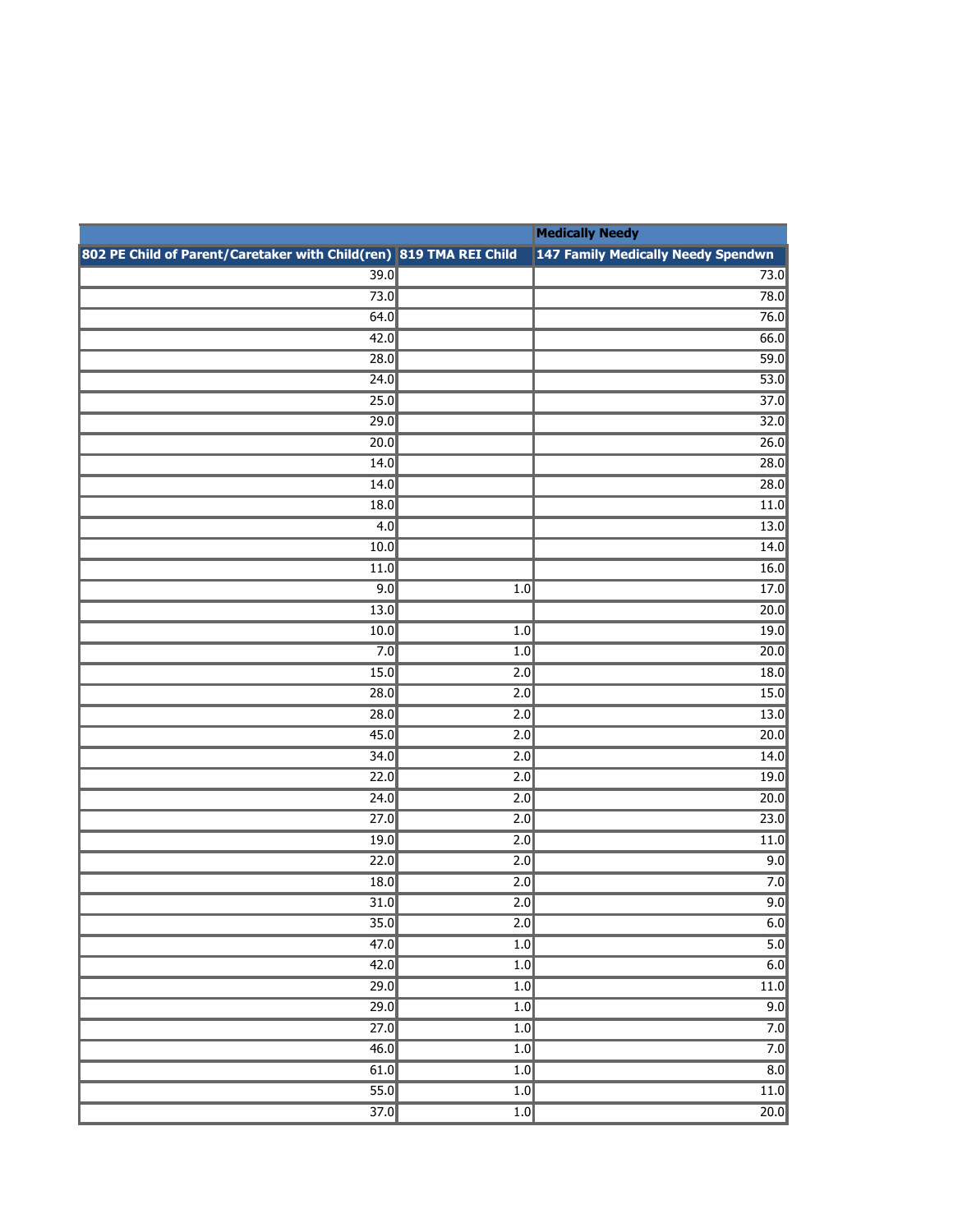| | | Medically Needy |
|---|---|---|
| 802 PE Child of Parent/Caretaker with Child(ren) | 819 TMA REI Child | 147 Family Medically Needy Spendwn |
| 39.0 | | 73.0 |
| 73.0 | | 78.0 |
| 64.0 | | 76.0 |
| 42.0 | | 66.0 |
| 28.0 | | 59.0 |
| 24.0 | | 53.0 |
| 25.0 | | 37.0 |
| 29.0 | | 32.0 |
| 20.0 | | 26.0 |
| 14.0 | | 28.0 |
| 14.0 | | 28.0 |
| 18.0 | | 11.0 |
| 4.0 | | 13.0 |
| 10.0 | | 14.0 |
| 11.0 | | 16.0 |
| 9.0 | 1.0 | 17.0 |
| 13.0 | | 20.0 |
| 10.0 | 1.0 | 19.0 |
| 7.0 | 1.0 | 20.0 |
| 15.0 | 2.0 | 18.0 |
| 28.0 | 2.0 | 15.0 |
| 28.0 | 2.0 | 13.0 |
| 45.0 | 2.0 | 20.0 |
| 34.0 | 2.0 | 14.0 |
| 22.0 | 2.0 | 19.0 |
| 24.0 | 2.0 | 20.0 |
| 27.0 | 2.0 | 23.0 |
| 19.0 | 2.0 | 11.0 |
| 22.0 | 2.0 | 9.0 |
| 18.0 | 2.0 | 7.0 |
| 31.0 | 2.0 | 9.0 |
| 35.0 | 2.0 | 6.0 |
| 47.0 | 1.0 | 5.0 |
| 42.0 | 1.0 | 6.0 |
| 29.0 | 1.0 | 11.0 |
| 29.0 | 1.0 | 9.0 |
| 27.0 | 1.0 | 7.0 |
| 46.0 | 1.0 | 7.0 |
| 61.0 | 1.0 | 8.0 |
| 55.0 | 1.0 | 11.0 |
| 37.0 | 1.0 | 20.0 |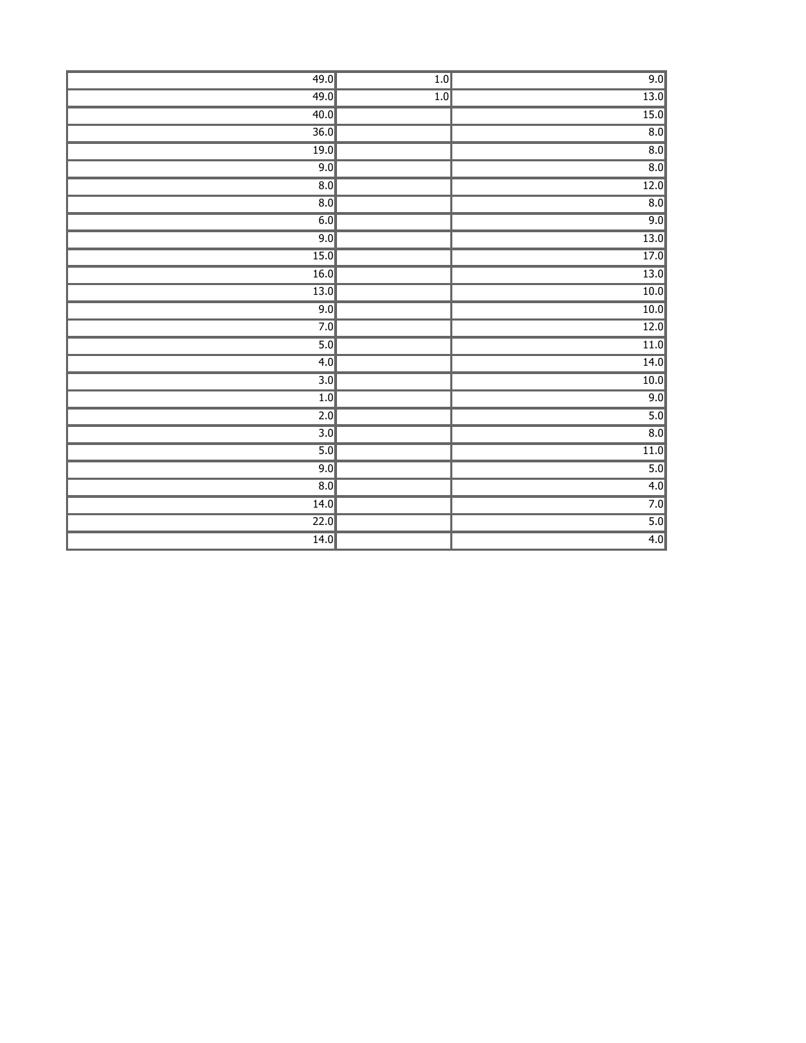| | | |
|---|---|---|
| 49.0 | 1.0 | 9.0 |
| 49.0 | 1.0 | 13.0 |
| 40.0 | | 15.0 |
| 36.0 | | 8.0 |
| 19.0 | | 8.0 |
| 9.0 | | 8.0 |
| 8.0 | | 12.0 |
| 8.0 | | 8.0 |
| 6.0 | | 9.0 |
| 9.0 | | 13.0 |
| 15.0 | | 17.0 |
| 16.0 | | 13.0 |
| 13.0 | | 10.0 |
| 9.0 | | 10.0 |
| 7.0 | | 12.0 |
| 5.0 | | 11.0 |
| 4.0 | | 14.0 |
| 3.0 | | 10.0 |
| 1.0 | | 9.0 |
| 2.0 | | 5.0 |
| 3.0 | | 8.0 |
| 5.0 | | 11.0 |
| 9.0 | | 5.0 |
| 8.0 | | 4.0 |
| 14.0 | | 7.0 |
| 22.0 | | 5.0 |
| 14.0 | | 4.0 |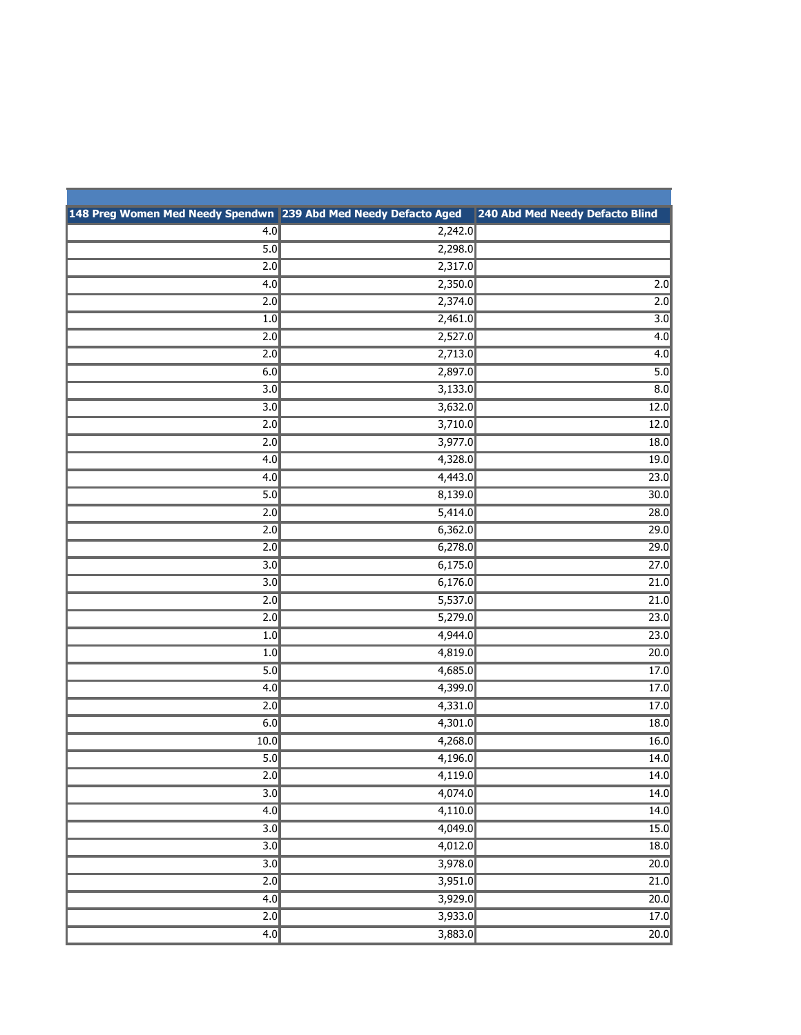| 148 Preg Women Med Needy Spendwn | 239 Abd Med Needy Defacto Aged | 240 Abd Med Needy Defacto Blind |
|---|---|---|
| 4.0 | 2,242.0 | |
| 5.0 | 2,298.0 | |
| 2.0 | 2,317.0 | |
| 4.0 | 2,350.0 | 2.0 |
| 2.0 | 2,374.0 | 2.0 |
| 1.0 | 2,461.0 | 3.0 |
| 2.0 | 2,527.0 | 4.0 |
| 2.0 | 2,713.0 | 4.0 |
| 6.0 | 2,897.0 | 5.0 |
| 3.0 | 3,133.0 | 8.0 |
| 3.0 | 3,632.0 | 12.0 |
| 2.0 | 3,710.0 | 12.0 |
| 2.0 | 3,977.0 | 18.0 |
| 4.0 | 4,328.0 | 19.0 |
| 4.0 | 4,443.0 | 23.0 |
| 5.0 | 8,139.0 | 30.0 |
| 2.0 | 5,414.0 | 28.0 |
| 2.0 | 6,362.0 | 29.0 |
| 2.0 | 6,278.0 | 29.0 |
| 3.0 | 6,175.0 | 27.0 |
| 3.0 | 6,176.0 | 21.0 |
| 2.0 | 5,537.0 | 21.0 |
| 2.0 | 5,279.0 | 23.0 |
| 1.0 | 4,944.0 | 23.0 |
| 1.0 | 4,819.0 | 20.0 |
| 5.0 | 4,685.0 | 17.0 |
| 4.0 | 4,399.0 | 17.0 |
| 2.0 | 4,331.0 | 17.0 |
| 6.0 | 4,301.0 | 18.0 |
| 10.0 | 4,268.0 | 16.0 |
| 5.0 | 4,196.0 | 14.0 |
| 2.0 | 4,119.0 | 14.0 |
| 3.0 | 4,074.0 | 14.0 |
| 4.0 | 4,110.0 | 14.0 |
| 3.0 | 4,049.0 | 15.0 |
| 3.0 | 4,012.0 | 18.0 |
| 3.0 | 3,978.0 | 20.0 |
| 2.0 | 3,951.0 | 21.0 |
| 4.0 | 3,929.0 | 20.0 |
| 2.0 | 3,933.0 | 17.0 |
| 4.0 | 3,883.0 | 20.0 |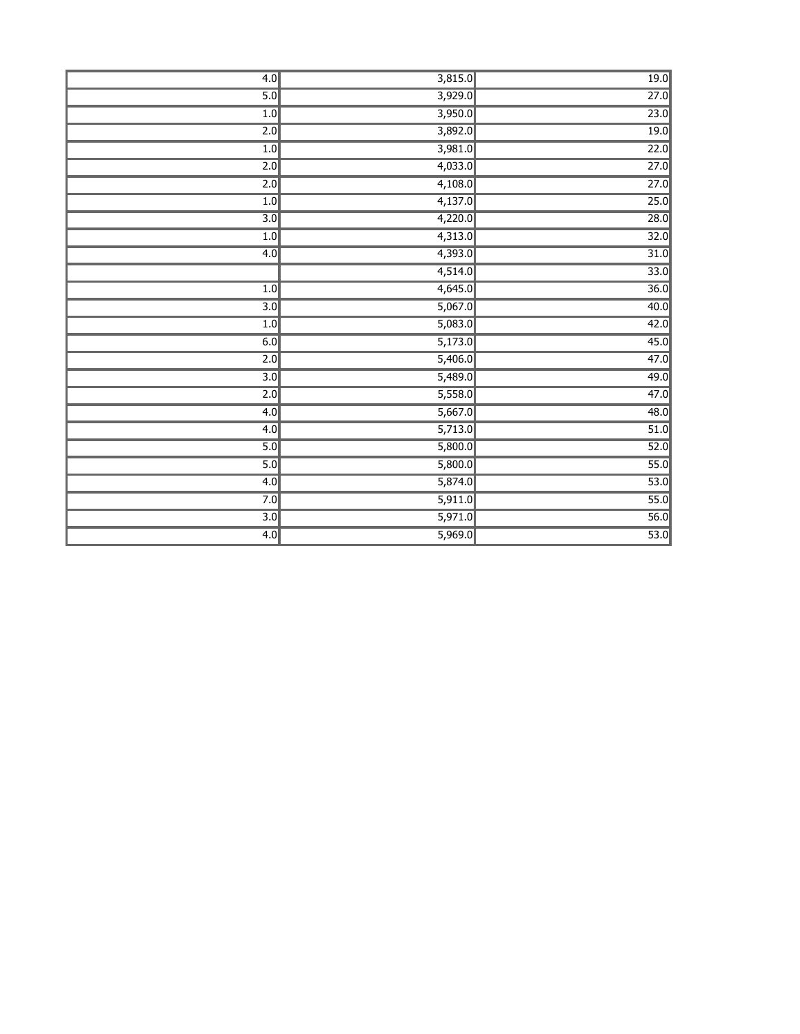| | | |
|---|---|---|
| 4.0 | 3,815.0 | 19.0 |
| 5.0 | 3,929.0 | 27.0 |
| 1.0 | 3,950.0 | 23.0 |
| 2.0 | 3,892.0 | 19.0 |
| 1.0 | 3,981.0 | 22.0 |
| 2.0 | 4,033.0 | 27.0 |
| 2.0 | 4,108.0 | 27.0 |
| 1.0 | 4,137.0 | 25.0 |
| 3.0 | 4,220.0 | 28.0 |
| 1.0 | 4,313.0 | 32.0 |
| 4.0 | 4,393.0 | 31.0 |
| | 4,514.0 | 33.0 |
| 1.0 | 4,645.0 | 36.0 |
| 3.0 | 5,067.0 | 40.0 |
| 1.0 | 5,083.0 | 42.0 |
| 6.0 | 5,173.0 | 45.0 |
| 2.0 | 5,406.0 | 47.0 |
| 3.0 | 5,489.0 | 49.0 |
| 2.0 | 5,558.0 | 47.0 |
| 4.0 | 5,667.0 | 48.0 |
| 4.0 | 5,713.0 | 51.0 |
| 5.0 | 5,800.0 | 52.0 |
| 5.0 | 5,800.0 | 55.0 |
| 4.0 | 5,874.0 | 53.0 |
| 7.0 | 5,911.0 | 55.0 |
| 3.0 | 5,971.0 | 56.0 |
| 4.0 | 5,969.0 | 53.0 |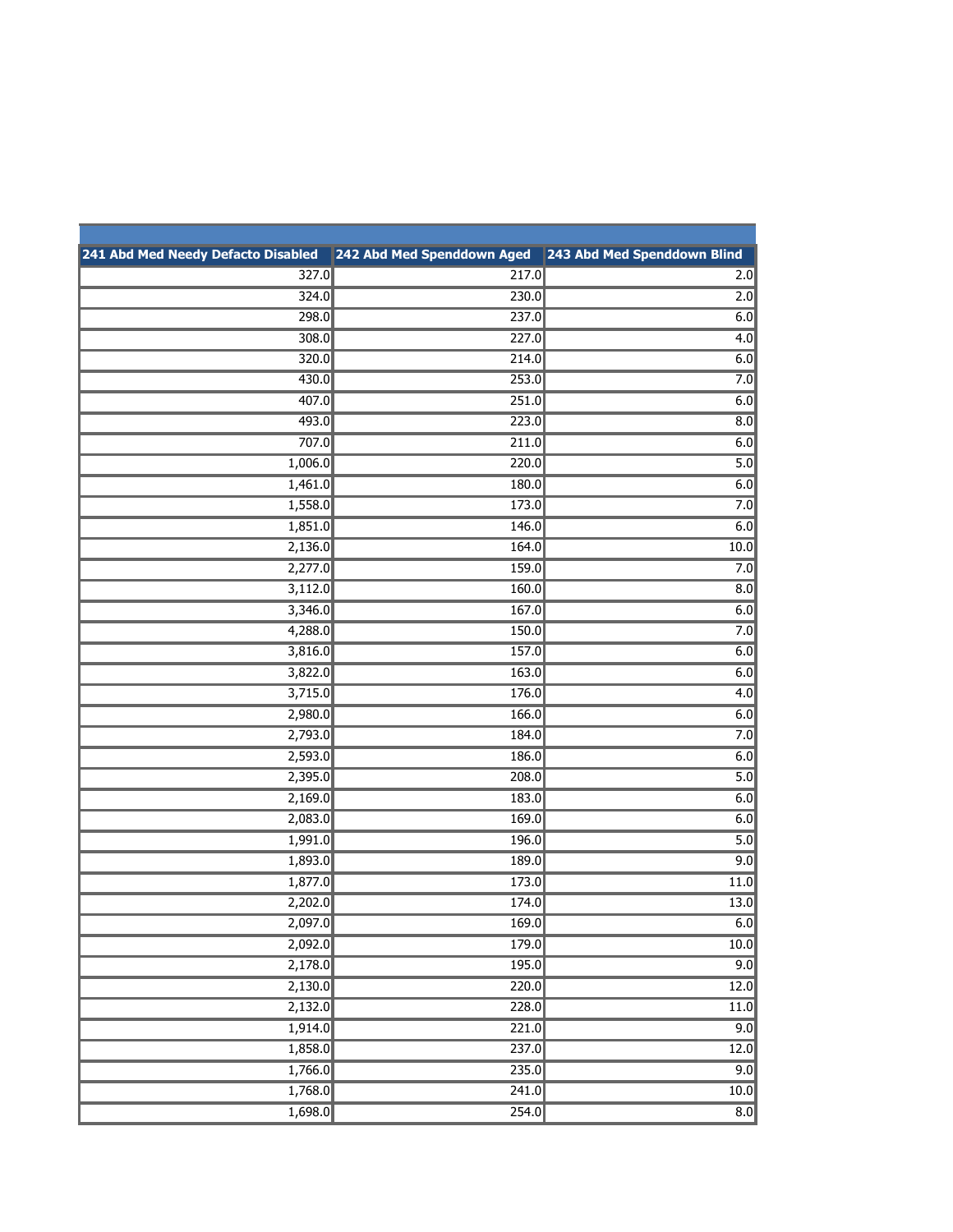| 241 Abd Med Needy Defacto Disabled | 242 Abd Med Spenddown Aged | 243 Abd Med Spenddown Blind |
|---|---|---|
| 327.0 | 217.0 | 2.0 |
| 324.0 | 230.0 | 2.0 |
| 298.0 | 237.0 | 6.0 |
| 308.0 | 227.0 | 4.0 |
| 320.0 | 214.0 | 6.0 |
| 430.0 | 253.0 | 7.0 |
| 407.0 | 251.0 | 6.0 |
| 493.0 | 223.0 | 8.0 |
| 707.0 | 211.0 | 6.0 |
| 1,006.0 | 220.0 | 5.0 |
| 1,461.0 | 180.0 | 6.0 |
| 1,558.0 | 173.0 | 7.0 |
| 1,851.0 | 146.0 | 6.0 |
| 2,136.0 | 164.0 | 10.0 |
| 2,277.0 | 159.0 | 7.0 |
| 3,112.0 | 160.0 | 8.0 |
| 3,346.0 | 167.0 | 6.0 |
| 4,288.0 | 150.0 | 7.0 |
| 3,816.0 | 157.0 | 6.0 |
| 3,822.0 | 163.0 | 6.0 |
| 3,715.0 | 176.0 | 4.0 |
| 2,980.0 | 166.0 | 6.0 |
| 2,793.0 | 184.0 | 7.0 |
| 2,593.0 | 186.0 | 6.0 |
| 2,395.0 | 208.0 | 5.0 |
| 2,169.0 | 183.0 | 6.0 |
| 2,083.0 | 169.0 | 6.0 |
| 1,991.0 | 196.0 | 5.0 |
| 1,893.0 | 189.0 | 9.0 |
| 1,877.0 | 173.0 | 11.0 |
| 2,202.0 | 174.0 | 13.0 |
| 2,097.0 | 169.0 | 6.0 |
| 2,092.0 | 179.0 | 10.0 |
| 2,178.0 | 195.0 | 9.0 |
| 2,130.0 | 220.0 | 12.0 |
| 2,132.0 | 228.0 | 11.0 |
| 1,914.0 | 221.0 | 9.0 |
| 1,858.0 | 237.0 | 12.0 |
| 1,766.0 | 235.0 | 9.0 |
| 1,768.0 | 241.0 | 10.0 |
| 1,698.0 | 254.0 | 8.0 |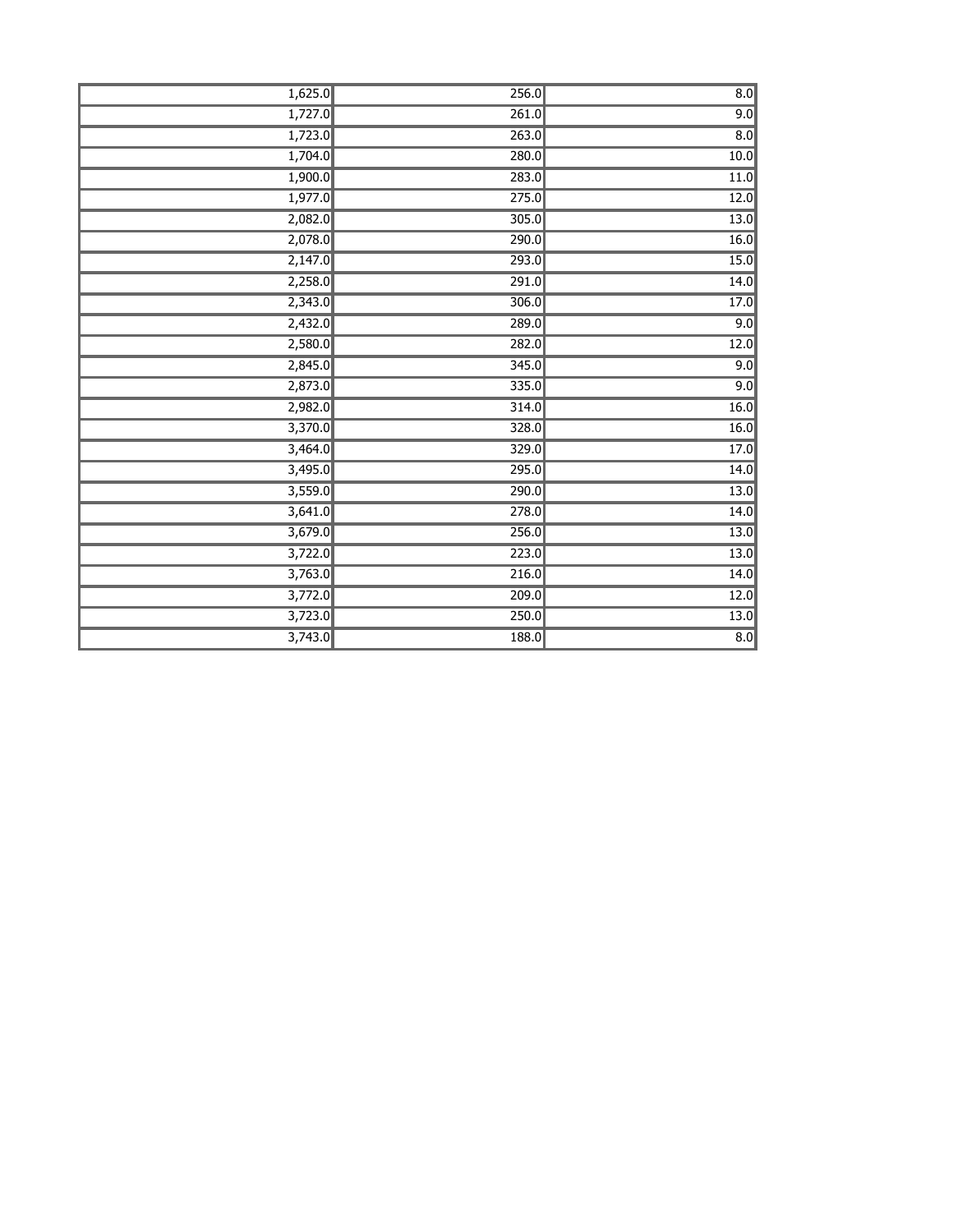| | | |
|---|---|---|
| 1,625.0 | 256.0 | 8.0 |
| 1,727.0 | 261.0 | 9.0 |
| 1,723.0 | 263.0 | 8.0 |
| 1,704.0 | 280.0 | 10.0 |
| 1,900.0 | 283.0 | 11.0 |
| 1,977.0 | 275.0 | 12.0 |
| 2,082.0 | 305.0 | 13.0 |
| 2,078.0 | 290.0 | 16.0 |
| 2,147.0 | 293.0 | 15.0 |
| 2,258.0 | 291.0 | 14.0 |
| 2,343.0 | 306.0 | 17.0 |
| 2,432.0 | 289.0 | 9.0 |
| 2,580.0 | 282.0 | 12.0 |
| 2,845.0 | 345.0 | 9.0 |
| 2,873.0 | 335.0 | 9.0 |
| 2,982.0 | 314.0 | 16.0 |
| 3,370.0 | 328.0 | 16.0 |
| 3,464.0 | 329.0 | 17.0 |
| 3,495.0 | 295.0 | 14.0 |
| 3,559.0 | 290.0 | 13.0 |
| 3,641.0 | 278.0 | 14.0 |
| 3,679.0 | 256.0 | 13.0 |
| 3,722.0 | 223.0 | 13.0 |
| 3,763.0 | 216.0 | 14.0 |
| 3,772.0 | 209.0 | 12.0 |
| 3,723.0 | 250.0 | 13.0 |
| 3,743.0 | 188.0 | 8.0 |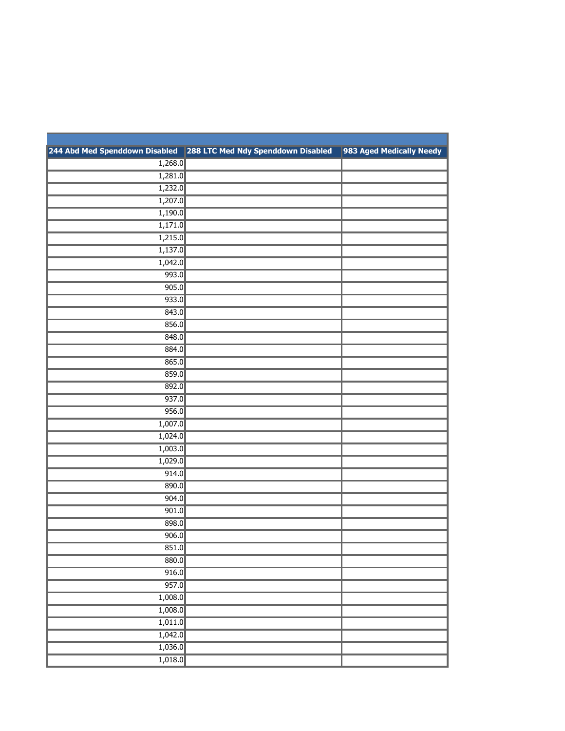| 244 Abd Med Spenddown Disabled | 288 LTC Med Ndy Spenddown Disabled | 983 Aged Medically Needy |
|---:|---|---|
| 1,268.0 | | |
| 1,281.0 | | |
| 1,232.0 | | |
| 1,207.0 | | |
| 1,190.0 | | |
| 1,171.0 | | |
| 1,215.0 | | |
| 1,137.0 | | |
| 1,042.0 | | |
| 993.0 | | |
| 905.0 | | |
| 933.0 | | |
| 843.0 | | |
| 856.0 | | |
| 848.0 | | |
| 884.0 | | |
| 865.0 | | |
| 859.0 | | |
| 892.0 | | |
| 937.0 | | |
| 956.0 | | |
| 1,007.0 | | |
| 1,024.0 | | |
| 1,003.0 | | |
| 1,029.0 | | |
| 914.0 | | |
| 890.0 | | |
| 904.0 | | |
| 901.0 | | |
| 898.0 | | |
| 906.0 | | |
| 851.0 | | |
| 880.0 | | |
| 916.0 | | |
| 957.0 | | |
| 1,008.0 | | |
| 1,008.0 | | |
| 1,011.0 | | |
| 1,042.0 | | |
| 1,036.0 | | |
| 1,018.0 | | |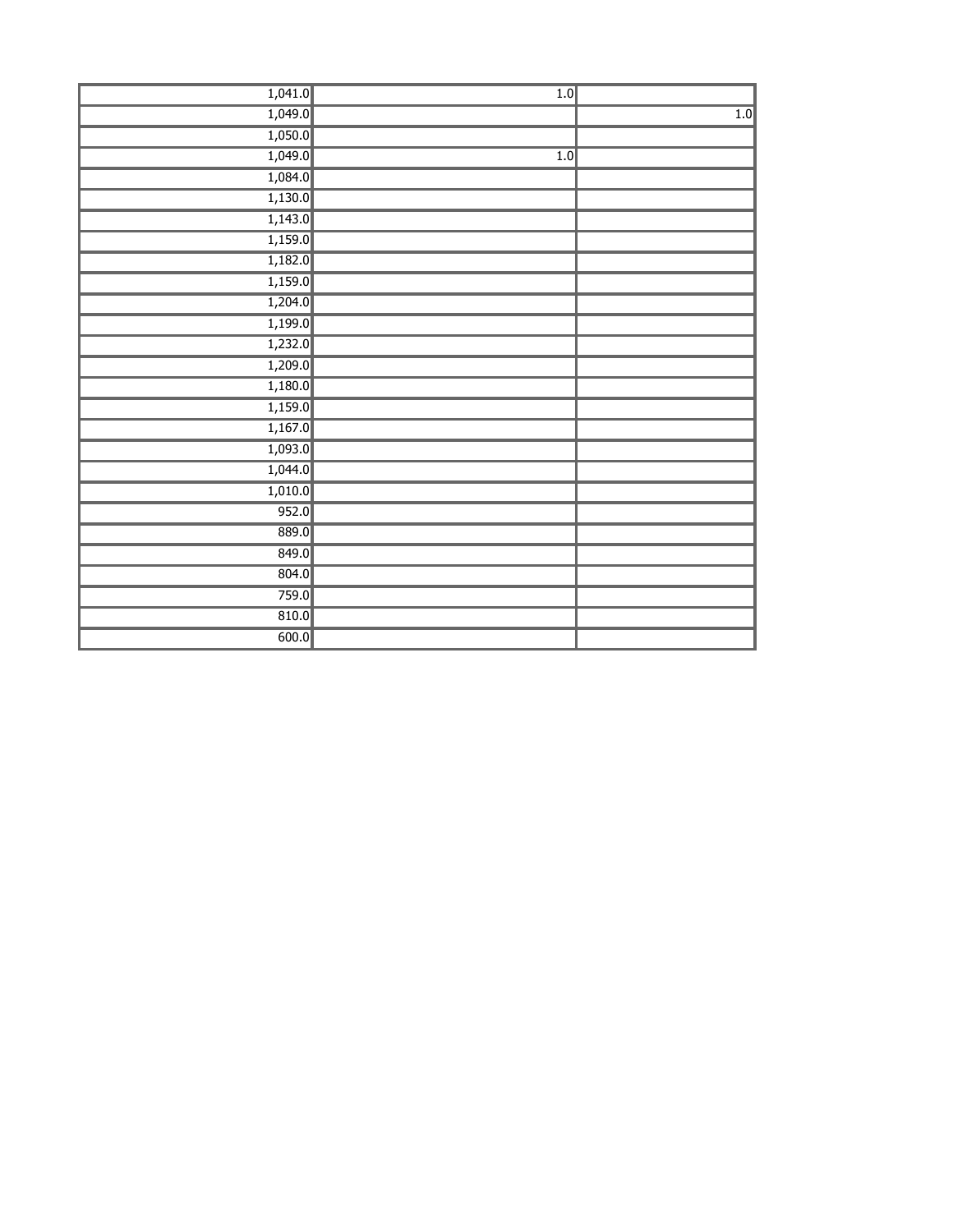| | | |
|---|---|---|
| 1,041.0 | 1.0 | |
| 1,049.0 | | 1.0 |
| 1,050.0 | | |
| 1,049.0 | 1.0 | |
| 1,084.0 | | |
| 1,130.0 | | |
| 1,143.0 | | |
| 1,159.0 | | |
| 1,182.0 | | |
| 1,159.0 | | |
| 1,204.0 | | |
| 1,199.0 | | |
| 1,232.0 | | |
| 1,209.0 | | |
| 1,180.0 | | |
| 1,159.0 | | |
| 1,167.0 | | |
| 1,093.0 | | |
| 1,044.0 | | |
| 1,010.0 | | |
| 952.0 | | |
| 889.0 | | |
| 849.0 | | |
| 804.0 | | |
| 759.0 | | |
| 810.0 | | |
| 600.0 | | |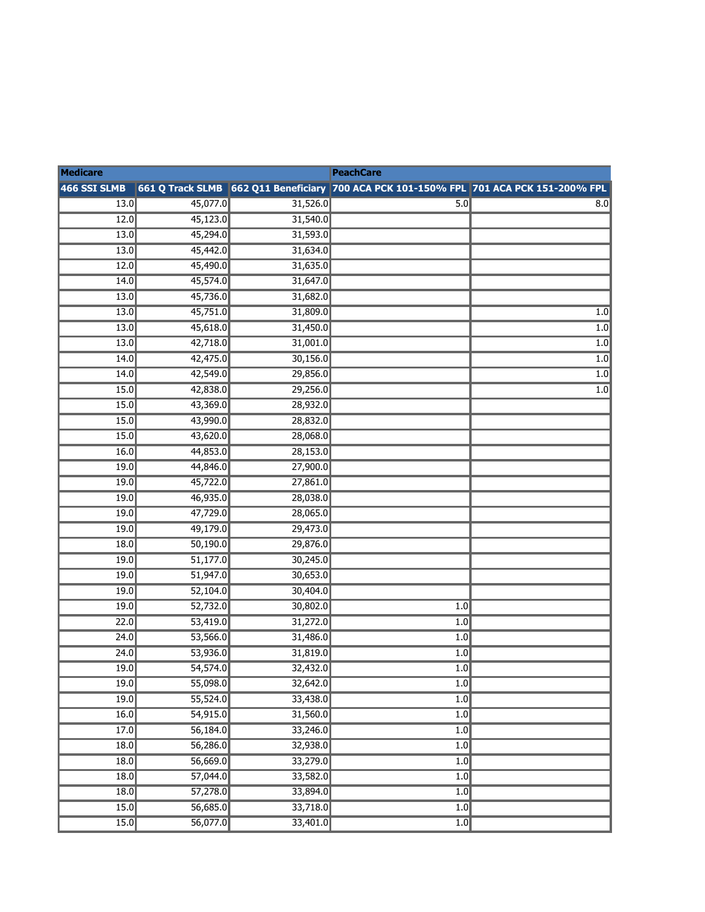| Medicare | | | PeachCare | |
|---|---|---|---|---|
| 466 SSI SLMB | 661 Q Track SLMB | 662 Q11 Beneficiary | 700 ACA PCK 101-150% FPL | 701 ACA PCK 151-200% FPL |
| 13.0 | 45,077.0 | 31,526.0 | 5.0 | 8.0 |
| 12.0 | 45,123.0 | 31,540.0 | | |
| 13.0 | 45,294.0 | 31,593.0 | | |
| 13.0 | 45,442.0 | 31,634.0 | | |
| 12.0 | 45,490.0 | 31,635.0 | | |
| 14.0 | 45,574.0 | 31,647.0 | | |
| 13.0 | 45,736.0 | 31,682.0 | | |
| 13.0 | 45,751.0 | 31,809.0 | | 1.0 |
| 13.0 | 45,618.0 | 31,450.0 | | 1.0 |
| 13.0 | 42,718.0 | 31,001.0 | | 1.0 |
| 14.0 | 42,475.0 | 30,156.0 | | 1.0 |
| 14.0 | 42,549.0 | 29,856.0 | | 1.0 |
| 15.0 | 42,838.0 | 29,256.0 | | 1.0 |
| 15.0 | 43,369.0 | 28,932.0 | | |
| 15.0 | 43,990.0 | 28,832.0 | | |
| 15.0 | 43,620.0 | 28,068.0 | | |
| 16.0 | 44,853.0 | 28,153.0 | | |
| 19.0 | 44,846.0 | 27,900.0 | | |
| 19.0 | 45,722.0 | 27,861.0 | | |
| 19.0 | 46,935.0 | 28,038.0 | | |
| 19.0 | 47,729.0 | 28,065.0 | | |
| 19.0 | 49,179.0 | 29,473.0 | | |
| 18.0 | 50,190.0 | 29,876.0 | | |
| 19.0 | 51,177.0 | 30,245.0 | | |
| 19.0 | 51,947.0 | 30,653.0 | | |
| 19.0 | 52,104.0 | 30,404.0 | | |
| 19.0 | 52,732.0 | 30,802.0 | 1.0 | |
| 22.0 | 53,419.0 | 31,272.0 | 1.0 | |
| 24.0 | 53,566.0 | 31,486.0 | 1.0 | |
| 24.0 | 53,936.0 | 31,819.0 | 1.0 | |
| 19.0 | 54,574.0 | 32,432.0 | 1.0 | |
| 19.0 | 55,098.0 | 32,642.0 | 1.0 | |
| 19.0 | 55,524.0 | 33,438.0 | 1.0 | |
| 16.0 | 54,915.0 | 31,560.0 | 1.0 | |
| 17.0 | 56,184.0 | 33,246.0 | 1.0 | |
| 18.0 | 56,286.0 | 32,938.0 | 1.0 | |
| 18.0 | 56,669.0 | 33,279.0 | 1.0 | |
| 18.0 | 57,044.0 | 33,582.0 | 1.0 | |
| 18.0 | 57,278.0 | 33,894.0 | 1.0 | |
| 15.0 | 56,685.0 | 33,718.0 | 1.0 | |
| 15.0 | 56,077.0 | 33,401.0 | 1.0 | |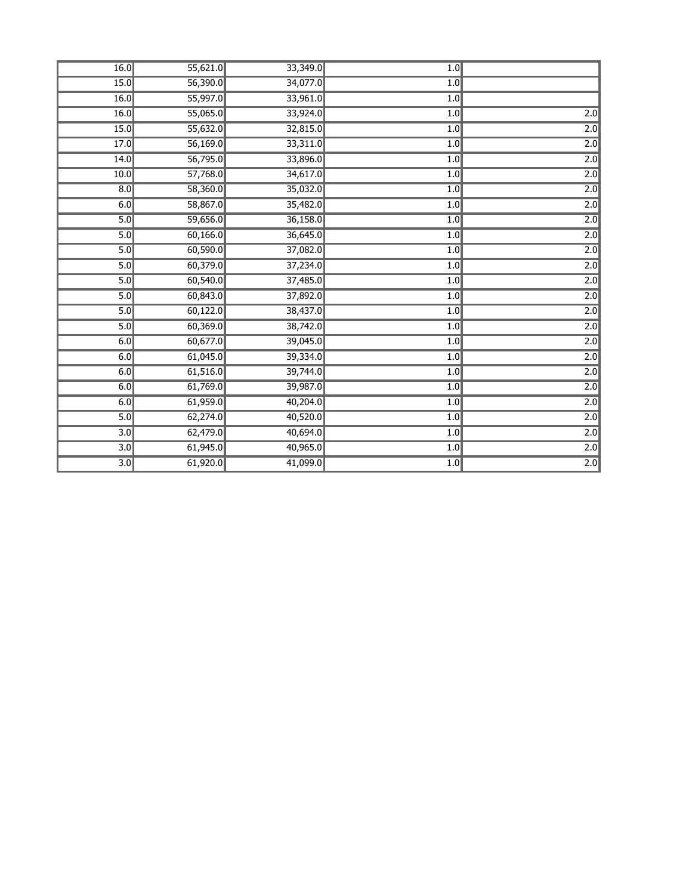| | | | | |
|---|---|---|---|---|
| 16.0 | 55,621.0 | 33,349.0 | 1.0 | |
| 15.0 | 56,390.0 | 34,077.0 | 1.0 | |
| 16.0 | 55,997.0 | 33,961.0 | 1.0 | |
| 16.0 | 55,065.0 | 33,924.0 | 1.0 | 2.0 |
| 15.0 | 55,632.0 | 32,815.0 | 1.0 | 2.0 |
| 17.0 | 56,169.0 | 33,311.0 | 1.0 | 2.0 |
| 14.0 | 56,795.0 | 33,896.0 | 1.0 | 2.0 |
| 10.0 | 57,768.0 | 34,617.0 | 1.0 | 2.0 |
| 8.0 | 58,360.0 | 35,032.0 | 1.0 | 2.0 |
| 6.0 | 58,867.0 | 35,482.0 | 1.0 | 2.0 |
| 5.0 | 59,656.0 | 36,158.0 | 1.0 | 2.0 |
| 5.0 | 60,166.0 | 36,645.0 | 1.0 | 2.0 |
| 5.0 | 60,590.0 | 37,082.0 | 1.0 | 2.0 |
| 5.0 | 60,379.0 | 37,234.0 | 1.0 | 2.0 |
| 5.0 | 60,540.0 | 37,485.0 | 1.0 | 2.0 |
| 5.0 | 60,843.0 | 37,892.0 | 1.0 | 2.0 |
| 5.0 | 60,122.0 | 38,437.0 | 1.0 | 2.0 |
| 5.0 | 60,369.0 | 38,742.0 | 1.0 | 2.0 |
| 6.0 | 60,677.0 | 39,045.0 | 1.0 | 2.0 |
| 6.0 | 61,045.0 | 39,334.0 | 1.0 | 2.0 |
| 6.0 | 61,516.0 | 39,744.0 | 1.0 | 2.0 |
| 6.0 | 61,769.0 | 39,987.0 | 1.0 | 2.0 |
| 6.0 | 61,959.0 | 40,204.0 | 1.0 | 2.0 |
| 5.0 | 62,274.0 | 40,520.0 | 1.0 | 2.0 |
| 3.0 | 62,479.0 | 40,694.0 | 1.0 | 2.0 |
| 3.0 | 61,945.0 | 40,965.0 | 1.0 | 2.0 |
| 3.0 | 61,920.0 | 41,099.0 | 1.0 | 2.0 |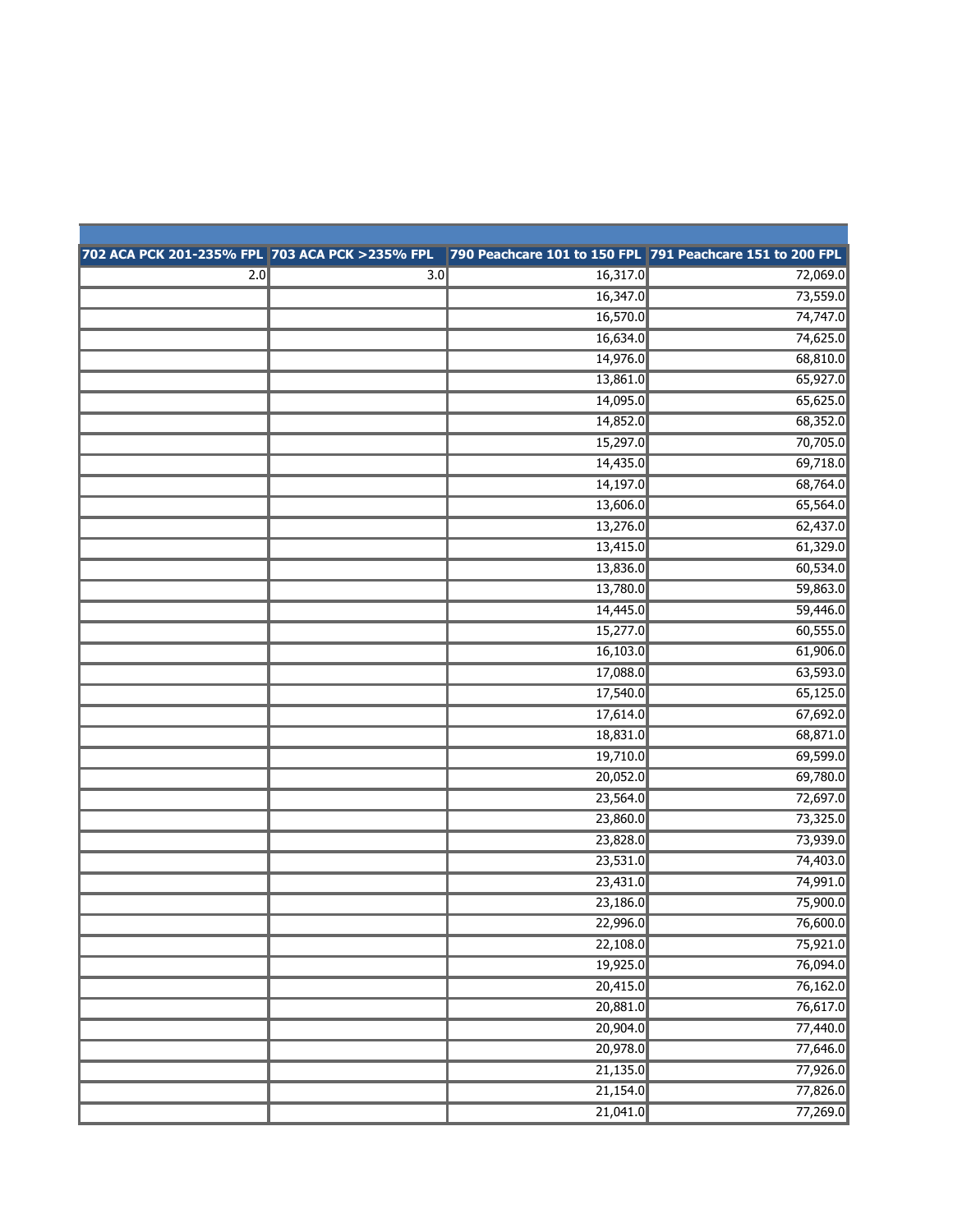| 702 ACA PCK 201-235% FPL | 703 ACA PCK >235% FPL | 790 Peachcare 101 to 150 FPL | 791 Peachcare 151 to 200 FPL |
|---|---|---|---|
| 2.0 | 3.0 | 16,317.0 | 72,069.0 |
| | | 16,347.0 | 73,559.0 |
| | | 16,570.0 | 74,747.0 |
| | | 16,634.0 | 74,625.0 |
| | | 14,976.0 | 68,810.0 |
| | | 13,861.0 | 65,927.0 |
| | | 14,095.0 | 65,625.0 |
| | | 14,852.0 | 68,352.0 |
| | | 15,297.0 | 70,705.0 |
| | | 14,435.0 | 69,718.0 |
| | | 14,197.0 | 68,764.0 |
| | | 13,606.0 | 65,564.0 |
| | | 13,276.0 | 62,437.0 |
| | | 13,415.0 | 61,329.0 |
| | | 13,836.0 | 60,534.0 |
| | | 13,780.0 | 59,863.0 |
| | | 14,445.0 | 59,446.0 |
| | | 15,277.0 | 60,555.0 |
| | | 16,103.0 | 61,906.0 |
| | | 17,088.0 | 63,593.0 |
| | | 17,540.0 | 65,125.0 |
| | | 17,614.0 | 67,692.0 |
| | | 18,831.0 | 68,871.0 |
| | | 19,710.0 | 69,599.0 |
| | | 20,052.0 | 69,780.0 |
| | | 23,564.0 | 72,697.0 |
| | | 23,860.0 | 73,325.0 |
| | | 23,828.0 | 73,939.0 |
| | | 23,531.0 | 74,403.0 |
| | | 23,431.0 | 74,991.0 |
| | | 23,186.0 | 75,900.0 |
| | | 22,996.0 | 76,600.0 |
| | | 22,108.0 | 75,921.0 |
| | | 19,925.0 | 76,094.0 |
| | | 20,415.0 | 76,162.0 |
| | | 20,881.0 | 76,617.0 |
| | | 20,904.0 | 77,440.0 |
| | | 20,978.0 | 77,646.0 |
| | | 21,135.0 | 77,926.0 |
| | | 21,154.0 | 77,826.0 |
| | | 21,041.0 | 77,269.0 |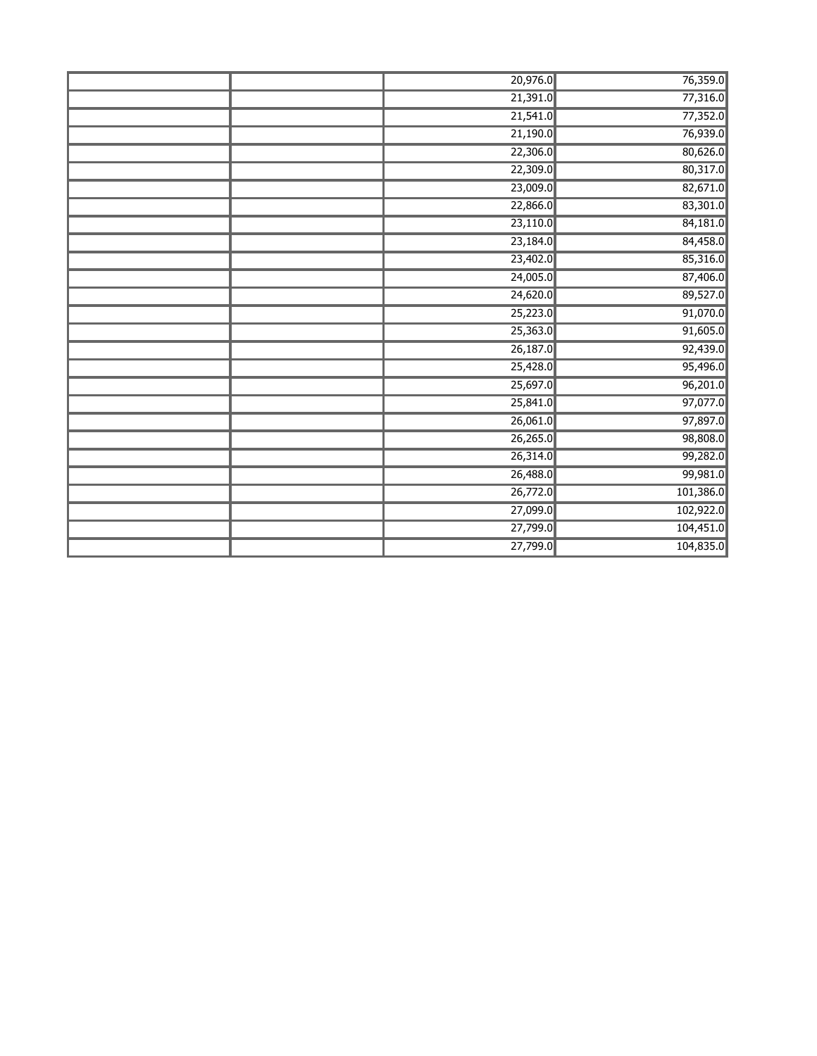| | | | |
|---|---|---|---|
| | | 20,976.0 | 76,359.0 |
| | | 21,391.0 | 77,316.0 |
| | | 21,541.0 | 77,352.0 |
| | | 21,190.0 | 76,939.0 |
| | | 22,306.0 | 80,626.0 |
| | | 22,309.0 | 80,317.0 |
| | | 23,009.0 | 82,671.0 |
| | | 22,866.0 | 83,301.0 |
| | | 23,110.0 | 84,181.0 |
| | | 23,184.0 | 84,458.0 |
| | | 23,402.0 | 85,316.0 |
| | | 24,005.0 | 87,406.0 |
| | | 24,620.0 | 89,527.0 |
| | | 25,223.0 | 91,070.0 |
| | | 25,363.0 | 91,605.0 |
| | | 26,187.0 | 92,439.0 |
| | | 25,428.0 | 95,496.0 |
| | | 25,697.0 | 96,201.0 |
| | | 25,841.0 | 97,077.0 |
| | | 26,061.0 | 97,897.0 |
| | | 26,265.0 | 98,808.0 |
| | | 26,314.0 | 99,282.0 |
| | | 26,488.0 | 99,981.0 |
| | | 26,772.0 | 101,386.0 |
| | | 27,099.0 | 102,922.0 |
| | | 27,799.0 | 104,451.0 |
| | | 27,799.0 | 104,835.0 |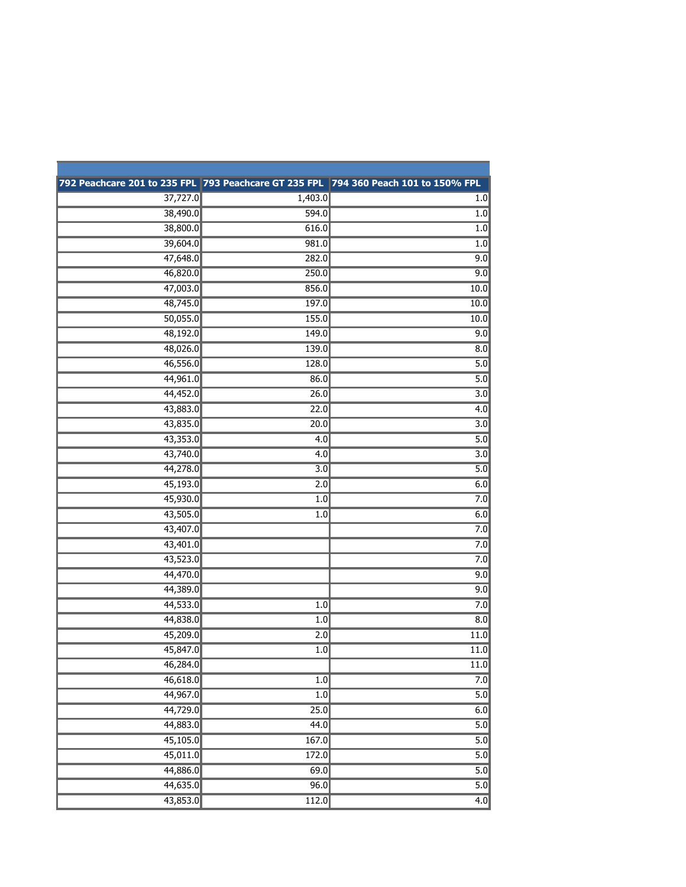| 792 Peachcare 201 to 235 FPL | 793 Peachcare GT 235 FPL | 794 360 Peach 101 to 150% FPL |
|---:|---:|---:|
| 37,727.0 | 1,403.0 | 1.0 |
| 38,490.0 | 594.0 | 1.0 |
| 38,800.0 | 616.0 | 1.0 |
| 39,604.0 | 981.0 | 1.0 |
| 47,648.0 | 282.0 | 9.0 |
| 46,820.0 | 250.0 | 9.0 |
| 47,003.0 | 856.0 | 10.0 |
| 48,745.0 | 197.0 | 10.0 |
| 50,055.0 | 155.0 | 10.0 |
| 48,192.0 | 149.0 | 9.0 |
| 48,026.0 | 139.0 | 8.0 |
| 46,556.0 | 128.0 | 5.0 |
| 44,961.0 | 86.0 | 5.0 |
| 44,452.0 | 26.0 | 3.0 |
| 43,883.0 | 22.0 | 4.0 |
| 43,835.0 | 20.0 | 3.0 |
| 43,353.0 | 4.0 | 5.0 |
| 43,740.0 | 4.0 | 3.0 |
| 44,278.0 | 3.0 | 5.0 |
| 45,193.0 | 2.0 | 6.0 |
| 45,930.0 | 1.0 | 7.0 |
| 43,505.0 | 1.0 | 6.0 |
| 43,407.0 | | 7.0 |
| 43,401.0 | | 7.0 |
| 43,523.0 | | 7.0 |
| 44,470.0 | | 9.0 |
| 44,389.0 | | 9.0 |
| 44,533.0 | 1.0 | 7.0 |
| 44,838.0 | 1.0 | 8.0 |
| 45,209.0 | 2.0 | 11.0 |
| 45,847.0 | 1.0 | 11.0 |
| 46,284.0 | | 11.0 |
| 46,618.0 | 1.0 | 7.0 |
| 44,967.0 | 1.0 | 5.0 |
| 44,729.0 | 25.0 | 6.0 |
| 44,883.0 | 44.0 | 5.0 |
| 45,105.0 | 167.0 | 5.0 |
| 45,011.0 | 172.0 | 5.0 |
| 44,886.0 | 69.0 | 5.0 |
| 44,635.0 | 96.0 | 5.0 |
| 43,853.0 | 112.0 | 4.0 |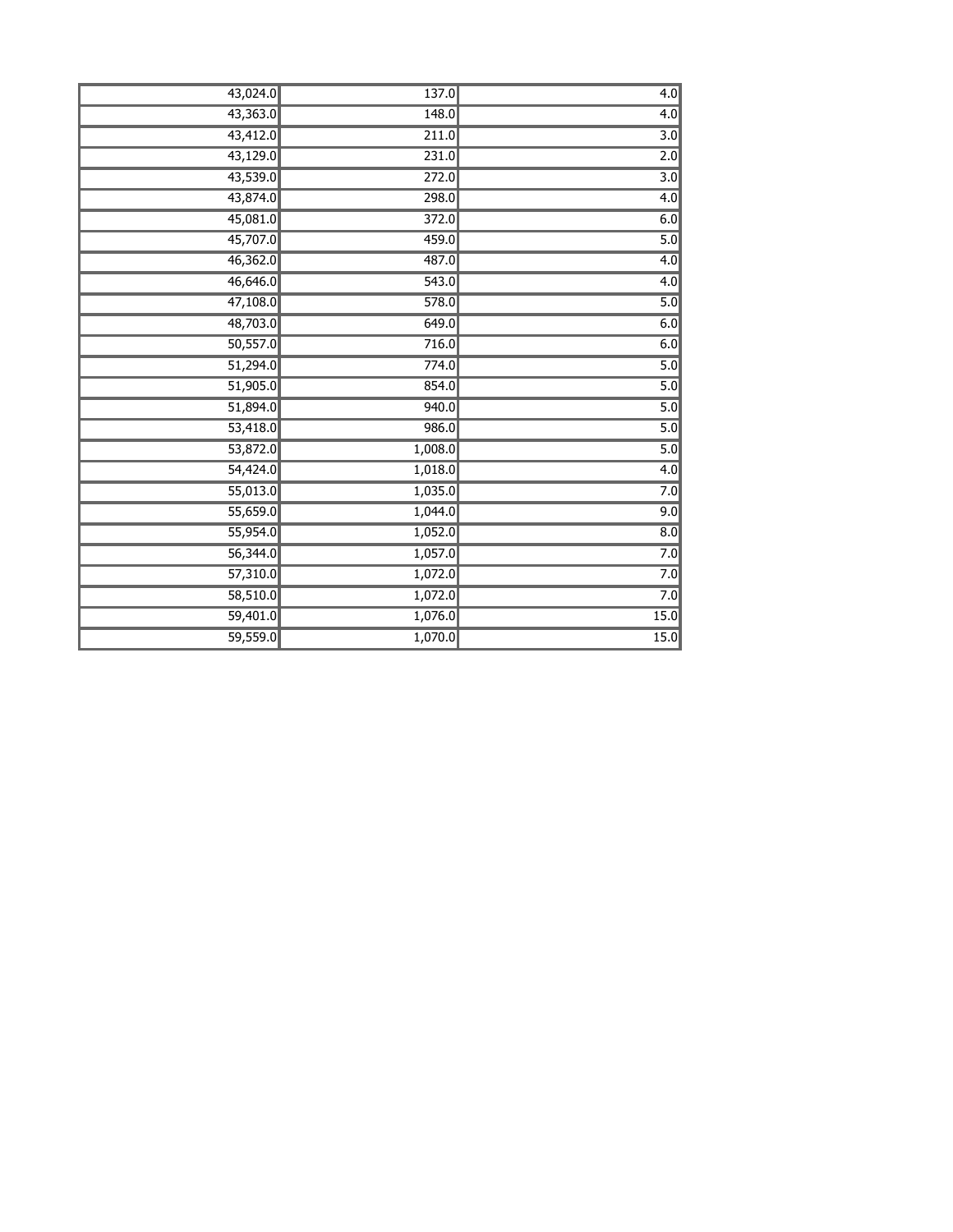| | | |
|---|---|---|
| 43,024.0 | 137.0 | 4.0 |
| 43,363.0 | 148.0 | 4.0 |
| 43,412.0 | 211.0 | 3.0 |
| 43,129.0 | 231.0 | 2.0 |
| 43,539.0 | 272.0 | 3.0 |
| 43,874.0 | 298.0 | 4.0 |
| 45,081.0 | 372.0 | 6.0 |
| 45,707.0 | 459.0 | 5.0 |
| 46,362.0 | 487.0 | 4.0 |
| 46,646.0 | 543.0 | 4.0 |
| 47,108.0 | 578.0 | 5.0 |
| 48,703.0 | 649.0 | 6.0 |
| 50,557.0 | 716.0 | 6.0 |
| 51,294.0 | 774.0 | 5.0 |
| 51,905.0 | 854.0 | 5.0 |
| 51,894.0 | 940.0 | 5.0 |
| 53,418.0 | 986.0 | 5.0 |
| 53,872.0 | 1,008.0 | 5.0 |
| 54,424.0 | 1,018.0 | 4.0 |
| 55,013.0 | 1,035.0 | 7.0 |
| 55,659.0 | 1,044.0 | 9.0 |
| 55,954.0 | 1,052.0 | 8.0 |
| 56,344.0 | 1,057.0 | 7.0 |
| 57,310.0 | 1,072.0 | 7.0 |
| 58,510.0 | 1,072.0 | 7.0 |
| 59,401.0 | 1,076.0 | 15.0 |
| 59,559.0 | 1,070.0 | 15.0 |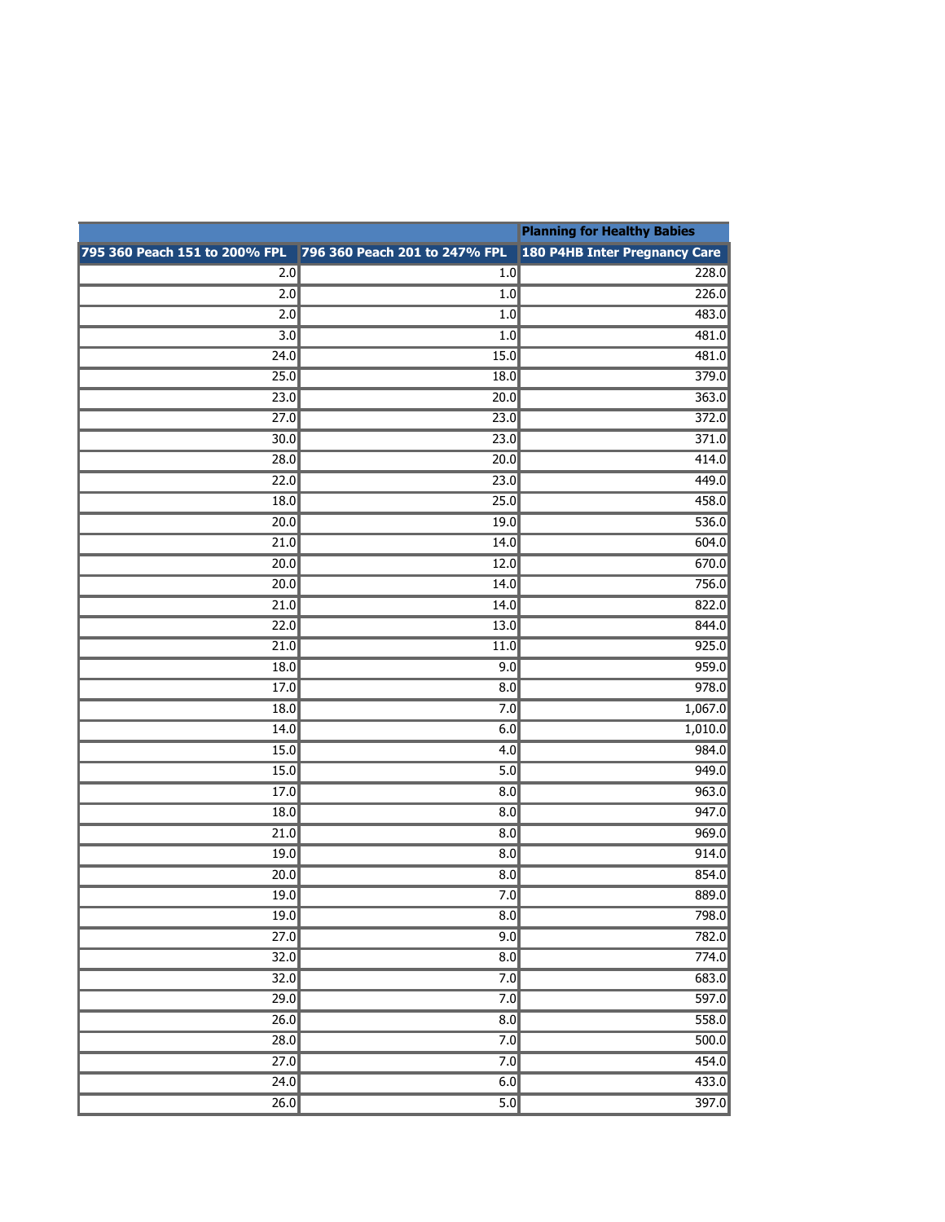| | | Planning for Healthy Babies |
|---|---|---|
| 795 360 Peach 151 to 200% FPL | 796 360 Peach 201 to 247% FPL | 180 P4HB Inter Pregnancy Care |
| 2.0 | 1.0 | 228.0 |
| 2.0 | 1.0 | 226.0 |
| 2.0 | 1.0 | 483.0 |
| 3.0 | 1.0 | 481.0 |
| 24.0 | 15.0 | 481.0 |
| 25.0 | 18.0 | 379.0 |
| 23.0 | 20.0 | 363.0 |
| 27.0 | 23.0 | 372.0 |
| 30.0 | 23.0 | 371.0 |
| 28.0 | 20.0 | 414.0 |
| 22.0 | 23.0 | 449.0 |
| 18.0 | 25.0 | 458.0 |
| 20.0 | 19.0 | 536.0 |
| 21.0 | 14.0 | 604.0 |
| 20.0 | 12.0 | 670.0 |
| 20.0 | 14.0 | 756.0 |
| 21.0 | 14.0 | 822.0 |
| 22.0 | 13.0 | 844.0 |
| 21.0 | 11.0 | 925.0 |
| 18.0 | 9.0 | 959.0 |
| 17.0 | 8.0 | 978.0 |
| 18.0 | 7.0 | 1,067.0 |
| 14.0 | 6.0 | 1,010.0 |
| 15.0 | 4.0 | 984.0 |
| 15.0 | 5.0 | 949.0 |
| 17.0 | 8.0 | 963.0 |
| 18.0 | 8.0 | 947.0 |
| 21.0 | 8.0 | 969.0 |
| 19.0 | 8.0 | 914.0 |
| 20.0 | 8.0 | 854.0 |
| 19.0 | 7.0 | 889.0 |
| 19.0 | 8.0 | 798.0 |
| 27.0 | 9.0 | 782.0 |
| 32.0 | 8.0 | 774.0 |
| 32.0 | 7.0 | 683.0 |
| 29.0 | 7.0 | 597.0 |
| 26.0 | 8.0 | 558.0 |
| 28.0 | 7.0 | 500.0 |
| 27.0 | 7.0 | 454.0 |
| 24.0 | 6.0 | 433.0 |
| 26.0 | 5.0 | 397.0 |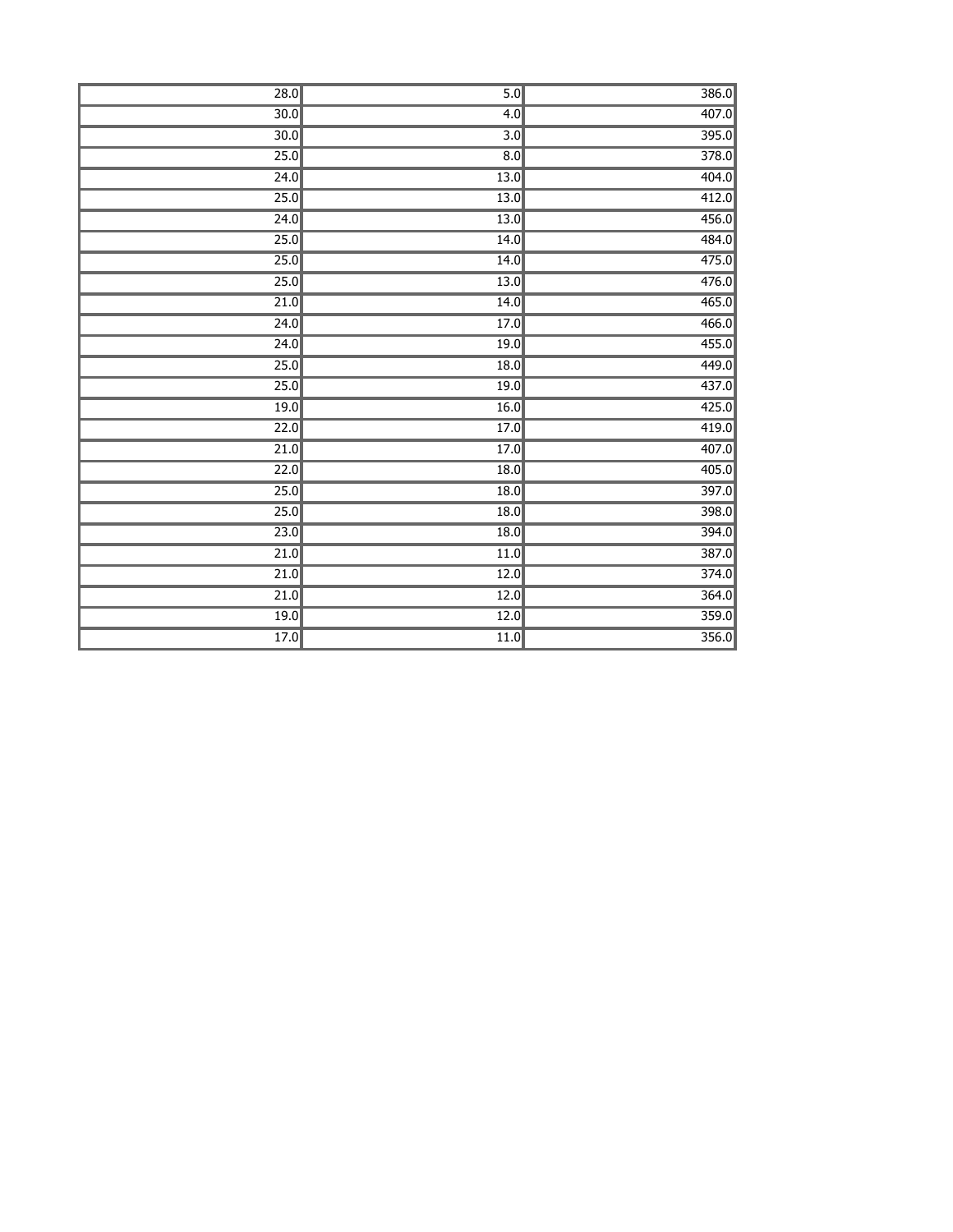| | | |
|---|---|---|
| 28.0 | 5.0 | 386.0 |
| 30.0 | 4.0 | 407.0 |
| 30.0 | 3.0 | 395.0 |
| 25.0 | 8.0 | 378.0 |
| 24.0 | 13.0 | 404.0 |
| 25.0 | 13.0 | 412.0 |
| 24.0 | 13.0 | 456.0 |
| 25.0 | 14.0 | 484.0 |
| 25.0 | 14.0 | 475.0 |
| 25.0 | 13.0 | 476.0 |
| 21.0 | 14.0 | 465.0 |
| 24.0 | 17.0 | 466.0 |
| 24.0 | 19.0 | 455.0 |
| 25.0 | 18.0 | 449.0 |
| 25.0 | 19.0 | 437.0 |
| 19.0 | 16.0 | 425.0 |
| 22.0 | 17.0 | 419.0 |
| 21.0 | 17.0 | 407.0 |
| 22.0 | 18.0 | 405.0 |
| 25.0 | 18.0 | 397.0 |
| 25.0 | 18.0 | 398.0 |
| 23.0 | 18.0 | 394.0 |
| 21.0 | 11.0 | 387.0 |
| 21.0 | 12.0 | 374.0 |
| 21.0 | 12.0 | 364.0 |
| 19.0 | 12.0 | 359.0 |
| 17.0 | 11.0 | 356.0 |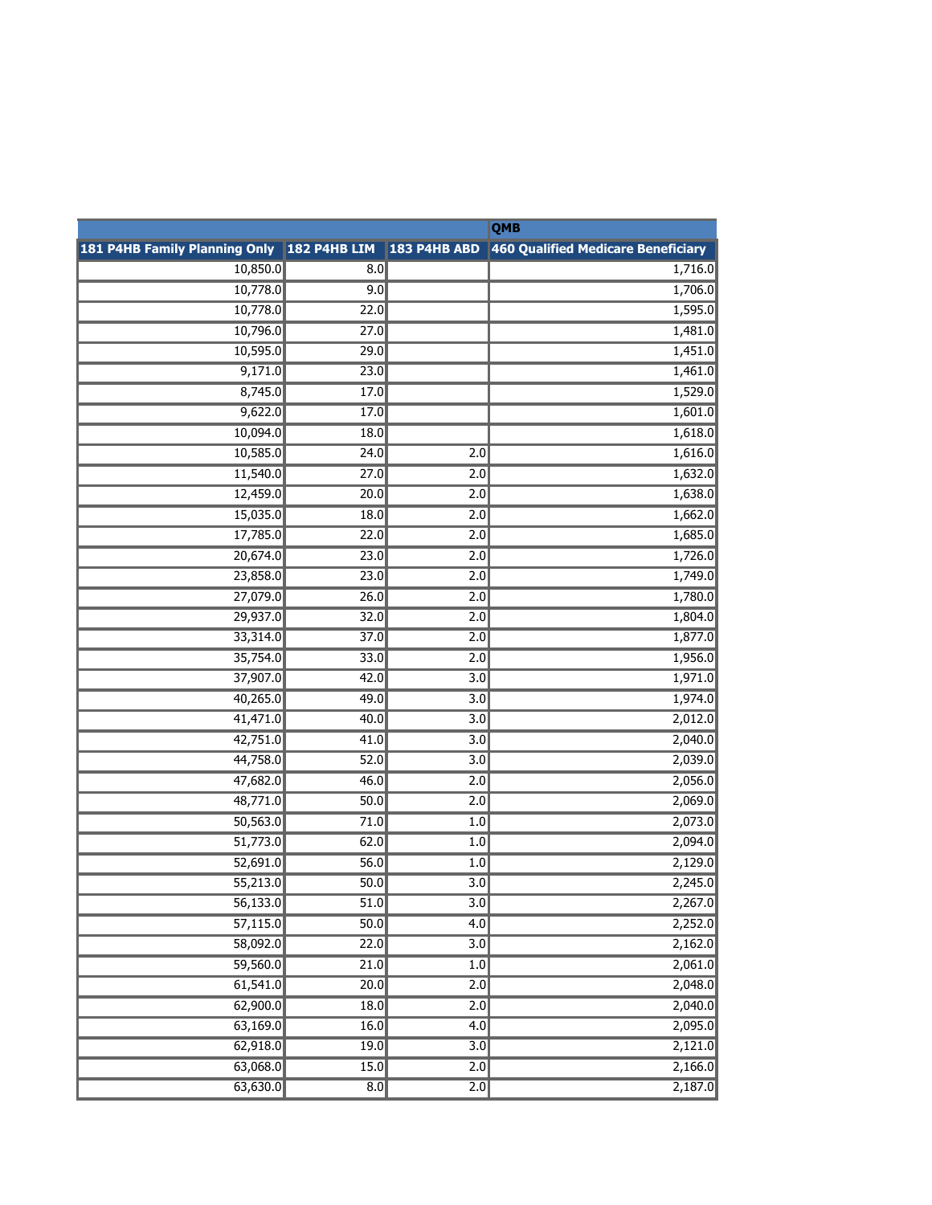| | | | QMB |
|---|---|---|---|
| 181 P4HB Family Planning Only | 182 P4HB LIM | 183 P4HB ABD | 460 Qualified Medicare Beneficiary |
| 10,850.0 | 8.0 | | 1,716.0 |
| 10,778.0 | 9.0 | | 1,706.0 |
| 10,778.0 | 22.0 | | 1,595.0 |
| 10,796.0 | 27.0 | | 1,481.0 |
| 10,595.0 | 29.0 | | 1,451.0 |
| 9,171.0 | 23.0 | | 1,461.0 |
| 8,745.0 | 17.0 | | 1,529.0 |
| 9,622.0 | 17.0 | | 1,601.0 |
| 10,094.0 | 18.0 | | 1,618.0 |
| 10,585.0 | 24.0 | 2.0 | 1,616.0 |
| 11,540.0 | 27.0 | 2.0 | 1,632.0 |
| 12,459.0 | 20.0 | 2.0 | 1,638.0 |
| 15,035.0 | 18.0 | 2.0 | 1,662.0 |
| 17,785.0 | 22.0 | 2.0 | 1,685.0 |
| 20,674.0 | 23.0 | 2.0 | 1,726.0 |
| 23,858.0 | 23.0 | 2.0 | 1,749.0 |
| 27,079.0 | 26.0 | 2.0 | 1,780.0 |
| 29,937.0 | 32.0 | 2.0 | 1,804.0 |
| 33,314.0 | 37.0 | 2.0 | 1,877.0 |
| 35,754.0 | 33.0 | 2.0 | 1,956.0 |
| 37,907.0 | 42.0 | 3.0 | 1,971.0 |
| 40,265.0 | 49.0 | 3.0 | 1,974.0 |
| 41,471.0 | 40.0 | 3.0 | 2,012.0 |
| 42,751.0 | 41.0 | 3.0 | 2,040.0 |
| 44,758.0 | 52.0 | 3.0 | 2,039.0 |
| 47,682.0 | 46.0 | 2.0 | 2,056.0 |
| 48,771.0 | 50.0 | 2.0 | 2,069.0 |
| 50,563.0 | 71.0 | 1.0 | 2,073.0 |
| 51,773.0 | 62.0 | 1.0 | 2,094.0 |
| 52,691.0 | 56.0 | 1.0 | 2,129.0 |
| 55,213.0 | 50.0 | 3.0 | 2,245.0 |
| 56,133.0 | 51.0 | 3.0 | 2,267.0 |
| 57,115.0 | 50.0 | 4.0 | 2,252.0 |
| 58,092.0 | 22.0 | 3.0 | 2,162.0 |
| 59,560.0 | 21.0 | 1.0 | 2,061.0 |
| 61,541.0 | 20.0 | 2.0 | 2,048.0 |
| 62,900.0 | 18.0 | 2.0 | 2,040.0 |
| 63,169.0 | 16.0 | 4.0 | 2,095.0 |
| 62,918.0 | 19.0 | 3.0 | 2,121.0 |
| 63,068.0 | 15.0 | 2.0 | 2,166.0 |
| 63,630.0 | 8.0 | 2.0 | 2,187.0 |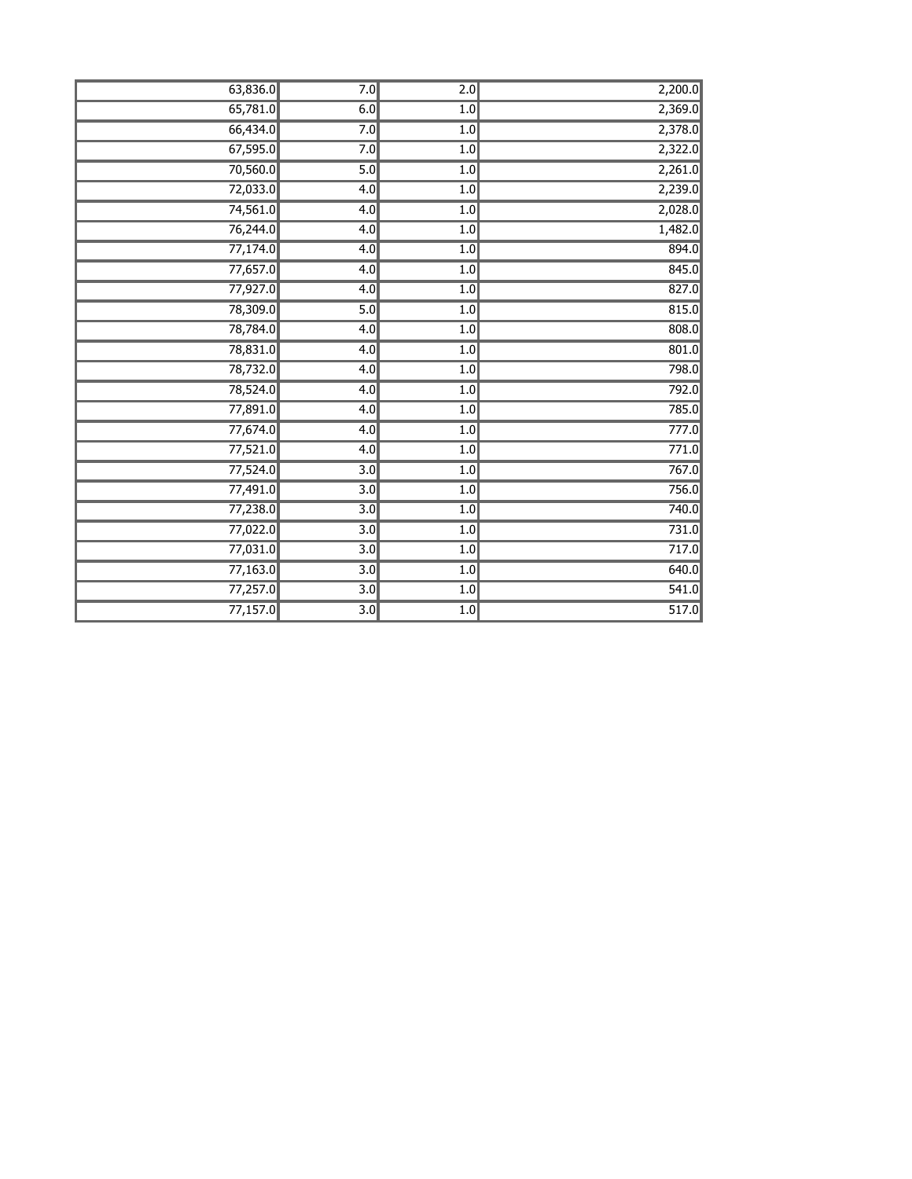| | | | |
|---|---|---|---|
| 63,836.0 | 7.0 | 2.0 | 2,200.0 |
| 65,781.0 | 6.0 | 1.0 | 2,369.0 |
| 66,434.0 | 7.0 | 1.0 | 2,378.0 |
| 67,595.0 | 7.0 | 1.0 | 2,322.0 |
| 70,560.0 | 5.0 | 1.0 | 2,261.0 |
| 72,033.0 | 4.0 | 1.0 | 2,239.0 |
| 74,561.0 | 4.0 | 1.0 | 2,028.0 |
| 76,244.0 | 4.0 | 1.0 | 1,482.0 |
| 77,174.0 | 4.0 | 1.0 | 894.0 |
| 77,657.0 | 4.0 | 1.0 | 845.0 |
| 77,927.0 | 4.0 | 1.0 | 827.0 |
| 78,309.0 | 5.0 | 1.0 | 815.0 |
| 78,784.0 | 4.0 | 1.0 | 808.0 |
| 78,831.0 | 4.0 | 1.0 | 801.0 |
| 78,732.0 | 4.0 | 1.0 | 798.0 |
| 78,524.0 | 4.0 | 1.0 | 792.0 |
| 77,891.0 | 4.0 | 1.0 | 785.0 |
| 77,674.0 | 4.0 | 1.0 | 777.0 |
| 77,521.0 | 4.0 | 1.0 | 771.0 |
| 77,524.0 | 3.0 | 1.0 | 767.0 |
| 77,491.0 | 3.0 | 1.0 | 756.0 |
| 77,238.0 | 3.0 | 1.0 | 740.0 |
| 77,022.0 | 3.0 | 1.0 | 731.0 |
| 77,031.0 | 3.0 | 1.0 | 717.0 |
| 77,163.0 | 3.0 | 1.0 | 640.0 |
| 77,257.0 | 3.0 | 1.0 | 541.0 |
| 77,157.0 | 3.0 | 1.0 | 517.0 |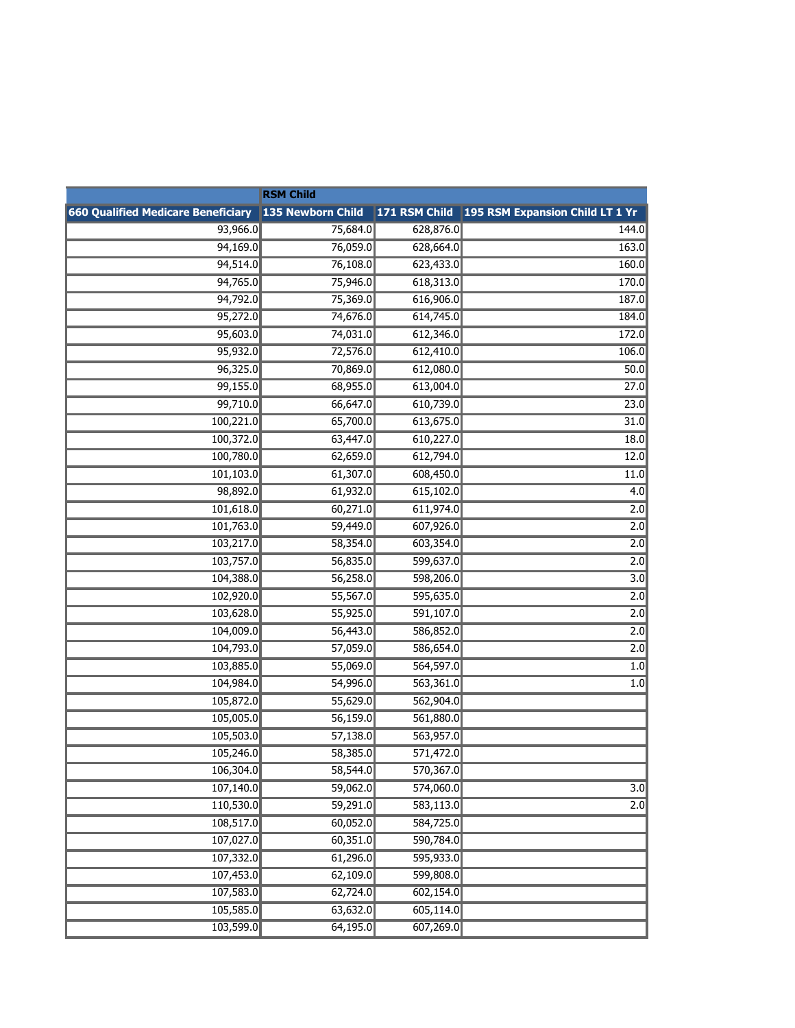| | RSM Child | | |
|---|---|---|---|
| 660 Qualified Medicare Beneficiary | 135 Newborn Child | 171 RSM Child | 195 RSM Expansion Child LT 1 Yr |
| 93,966.0 | 75,684.0 | 628,876.0 | 144.0 |
| 94,169.0 | 76,059.0 | 628,664.0 | 163.0 |
| 94,514.0 | 76,108.0 | 623,433.0 | 160.0 |
| 94,765.0 | 75,946.0 | 618,313.0 | 170.0 |
| 94,792.0 | 75,369.0 | 616,906.0 | 187.0 |
| 95,272.0 | 74,676.0 | 614,745.0 | 184.0 |
| 95,603.0 | 74,031.0 | 612,346.0 | 172.0 |
| 95,932.0 | 72,576.0 | 612,410.0 | 106.0 |
| 96,325.0 | 70,869.0 | 612,080.0 | 50.0 |
| 99,155.0 | 68,955.0 | 613,004.0 | 27.0 |
| 99,710.0 | 66,647.0 | 610,739.0 | 23.0 |
| 100,221.0 | 65,700.0 | 613,675.0 | 31.0 |
| 100,372.0 | 63,447.0 | 610,227.0 | 18.0 |
| 100,780.0 | 62,659.0 | 612,794.0 | 12.0 |
| 101,103.0 | 61,307.0 | 608,450.0 | 11.0 |
| 98,892.0 | 61,932.0 | 615,102.0 | 4.0 |
| 101,618.0 | 60,271.0 | 611,974.0 | 2.0 |
| 101,763.0 | 59,449.0 | 607,926.0 | 2.0 |
| 103,217.0 | 58,354.0 | 603,354.0 | 2.0 |
| 103,757.0 | 56,835.0 | 599,637.0 | 2.0 |
| 104,388.0 | 56,258.0 | 598,206.0 | 3.0 |
| 102,920.0 | 55,567.0 | 595,635.0 | 2.0 |
| 103,628.0 | 55,925.0 | 591,107.0 | 2.0 |
| 104,009.0 | 56,443.0 | 586,852.0 | 2.0 |
| 104,793.0 | 57,059.0 | 586,654.0 | 2.0 |
| 103,885.0 | 55,069.0 | 564,597.0 | 1.0 |
| 104,984.0 | 54,996.0 | 563,361.0 | 1.0 |
| 105,872.0 | 55,629.0 | 562,904.0 | |
| 105,005.0 | 56,159.0 | 561,880.0 | |
| 105,503.0 | 57,138.0 | 563,957.0 | |
| 105,246.0 | 58,385.0 | 571,472.0 | |
| 106,304.0 | 58,544.0 | 570,367.0 | |
| 107,140.0 | 59,062.0 | 574,060.0 | 3.0 |
| 110,530.0 | 59,291.0 | 583,113.0 | 2.0 |
| 108,517.0 | 60,052.0 | 584,725.0 | |
| 107,027.0 | 60,351.0 | 590,784.0 | |
| 107,332.0 | 61,296.0 | 595,933.0 | |
| 107,453.0 | 62,109.0 | 599,808.0 | |
| 107,583.0 | 62,724.0 | 602,154.0 | |
| 105,585.0 | 63,632.0 | 605,114.0 | |
| 103,599.0 | 64,195.0 | 607,269.0 | |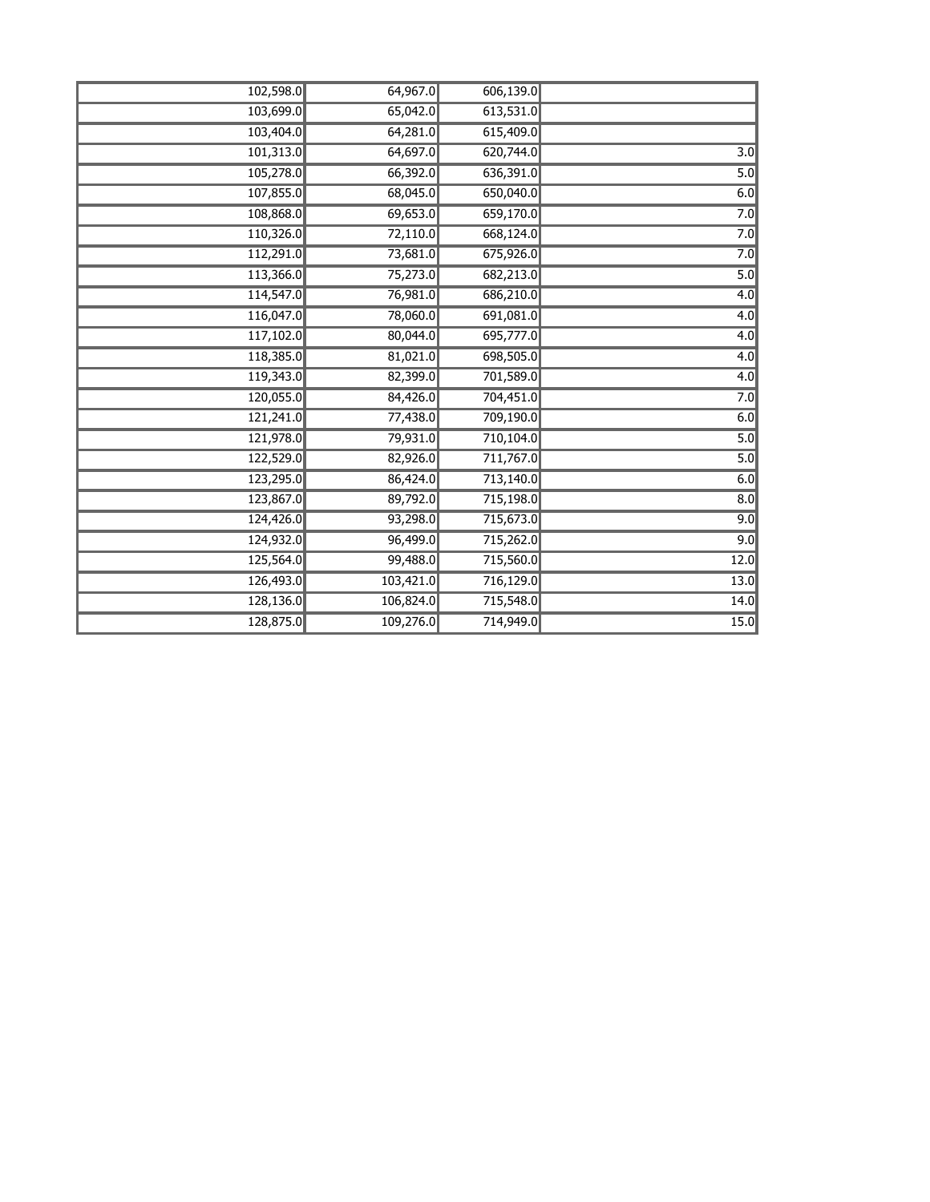| | | | |
|---|---|---|---|
| 102,598.0 | 64,967.0 | 606,139.0 | |
| 103,699.0 | 65,042.0 | 613,531.0 | |
| 103,404.0 | 64,281.0 | 615,409.0 | |
| 101,313.0 | 64,697.0 | 620,744.0 | 3.0 |
| 105,278.0 | 66,392.0 | 636,391.0 | 5.0 |
| 107,855.0 | 68,045.0 | 650,040.0 | 6.0 |
| 108,868.0 | 69,653.0 | 659,170.0 | 7.0 |
| 110,326.0 | 72,110.0 | 668,124.0 | 7.0 |
| 112,291.0 | 73,681.0 | 675,926.0 | 7.0 |
| 113,366.0 | 75,273.0 | 682,213.0 | 5.0 |
| 114,547.0 | 76,981.0 | 686,210.0 | 4.0 |
| 116,047.0 | 78,060.0 | 691,081.0 | 4.0 |
| 117,102.0 | 80,044.0 | 695,777.0 | 4.0 |
| 118,385.0 | 81,021.0 | 698,505.0 | 4.0 |
| 119,343.0 | 82,399.0 | 701,589.0 | 4.0 |
| 120,055.0 | 84,426.0 | 704,451.0 | 7.0 |
| 121,241.0 | 77,438.0 | 709,190.0 | 6.0 |
| 121,978.0 | 79,931.0 | 710,104.0 | 5.0 |
| 122,529.0 | 82,926.0 | 711,767.0 | 5.0 |
| 123,295.0 | 86,424.0 | 713,140.0 | 6.0 |
| 123,867.0 | 89,792.0 | 715,198.0 | 8.0 |
| 124,426.0 | 93,298.0 | 715,673.0 | 9.0 |
| 124,932.0 | 96,499.0 | 715,262.0 | 9.0 |
| 125,564.0 | 99,488.0 | 715,560.0 | 12.0 |
| 126,493.0 | 103,421.0 | 716,129.0 | 13.0 |
| 128,136.0 | 106,824.0 | 715,548.0 | 14.0 |
| 128,875.0 | 109,276.0 | 714,949.0 | 15.0 |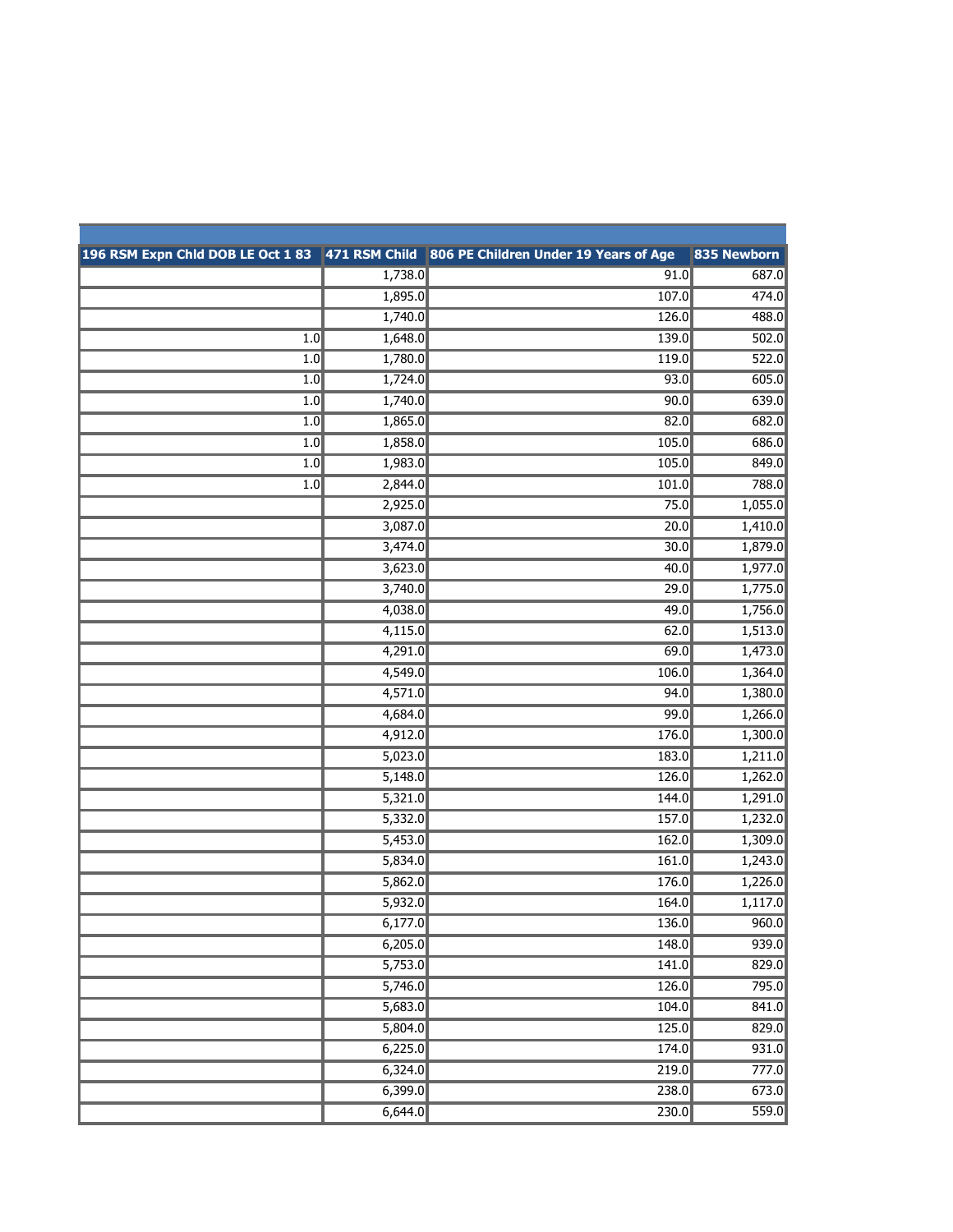| 196 RSM Expn Chld DOB LE Oct 1 83 | 471 RSM Child | 806 PE Children Under 19 Years of Age | 835 Newborn |
|---|---|---|---|
| | 1,738.0 | 91.0 | 687.0 |
| | 1,895.0 | 107.0 | 474.0 |
| | 1,740.0 | 126.0 | 488.0 |
| 1.0 | 1,648.0 | 139.0 | 502.0 |
| 1.0 | 1,780.0 | 119.0 | 522.0 |
| 1.0 | 1,724.0 | 93.0 | 605.0 |
| 1.0 | 1,740.0 | 90.0 | 639.0 |
| 1.0 | 1,865.0 | 82.0 | 682.0 |
| 1.0 | 1,858.0 | 105.0 | 686.0 |
| 1.0 | 1,983.0 | 105.0 | 849.0 |
| 1.0 | 2,844.0 | 101.0 | 788.0 |
| | 2,925.0 | 75.0 | 1,055.0 |
| | 3,087.0 | 20.0 | 1,410.0 |
| | 3,474.0 | 30.0 | 1,879.0 |
| | 3,623.0 | 40.0 | 1,977.0 |
| | 3,740.0 | 29.0 | 1,775.0 |
| | 4,038.0 | 49.0 | 1,756.0 |
| | 4,115.0 | 62.0 | 1,513.0 |
| | 4,291.0 | 69.0 | 1,473.0 |
| | 4,549.0 | 106.0 | 1,364.0 |
| | 4,571.0 | 94.0 | 1,380.0 |
| | 4,684.0 | 99.0 | 1,266.0 |
| | 4,912.0 | 176.0 | 1,300.0 |
| | 5,023.0 | 183.0 | 1,211.0 |
| | 5,148.0 | 126.0 | 1,262.0 |
| | 5,321.0 | 144.0 | 1,291.0 |
| | 5,332.0 | 157.0 | 1,232.0 |
| | 5,453.0 | 162.0 | 1,309.0 |
| | 5,834.0 | 161.0 | 1,243.0 |
| | 5,862.0 | 176.0 | 1,226.0 |
| | 5,932.0 | 164.0 | 1,117.0 |
| | 6,177.0 | 136.0 | 960.0 |
| | 6,205.0 | 148.0 | 939.0 |
| | 5,753.0 | 141.0 | 829.0 |
| | 5,746.0 | 126.0 | 795.0 |
| | 5,683.0 | 104.0 | 841.0 |
| | 5,804.0 | 125.0 | 829.0 |
| | 6,225.0 | 174.0 | 931.0 |
| | 6,324.0 | 219.0 | 777.0 |
| | 6,399.0 | 238.0 | 673.0 |
| | 6,644.0 | 230.0 | 559.0 |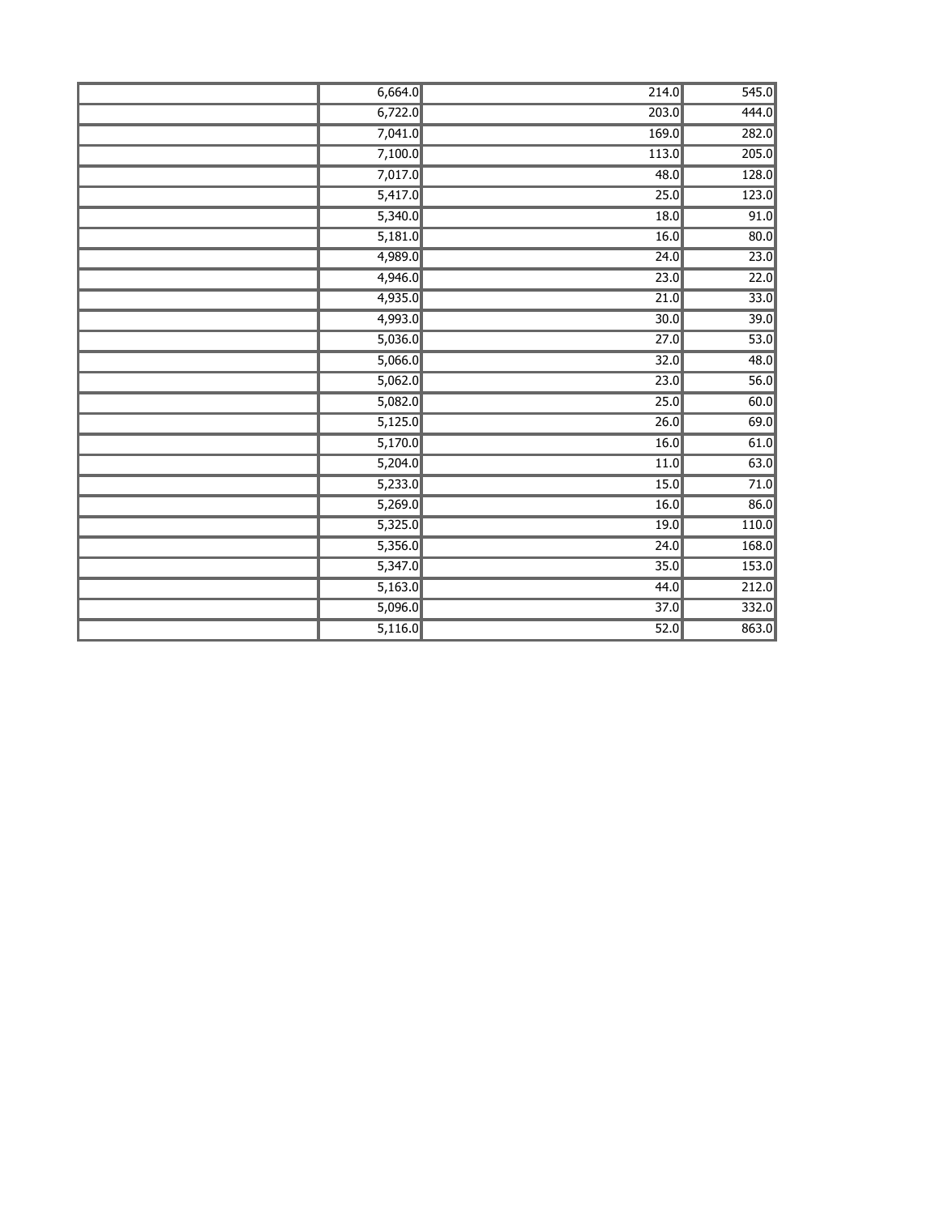| | | | |
|---|---|---|---|
| | 6,664.0 | 214.0 | 545.0 |
| | 6,722.0 | 203.0 | 444.0 |
| | 7,041.0 | 169.0 | 282.0 |
| | 7,100.0 | 113.0 | 205.0 |
| | 7,017.0 | 48.0 | 128.0 |
| | 5,417.0 | 25.0 | 123.0 |
| | 5,340.0 | 18.0 | 91.0 |
| | 5,181.0 | 16.0 | 80.0 |
| | 4,989.0 | 24.0 | 23.0 |
| | 4,946.0 | 23.0 | 22.0 |
| | 4,935.0 | 21.0 | 33.0 |
| | 4,993.0 | 30.0 | 39.0 |
| | 5,036.0 | 27.0 | 53.0 |
| | 5,066.0 | 32.0 | 48.0 |
| | 5,062.0 | 23.0 | 56.0 |
| | 5,082.0 | 25.0 | 60.0 |
| | 5,125.0 | 26.0 | 69.0 |
| | 5,170.0 | 16.0 | 61.0 |
| | 5,204.0 | 11.0 | 63.0 |
| | 5,233.0 | 15.0 | 71.0 |
| | 5,269.0 | 16.0 | 86.0 |
| | 5,325.0 | 19.0 | 110.0 |
| | 5,356.0 | 24.0 | 168.0 |
| | 5,347.0 | 35.0 | 153.0 |
| | 5,163.0 | 44.0 | 212.0 |
| | 5,096.0 | 37.0 | 332.0 |
| | 5,116.0 | 52.0 | 863.0 |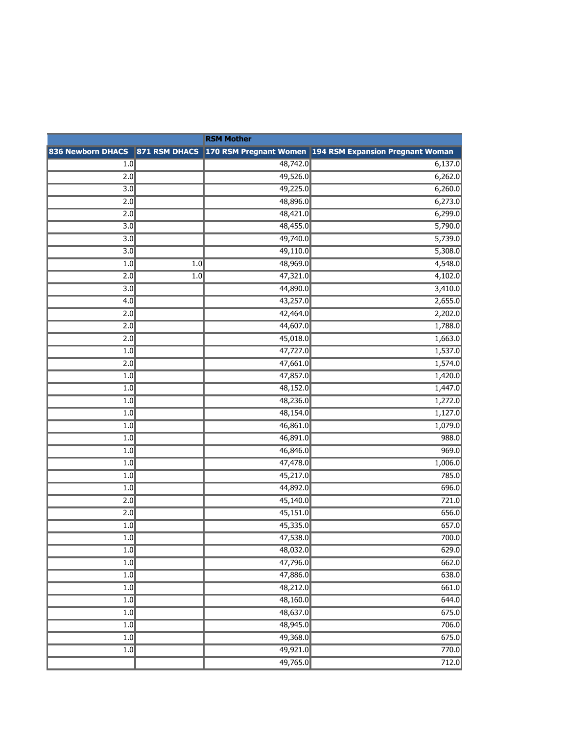| | | RSM Mother | |
|---|---|---|---|
| 836 Newborn DHACS | 871 RSM DHACS | 170 RSM Pregnant Women | 194 RSM Expansion Pregnant Woman |
| 1.0 | | 48,742.0 | 6,137.0 |
| 2.0 | | 49,526.0 | 6,262.0 |
| 3.0 | | 49,225.0 | 6,260.0 |
| 2.0 | | 48,896.0 | 6,273.0 |
| 2.0 | | 48,421.0 | 6,299.0 |
| 3.0 | | 48,455.0 | 5,790.0 |
| 3.0 | | 49,740.0 | 5,739.0 |
| 3.0 | | 49,110.0 | 5,308.0 |
| 1.0 | 1.0 | 48,969.0 | 4,548.0 |
| 2.0 | 1.0 | 47,321.0 | 4,102.0 |
| 3.0 | | 44,890.0 | 3,410.0 |
| 4.0 | | 43,257.0 | 2,655.0 |
| 2.0 | | 42,464.0 | 2,202.0 |
| 2.0 | | 44,607.0 | 1,788.0 |
| 2.0 | | 45,018.0 | 1,663.0 |
| 1.0 | | 47,727.0 | 1,537.0 |
| 2.0 | | 47,661.0 | 1,574.0 |
| 1.0 | | 47,857.0 | 1,420.0 |
| 1.0 | | 48,152.0 | 1,447.0 |
| 1.0 | | 48,236.0 | 1,272.0 |
| 1.0 | | 48,154.0 | 1,127.0 |
| 1.0 | | 46,861.0 | 1,079.0 |
| 1.0 | | 46,891.0 | 988.0 |
| 1.0 | | 46,846.0 | 969.0 |
| 1.0 | | 47,478.0 | 1,006.0 |
| 1.0 | | 45,217.0 | 785.0 |
| 1.0 | | 44,892.0 | 696.0 |
| 2.0 | | 45,140.0 | 721.0 |
| 2.0 | | 45,151.0 | 656.0 |
| 1.0 | | 45,335.0 | 657.0 |
| 1.0 | | 47,538.0 | 700.0 |
| 1.0 | | 48,032.0 | 629.0 |
| 1.0 | | 47,796.0 | 662.0 |
| 1.0 | | 47,886.0 | 638.0 |
| 1.0 | | 48,212.0 | 661.0 |
| 1.0 | | 48,160.0 | 644.0 |
| 1.0 | | 48,637.0 | 675.0 |
| 1.0 | | 48,945.0 | 706.0 |
| 1.0 | | 49,368.0 | 675.0 |
| 1.0 | | 49,921.0 | 770.0 |
| | | 49,765.0 | 712.0 |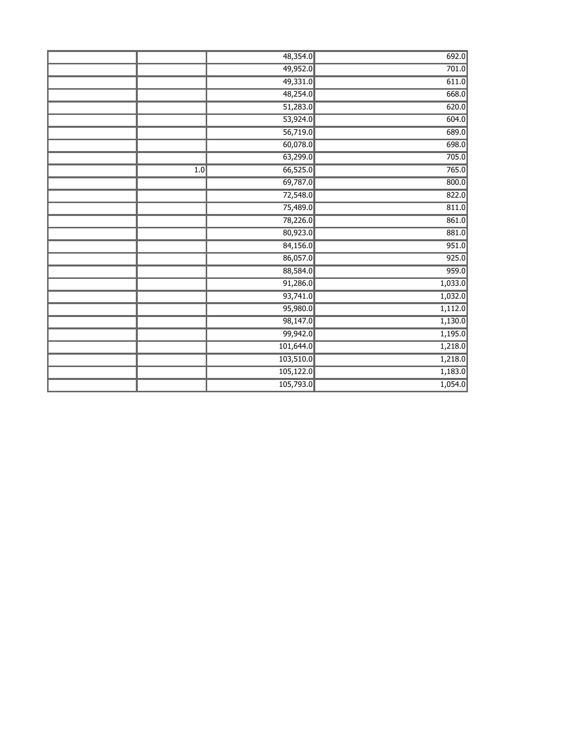| | | | |
|---|---|---|---|
| | | 48,354.0 | 692.0 |
| | | 49,952.0 | 701.0 |
| | | 49,331.0 | 611.0 |
| | | 48,254.0 | 668.0 |
| | | 51,283.0 | 620.0 |
| | | 53,924.0 | 604.0 |
| | | 56,719.0 | 689.0 |
| | | 60,078.0 | 698.0 |
| | | 63,299.0 | 705.0 |
| | 1.0 | 66,525.0 | 765.0 |
| | | 69,787.0 | 800.0 |
| | | 72,548.0 | 822.0 |
| | | 75,489.0 | 811.0 |
| | | 78,226.0 | 861.0 |
| | | 80,923.0 | 881.0 |
| | | 84,156.0 | 951.0 |
| | | 86,057.0 | 925.0 |
| | | 88,584.0 | 959.0 |
| | | 91,286.0 | 1,033.0 |
| | | 93,741.0 | 1,032.0 |
| | | 95,980.0 | 1,112.0 |
| | | 98,147.0 | 1,130.0 |
| | | 99,942.0 | 1,195.0 |
| | | 101,644.0 | 1,218.0 |
| | | 103,510.0 | 1,218.0 |
| | | 105,122.0 | 1,183.0 |
| | | 105,793.0 | 1,054.0 |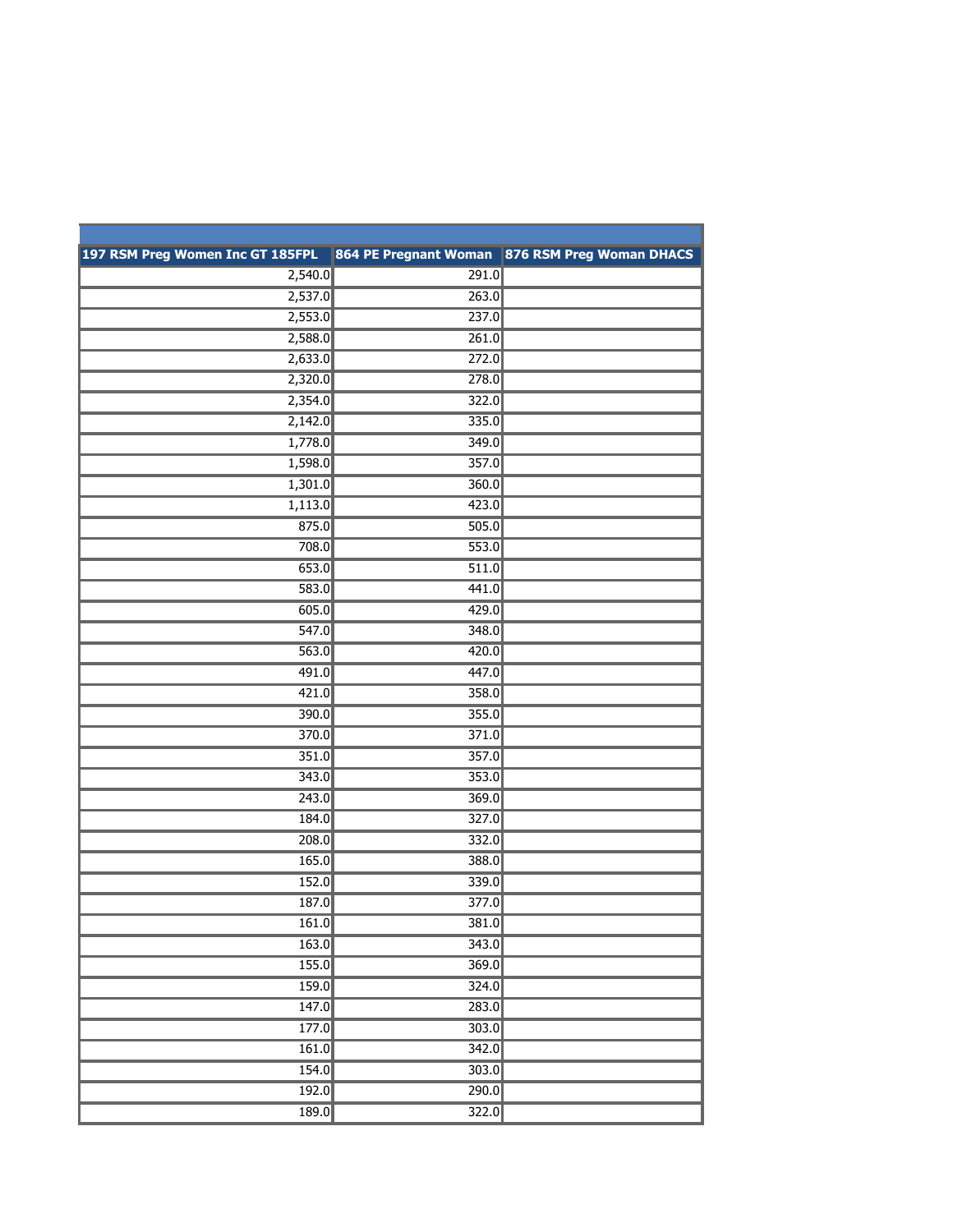| 197 RSM Preg Women Inc GT 185FPL | 864 PE Pregnant Woman | 876 RSM Preg Woman DHACS |
|---|---|---|
| 2,540.0 | 291.0 | |
| 2,537.0 | 263.0 | |
| 2,553.0 | 237.0 | |
| 2,588.0 | 261.0 | |
| 2,633.0 | 272.0 | |
| 2,320.0 | 278.0 | |
| 2,354.0 | 322.0 | |
| 2,142.0 | 335.0 | |
| 1,778.0 | 349.0 | |
| 1,598.0 | 357.0 | |
| 1,301.0 | 360.0 | |
| 1,113.0 | 423.0 | |
| 875.0 | 505.0 | |
| 708.0 | 553.0 | |
| 653.0 | 511.0 | |
| 583.0 | 441.0 | |
| 605.0 | 429.0 | |
| 547.0 | 348.0 | |
| 563.0 | 420.0 | |
| 491.0 | 447.0 | |
| 421.0 | 358.0 | |
| 390.0 | 355.0 | |
| 370.0 | 371.0 | |
| 351.0 | 357.0 | |
| 343.0 | 353.0 | |
| 243.0 | 369.0 | |
| 184.0 | 327.0 | |
| 208.0 | 332.0 | |
| 165.0 | 388.0 | |
| 152.0 | 339.0 | |
| 187.0 | 377.0 | |
| 161.0 | 381.0 | |
| 163.0 | 343.0 | |
| 155.0 | 369.0 | |
| 159.0 | 324.0 | |
| 147.0 | 283.0 | |
| 177.0 | 303.0 | |
| 161.0 | 342.0 | |
| 154.0 | 303.0 | |
| 192.0 | 290.0 | |
| 189.0 | 322.0 | |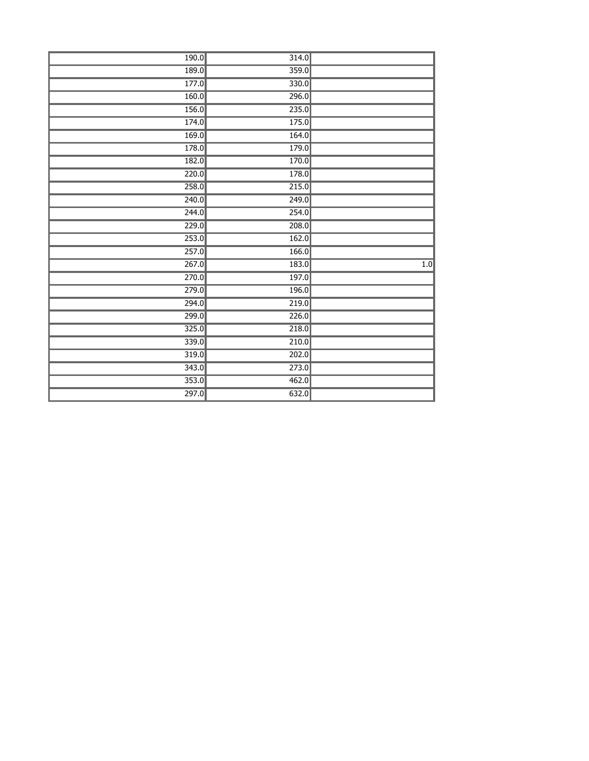| | | |
|---|---|---|
| 190.0 | 314.0 | |
| 189.0 | 359.0 | |
| 177.0 | 330.0 | |
| 160.0 | 296.0 | |
| 156.0 | 235.0 | |
| 174.0 | 175.0 | |
| 169.0 | 164.0 | |
| 178.0 | 179.0 | |
| 182.0 | 170.0 | |
| 220.0 | 178.0 | |
| 258.0 | 215.0 | |
| 240.0 | 249.0 | |
| 244.0 | 254.0 | |
| 229.0 | 208.0 | |
| 253.0 | 162.0 | |
| 257.0 | 166.0 | |
| 267.0 | 183.0 | 1.0 |
| 270.0 | 197.0 | |
| 279.0 | 196.0 | |
| 294.0 | 219.0 | |
| 299.0 | 226.0 | |
| 325.0 | 218.0 | |
| 339.0 | 210.0 | |
| 319.0 | 202.0 | |
| 343.0 | 273.0 | |
| 353.0 | 462.0 | |
| 297.0 | 632.0 | |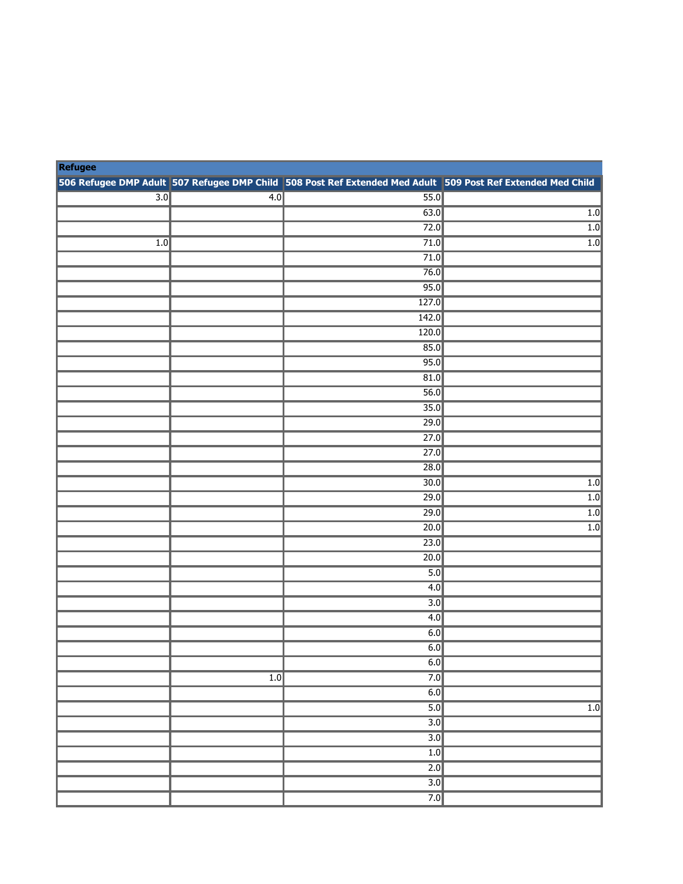| Refugee | | | |
|---|---|---|---|
| 506 Refugee DMP Adult | 507 Refugee DMP Child | 508 Post Ref Extended Med Adult | 509 Post Ref Extended Med Child |
| 3.0 | 4.0 | 55.0 | |
| | | 63.0 | 1.0 |
| | | 72.0 | 1.0 |
| 1.0 | | 71.0 | 1.0 |
| | | 71.0 | |
| | | 76.0 | |
| | | 95.0 | |
| | | 127.0 | |
| | | 142.0 | |
| | | 120.0 | |
| | | 85.0 | |
| | | 95.0 | |
| | | 81.0 | |
| | | 56.0 | |
| | | 35.0 | |
| | | 29.0 | |
| | | 27.0 | |
| | | 27.0 | |
| | | 28.0 | |
| | | 30.0 | 1.0 |
| | | 29.0 | 1.0 |
| | | 29.0 | 1.0 |
| | | 20.0 | 1.0 |
| | | 23.0 | |
| | | 20.0 | |
| | | 5.0 | |
| | | 4.0 | |
| | | 3.0 | |
| | | 4.0 | |
| | | 6.0 | |
| | | 6.0 | |
| | | 6.0 | |
| | 1.0 | 7.0 | |
| | | 6.0 | |
| | | 5.0 | 1.0 |
| | | 3.0 | |
| | | 3.0 | |
| | | 1.0 | |
| | | 2.0 | |
| | | 3.0 | |
| | | 7.0 | |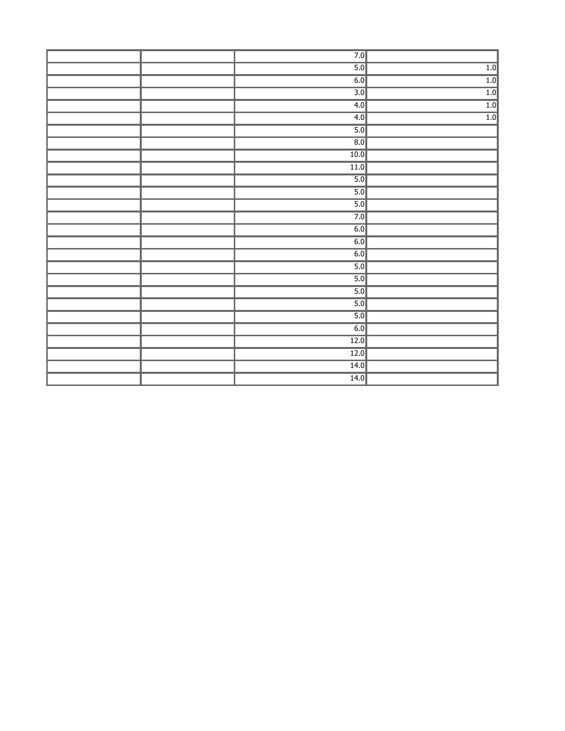| | | | |
|---|---|---|---|
| | | 7.0 | |
| | | 5.0 | 1.0 |
| | | 6.0 | 1.0 |
| | | 3.0 | 1.0 |
| | | 4.0 | 1.0 |
| | | 4.0 | 1.0 |
| | | 5.0 | |
| | | 8.0 | |
| | | 10.0 | |
| | | 11.0 | |
| | | 5.0 | |
| | | 5.0 | |
| | | 5.0 | |
| | | 7.0 | |
| | | 6.0 | |
| | | 6.0 | |
| | | 6.0 | |
| | | 5.0 | |
| | | 5.0 | |
| | | 5.0 | |
| | | 5.0 | |
| | | 5.0 | |
| | | 6.0 | |
| | | 12.0 | |
| | | 12.0 | |
| | | 14.0 | |
| | | 14.0 | |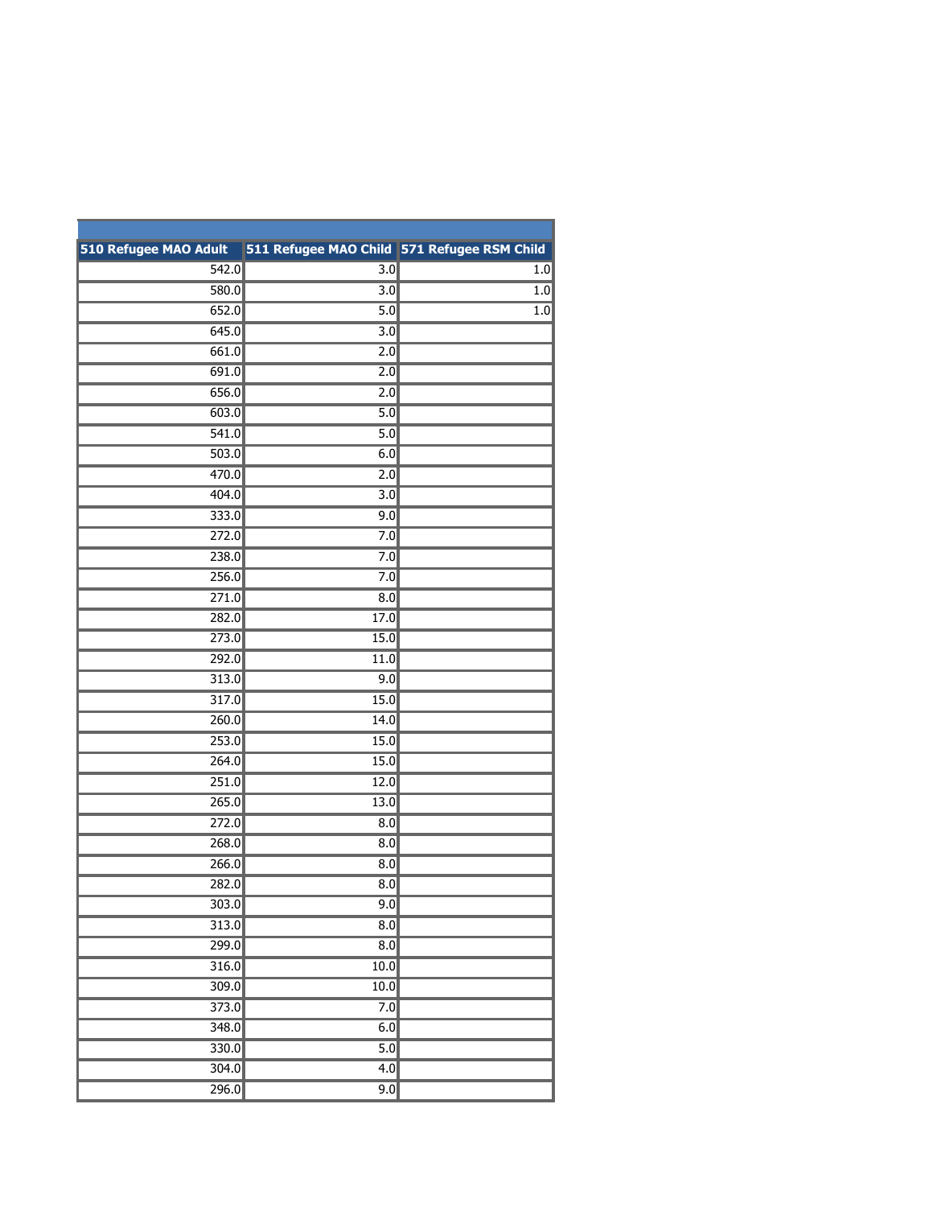| 510 Refugee MAO Adult | 511 Refugee MAO Child | 571 Refugee RSM Child |
|---|---|---|
| 542.0 | 3.0 | 1.0 |
| 580.0 | 3.0 | 1.0 |
| 652.0 | 5.0 | 1.0 |
| 645.0 | 3.0 | |
| 661.0 | 2.0 | |
| 691.0 | 2.0 | |
| 656.0 | 2.0 | |
| 603.0 | 5.0 | |
| 541.0 | 5.0 | |
| 503.0 | 6.0 | |
| 470.0 | 2.0 | |
| 404.0 | 3.0 | |
| 333.0 | 9.0 | |
| 272.0 | 7.0 | |
| 238.0 | 7.0 | |
| 256.0 | 7.0 | |
| 271.0 | 8.0 | |
| 282.0 | 17.0 | |
| 273.0 | 15.0 | |
| 292.0 | 11.0 | |
| 313.0 | 9.0 | |
| 317.0 | 15.0 | |
| 260.0 | 14.0 | |
| 253.0 | 15.0 | |
| 264.0 | 15.0 | |
| 251.0 | 12.0 | |
| 265.0 | 13.0 | |
| 272.0 | 8.0 | |
| 268.0 | 8.0 | |
| 266.0 | 8.0 | |
| 282.0 | 8.0 | |
| 303.0 | 9.0 | |
| 313.0 | 8.0 | |
| 299.0 | 8.0 | |
| 316.0 | 10.0 | |
| 309.0 | 10.0 | |
| 373.0 | 7.0 | |
| 348.0 | 6.0 | |
| 330.0 | 5.0 | |
| 304.0 | 4.0 | |
| 296.0 | 9.0 | |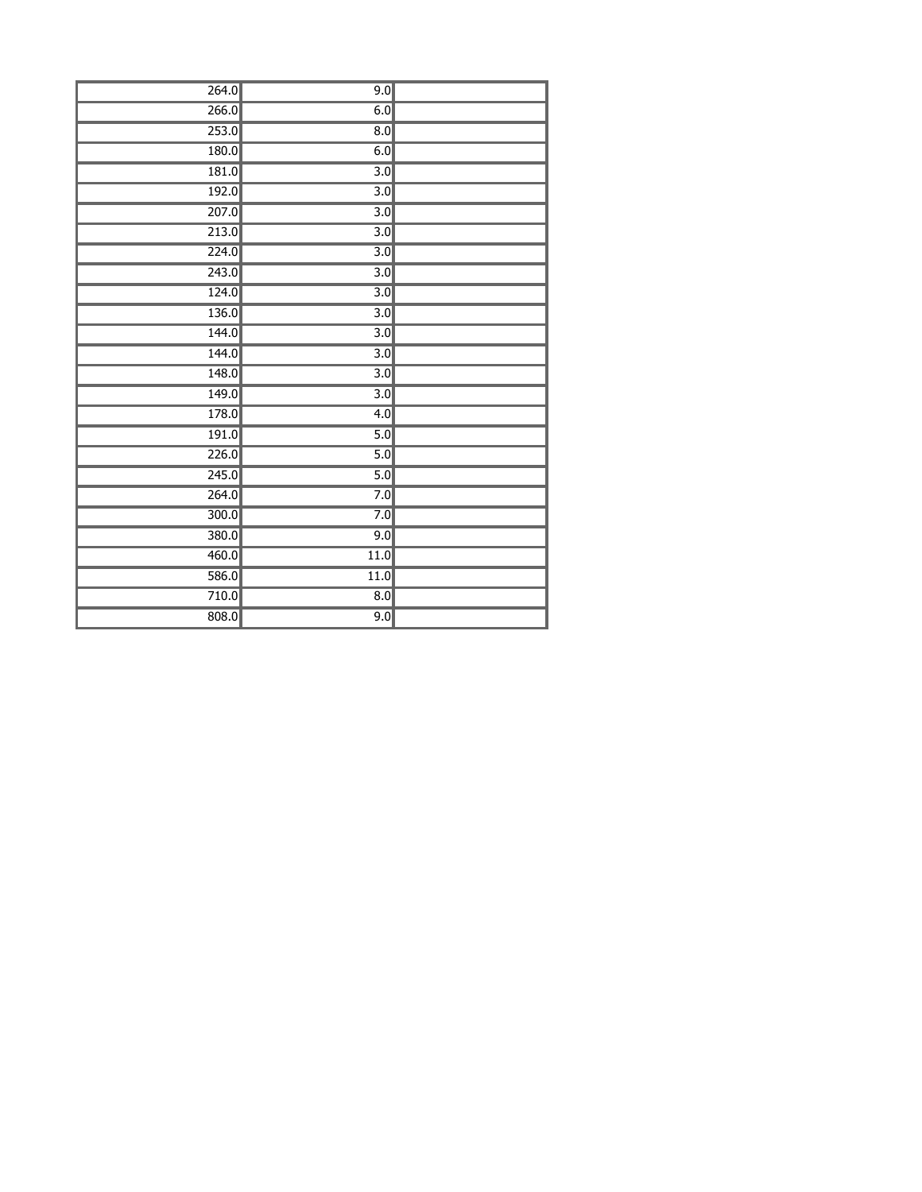| | | |
|---|---|---|
| 264.0 | 9.0 | |
| 266.0 | 6.0 | |
| 253.0 | 8.0 | |
| 180.0 | 6.0 | |
| 181.0 | 3.0 | |
| 192.0 | 3.0 | |
| 207.0 | 3.0 | |
| 213.0 | 3.0 | |
| 224.0 | 3.0 | |
| 243.0 | 3.0 | |
| 124.0 | 3.0 | |
| 136.0 | 3.0 | |
| 144.0 | 3.0 | |
| 144.0 | 3.0 | |
| 148.0 | 3.0 | |
| 149.0 | 3.0 | |
| 178.0 | 4.0 | |
| 191.0 | 5.0 | |
| 226.0 | 5.0 | |
| 245.0 | 5.0 | |
| 264.0 | 7.0 | |
| 300.0 | 7.0 | |
| 380.0 | 9.0 | |
| 460.0 | 11.0 | |
| 586.0 | 11.0 | |
| 710.0 | 8.0 | |
| 808.0 | 9.0 | |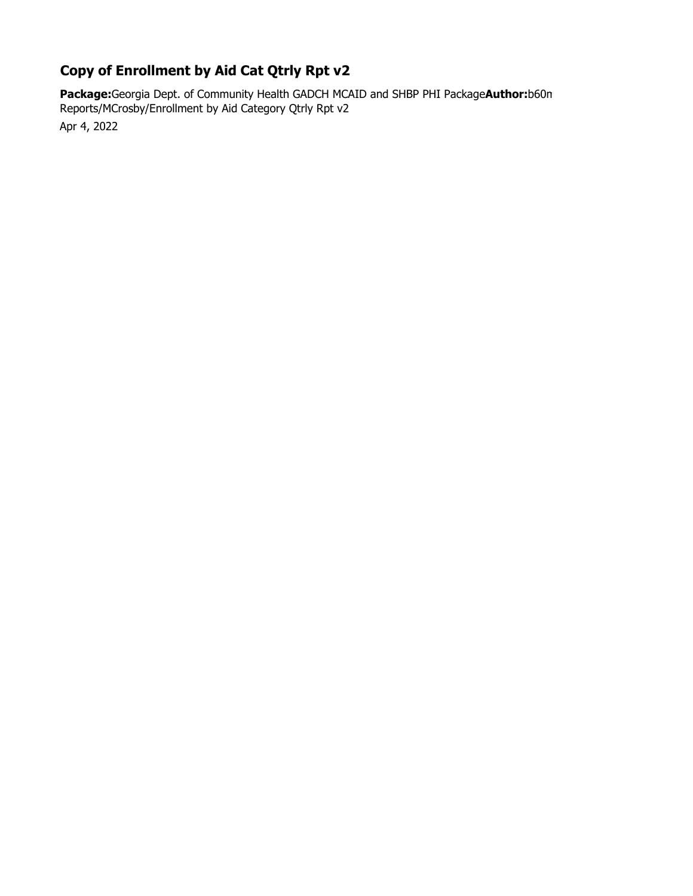## Copy of Enrollment by Aid Cat Qtrly Rpt v2

**Package:**Georgia Dept. of Community Health GADCH MCAID and SHBP PHI Package**Author:**b60n
Reports/MCrosby/Enrollment by Aid Category Qtrly Rpt v2

Apr 4, 2022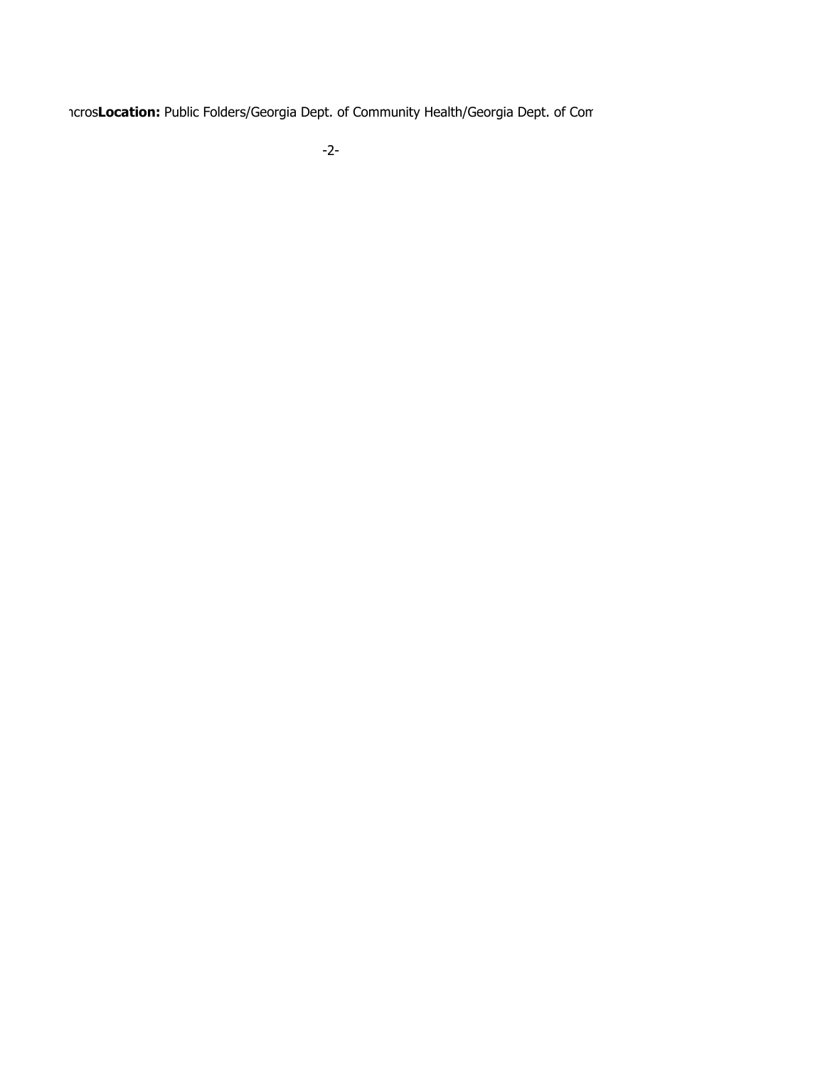ncros**Location:** Public Folders/Georgia Dept. of Community Health/Georgia Dept. of Com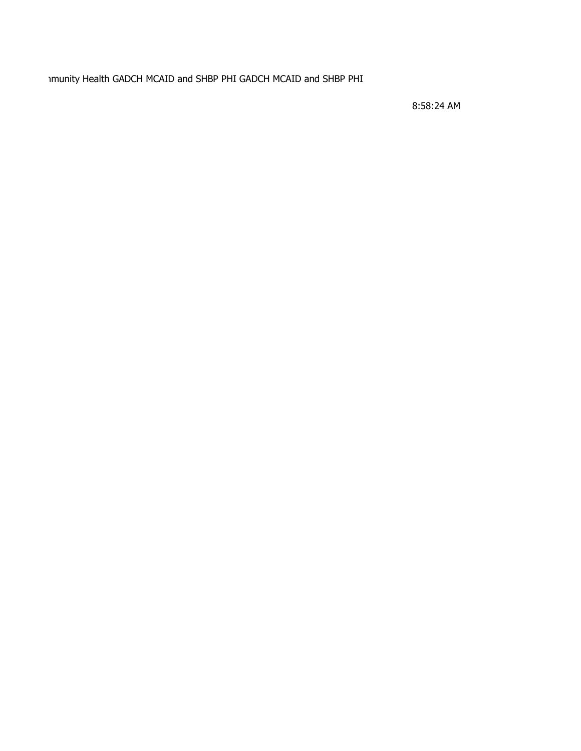ımunity Health GADCH MCAID and SHBP PHI GADCH MCAID and SHBP PHI

8:58:24 AM